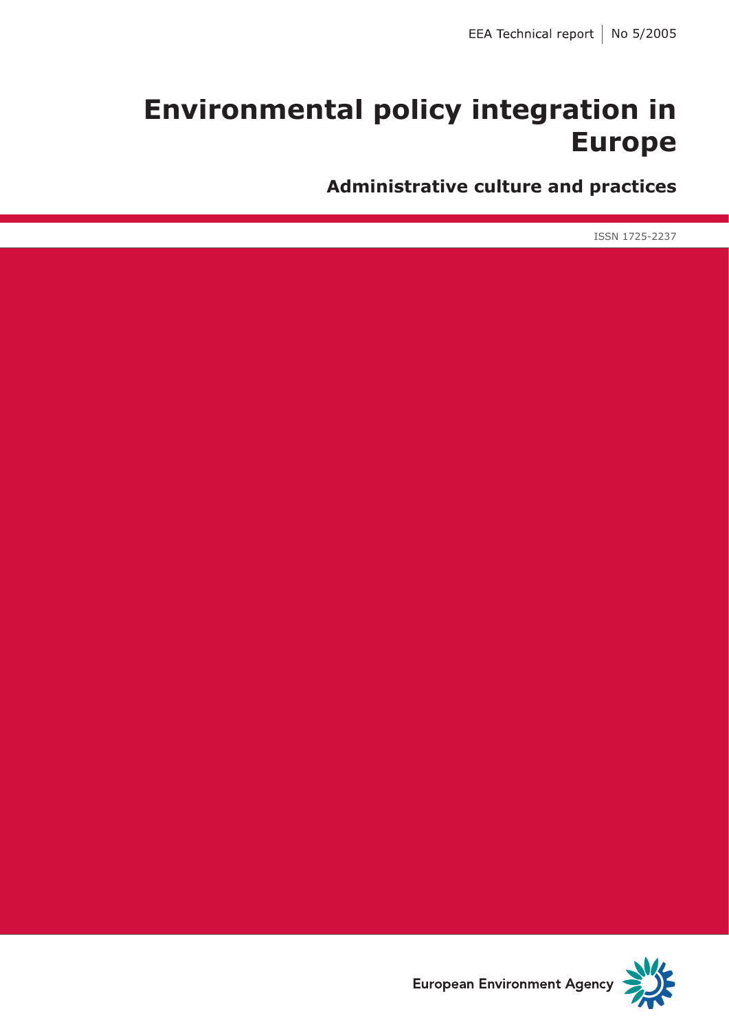EEA Technical report | No 5/2005

# Environmental policy integration in Europe

## Administrative culture and practices

ISSN 1725-2237

European Environment Agency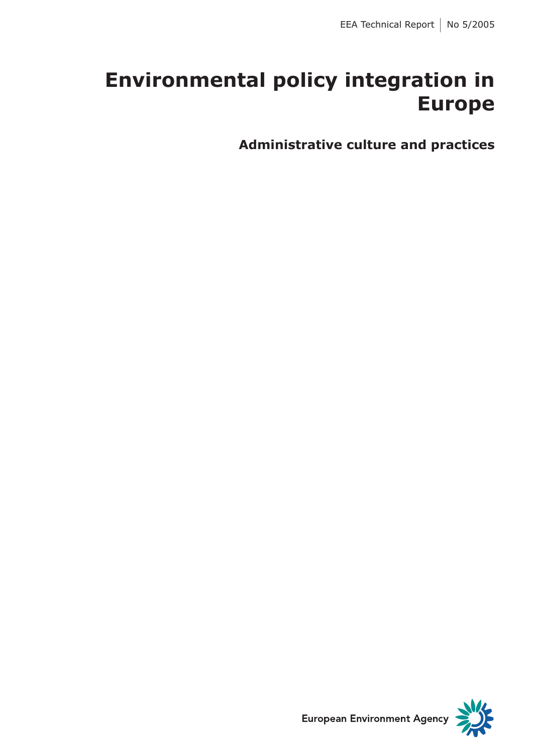EEA Technical Report | No 5/2005

# Environmental policy integration in Europe

## Administrative culture and practices

European Environment Agency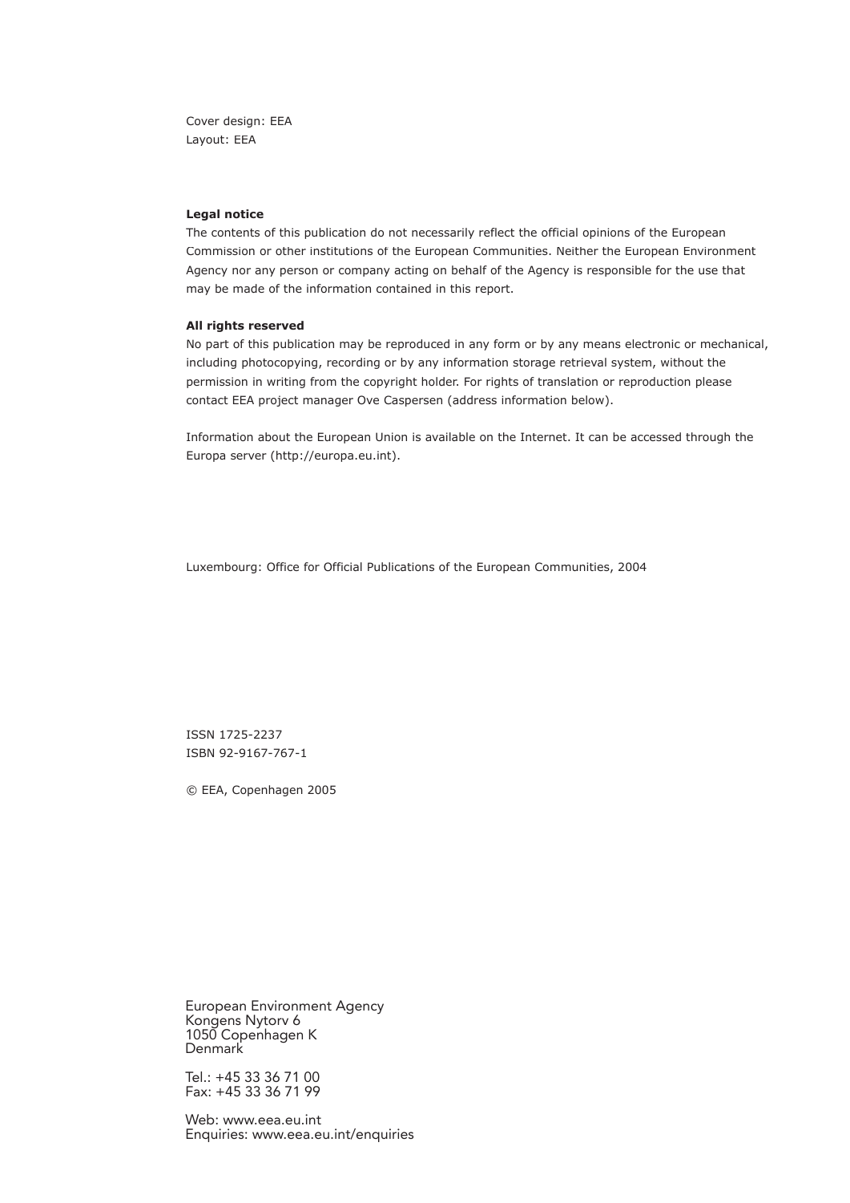Cover design: EEA
Layout: EEA

**Legal notice**

The contents of this publication do not necessarily reflect the official opinions of the European Commission or other institutions of the European Communities. Neither the European Environment Agency nor any person or company acting on behalf of the Agency is responsible for the use that may be made of the information contained in this report.

**All rights reserved**

No part of this publication may be reproduced in any form or by any means electronic or mechanical, including photocopying, recording or by any information storage retrieval system, without the permission in writing from the copyright holder. For rights of translation or reproduction please contact EEA project manager Ove Caspersen (address information below).

Information about the European Union is available on the Internet. It can be accessed through the Europa server (http://europa.eu.int).

Luxembourg: Office for Official Publications of the European Communities, 2004

ISSN 1725-2237
ISBN 92-9167-767-1

© EEA, Copenhagen 2005

European Environment Agency
Kongens Nytorv 6
1050 Copenhagen K
Denmark

Tel.: +45 33 36 71 00
Fax: +45 33 36 71 99

Web: www.eea.eu.int
Enquiries: www.eea.eu.int/enquiries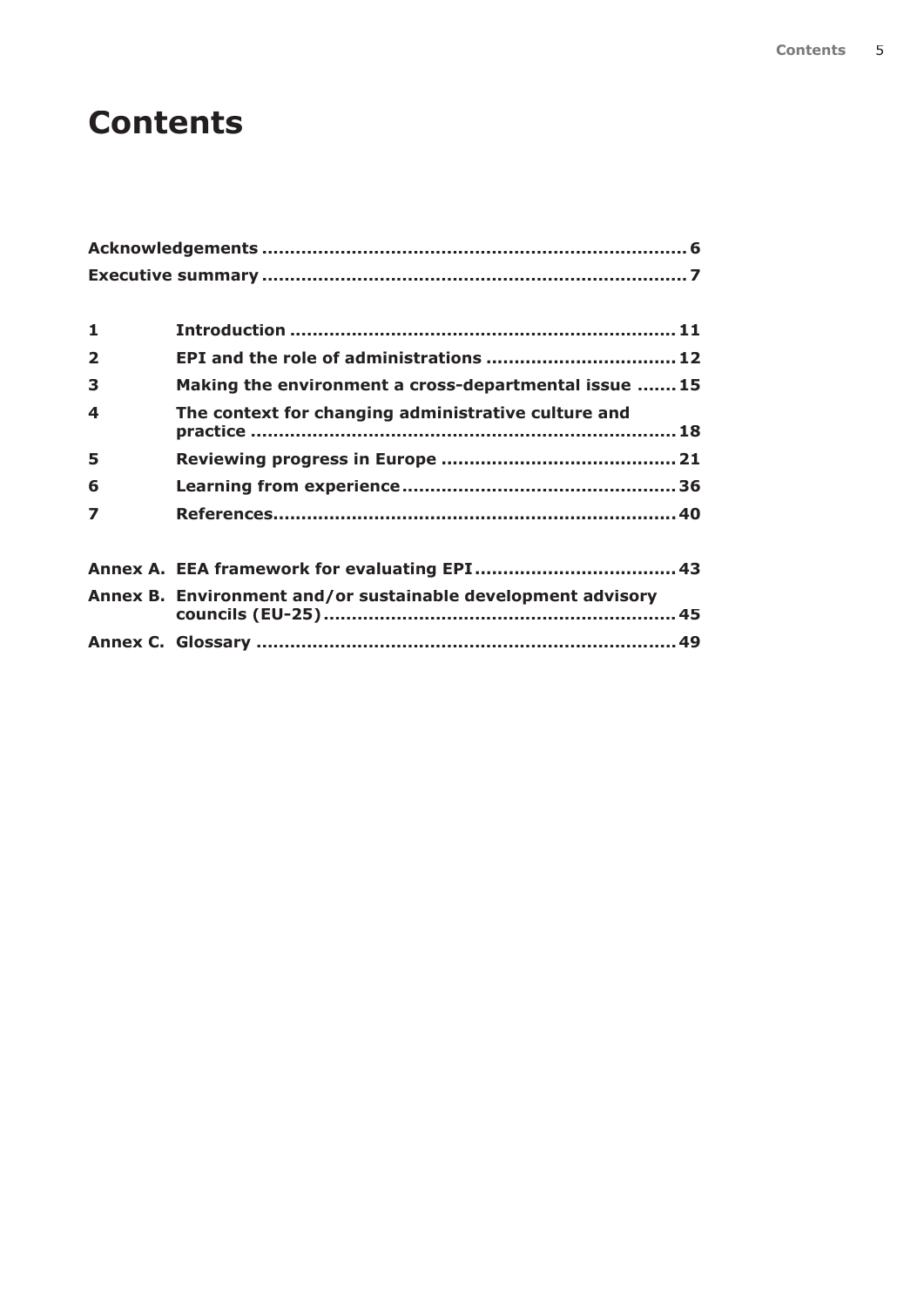# Contents

**Acknowledgements** ... **6**

**Executive summary** ... **7**

**1 Introduction** ... **11**

**2 EPI and the role of administrations** ... **12**

**3 Making the environment a cross-departmental issue** ... **15**

**4 The context for changing administrative culture and practice** ... **18**

**5 Reviewing progress in Europe** ... **21**

**6 Learning from experience** ... **36**

**7 References** ... **40**

**Annex A. EEA framework for evaluating EPI** ... **43**

**Annex B. Environment and/or sustainable development advisory councils (EU-25)** ... **45**

**Annex C. Glossary** ... **49**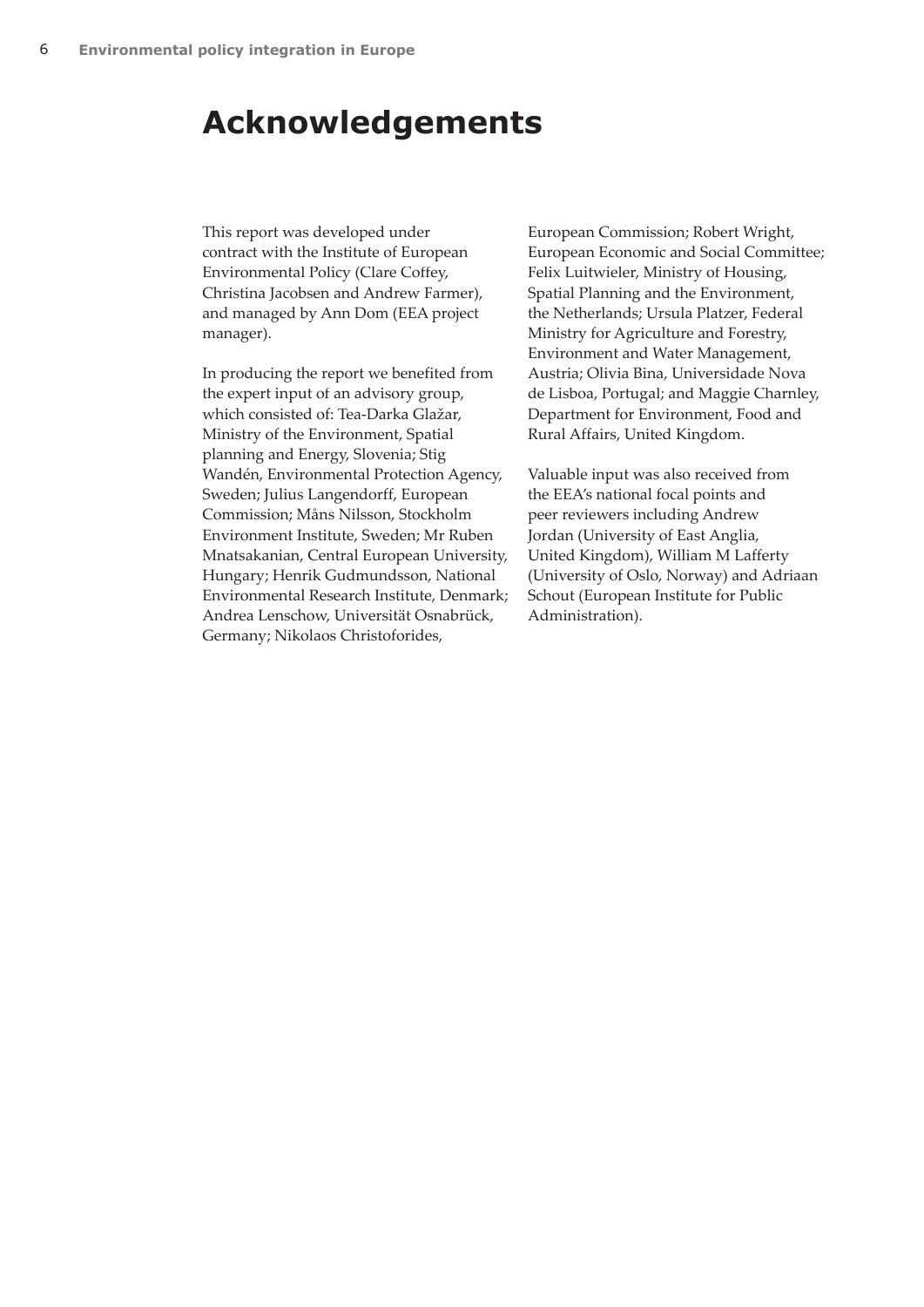# Acknowledgements

This report was developed under contract with the Institute of European Environmental Policy (Clare Coffey, Christina Jacobsen and Andrew Farmer), and managed by Ann Dom (EEA project manager).

In producing the report we benefited from the expert input of an advisory group, which consisted of: Tea-Darka Glažar, Ministry of the Environment, Spatial planning and Energy, Slovenia; Stig Wandén, Environmental Protection Agency, Sweden; Julius Langendorff, European Commission; Måns Nilsson, Stockholm Environment Institute, Sweden; Mr Ruben Mnatsakanian, Central European University, Hungary; Henrik Gudmundsson, National Environmental Research Institute, Denmark; Andrea Lenschow, Universität Osnabrück, Germany; Nikolaos Christoforides, European Commission; Robert Wright, European Economic and Social Committee; Felix Luitwieler, Ministry of Housing, Spatial Planning and the Environment, the Netherlands; Ursula Platzer, Federal Ministry for Agriculture and Forestry, Environment and Water Management, Austria; Olivia Bina, Universidade Nova de Lisboa, Portugal; and Maggie Charnley, Department for Environment, Food and Rural Affairs, United Kingdom.

Valuable input was also received from the EEA's national focal points and peer reviewers including Andrew Jordan (University of East Anglia, United Kingdom), William M Lafferty (University of Oslo, Norway) and Adriaan Schout (European Institute for Public Administration).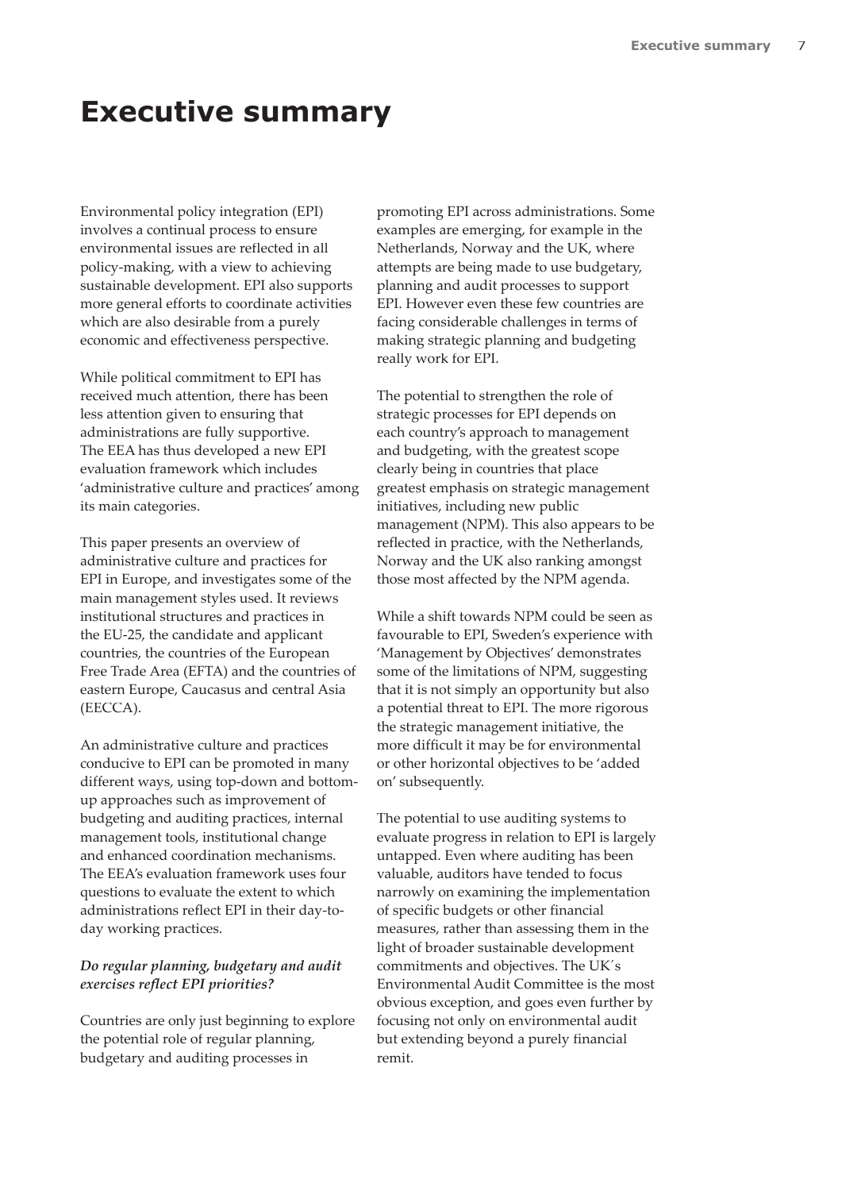# Executive summary

Environmental policy integration (EPI) involves a continual process to ensure environmental issues are reflected in all policy-making, with a view to achieving sustainable development. EPI also supports more general efforts to coordinate activities which are also desirable from a purely economic and effectiveness perspective.

While political commitment to EPI has received much attention, there has been less attention given to ensuring that administrations are fully supportive. The EEA has thus developed a new EPI evaluation framework which includes 'administrative culture and practices' among its main categories.

This paper presents an overview of administrative culture and practices for EPI in Europe, and investigates some of the main management styles used. It reviews institutional structures and practices in the EU-25, the candidate and applicant countries, the countries of the European Free Trade Area (EFTA) and the countries of eastern Europe, Caucasus and central Asia (EECCA).

An administrative culture and practices conducive to EPI can be promoted in many different ways, using top-down and bottom-up approaches such as improvement of budgeting and auditing practices, internal management tools, institutional change and enhanced coordination mechanisms. The EEA's evaluation framework uses four questions to evaluate the extent to which administrations reflect EPI in their day-to-day working practices.

***Do regular planning, budgetary and audit exercises reflect EPI priorities?***

Countries are only just beginning to explore the potential role of regular planning, budgetary and auditing processes in promoting EPI across administrations. Some examples are emerging, for example in the Netherlands, Norway and the UK, where attempts are being made to use budgetary, planning and audit processes to support EPI. However even these few countries are facing considerable challenges in terms of making strategic planning and budgeting really work for EPI.

The potential to strengthen the role of strategic processes for EPI depends on each country's approach to management and budgeting, with the greatest scope clearly being in countries that place greatest emphasis on strategic management initiatives, including new public management (NPM). This also appears to be reflected in practice, with the Netherlands, Norway and the UK also ranking amongst those most affected by the NPM agenda.

While a shift towards NPM could be seen as favourable to EPI, Sweden's experience with 'Management by Objectives' demonstrates some of the limitations of NPM, suggesting that it is not simply an opportunity but also a potential threat to EPI. The more rigorous the strategic management initiative, the more difficult it may be for environmental or other horizontal objectives to be 'added on' subsequently.

The potential to use auditing systems to evaluate progress in relation to EPI is largely untapped. Even where auditing has been valuable, auditors have tended to focus narrowly on examining the implementation of specific budgets or other financial measures, rather than assessing them in the light of broader sustainable development commitments and objectives. The UK's Environmental Audit Committee is the most obvious exception, and goes even further by focusing not only on environmental audit but extending beyond a purely financial remit.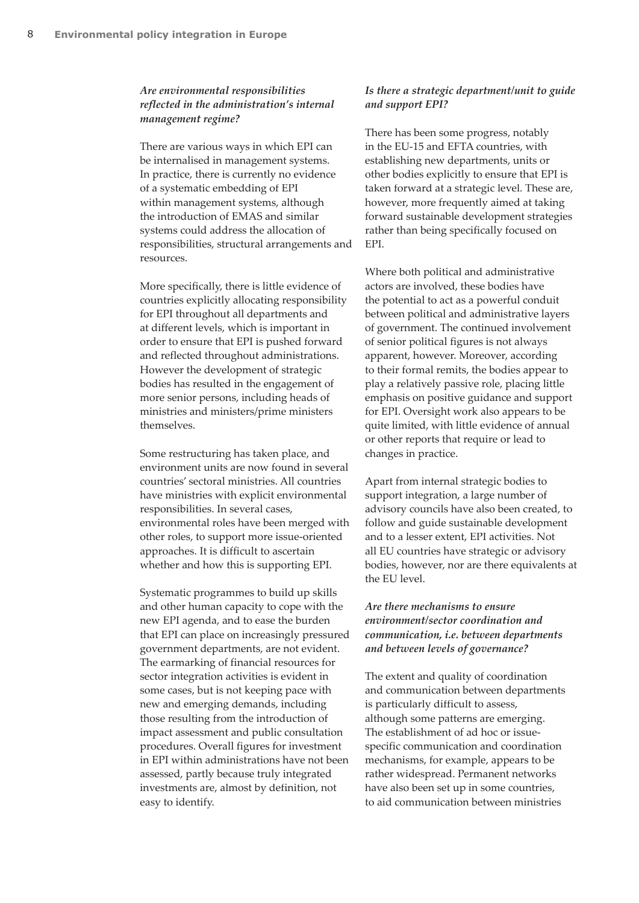### *Are environmental responsibilities reflected in the administration's internal management regime?*

There are various ways in which EPI can be internalised in management systems. In practice, there is currently no evidence of a systematic embedding of EPI within management systems, although the introduction of EMAS and similar systems could address the allocation of responsibilities, structural arrangements and resources.

More specifically, there is little evidence of countries explicitly allocating responsibility for EPI throughout all departments and at different levels, which is important in order to ensure that EPI is pushed forward and reflected throughout administrations. However the development of strategic bodies has resulted in the engagement of more senior persons, including heads of ministries and ministers/prime ministers themselves.

Some restructuring has taken place, and environment units are now found in several countries' sectoral ministries. All countries have ministries with explicit environmental responsibilities. In several cases, environmental roles have been merged with other roles, to support more issue-oriented approaches. It is difficult to ascertain whether and how this is supporting EPI.

Systematic programmes to build up skills and other human capacity to cope with the new EPI agenda, and to ease the burden that EPI can place on increasingly pressured government departments, are not evident. The earmarking of financial resources for sector integration activities is evident in some cases, but is not keeping pace with new and emerging demands, including those resulting from the introduction of impact assessment and public consultation procedures. Overall figures for investment in EPI within administrations have not been assessed, partly because truly integrated investments are, almost by definition, not easy to identify.

### *Is there a strategic department/unit to guide and support EPI?*

There has been some progress, notably in the EU-15 and EFTA countries, with establishing new departments, units or other bodies explicitly to ensure that EPI is taken forward at a strategic level. These are, however, more frequently aimed at taking forward sustainable development strategies rather than being specifically focused on EPI.

Where both political and administrative actors are involved, these bodies have the potential to act as a powerful conduit between political and administrative layers of government. The continued involvement of senior political figures is not always apparent, however. Moreover, according to their formal remits, the bodies appear to play a relatively passive role, placing little emphasis on positive guidance and support for EPI. Oversight work also appears to be quite limited, with little evidence of annual or other reports that require or lead to changes in practice.

Apart from internal strategic bodies to support integration, a large number of advisory councils have also been created, to follow and guide sustainable development and to a lesser extent, EPI activities. Not all EU countries have strategic or advisory bodies, however, nor are there equivalents at the EU level.

### *Are there mechanisms to ensure environment/sector coordination and communication, i.e. between departments and between levels of governance?*

The extent and quality of coordination and communication between departments is particularly difficult to assess, although some patterns are emerging. The establishment of ad hoc or issue-specific communication and coordination mechanisms, for example, appears to be rather widespread. Permanent networks have also been set up in some countries, to aid communication between ministries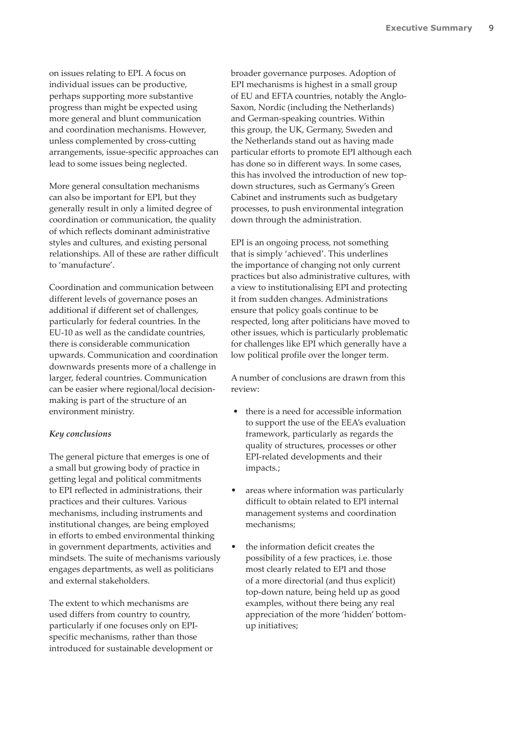on issues relating to EPI. A focus on individual issues can be productive, perhaps supporting more substantive progress than might be expected using more general and blunt communication and coordination mechanisms. However, unless complemented by cross-cutting arrangements, issue-specific approaches can lead to some issues being neglected.

More general consultation mechanisms can also be important for EPI, but they generally result in only a limited degree of coordination or communication, the quality of which reflects dominant administrative styles and cultures, and existing personal relationships. All of these are rather difficult to 'manufacture'.

Coordination and communication between different levels of governance poses an additional if different set of challenges, particularly for federal countries. In the EU-10 as well as the candidate countries, there is considerable communication upwards. Communication and coordination downwards presents more of a challenge in larger, federal countries. Communication can be easier where regional/local decision-making is part of the structure of an environment ministry.

### *Key conclusions*

The general picture that emerges is one of a small but growing body of practice in getting legal and political commitments to EPI reflected in administrations, their practices and their cultures. Various mechanisms, including instruments and institutional changes, are being employed in efforts to embed environmental thinking in government departments, activities and mindsets. The suite of mechanisms variously engages departments, as well as politicians and external stakeholders.

The extent to which mechanisms are used differs from country to country, particularly if one focuses only on EPI-specific mechanisms, rather than those introduced for sustainable development or broader governance purposes. Adoption of EPI mechanisms is highest in a small group of EU and EFTA countries, notably the Anglo-Saxon, Nordic (including the Netherlands) and German-speaking countries. Within this group, the UK, Germany, Sweden and the Netherlands stand out as having made particular efforts to promote EPI although each has done so in different ways. In some cases, this has involved the introduction of new top-down structures, such as Germany's Green Cabinet and instruments such as budgetary processes, to push environmental integration down through the administration.

EPI is an ongoing process, not something that is simply 'achieved'. This underlines the importance of changing not only current practices but also administrative cultures, with a view to institutionalising EPI and protecting it from sudden changes. Administrations ensure that policy goals continue to be respected, long after politicians have moved to other issues, which is particularly problematic for challenges like EPI which generally have a low political profile over the longer term.

A number of conclusions are drawn from this review:

- there is a need for accessible information to support the use of the EEA's evaluation framework, particularly as regards the quality of structures, processes or other EPI-related developments and their impacts.;
- areas where information was particularly difficult to obtain related to EPI internal management systems and coordination mechanisms;
- the information deficit creates the possibility of a few practices, i.e. those most clearly related to EPI and those of a more directorial (and thus explicit) top-down nature, being held up as good examples, without there being any real appreciation of the more 'hidden' bottom-up initiatives;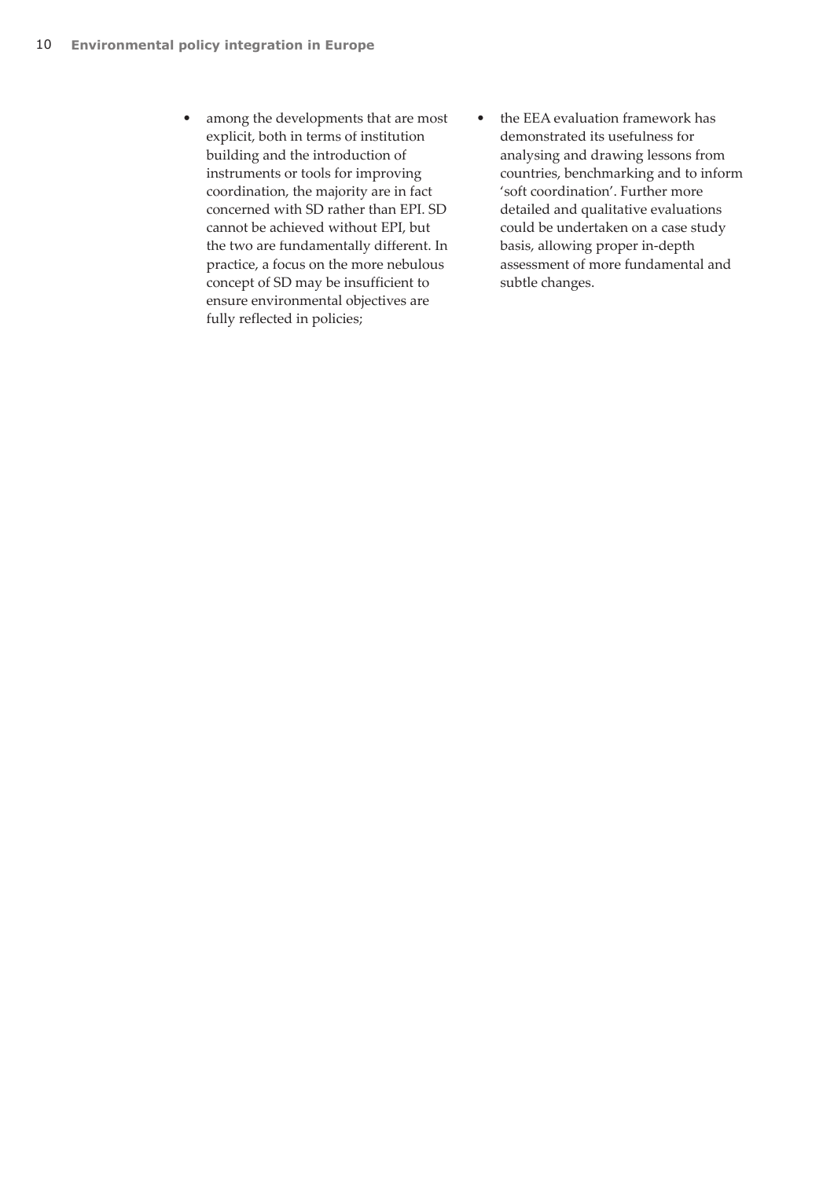- among the developments that are most explicit, both in terms of institution building and the introduction of instruments or tools for improving coordination, the majority are in fact concerned with SD rather than EPI. SD cannot be achieved without EPI, but the two are fundamentally different. In practice, a focus on the more nebulous concept of SD may be insufficient to ensure environmental objectives are fully reflected in policies;
- the EEA evaluation framework has demonstrated its usefulness for analysing and drawing lessons from countries, benchmarking and to inform 'soft coordination'. Further more detailed and qualitative evaluations could be undertaken on a case study basis, allowing proper in-depth assessment of more fundamental and subtle changes.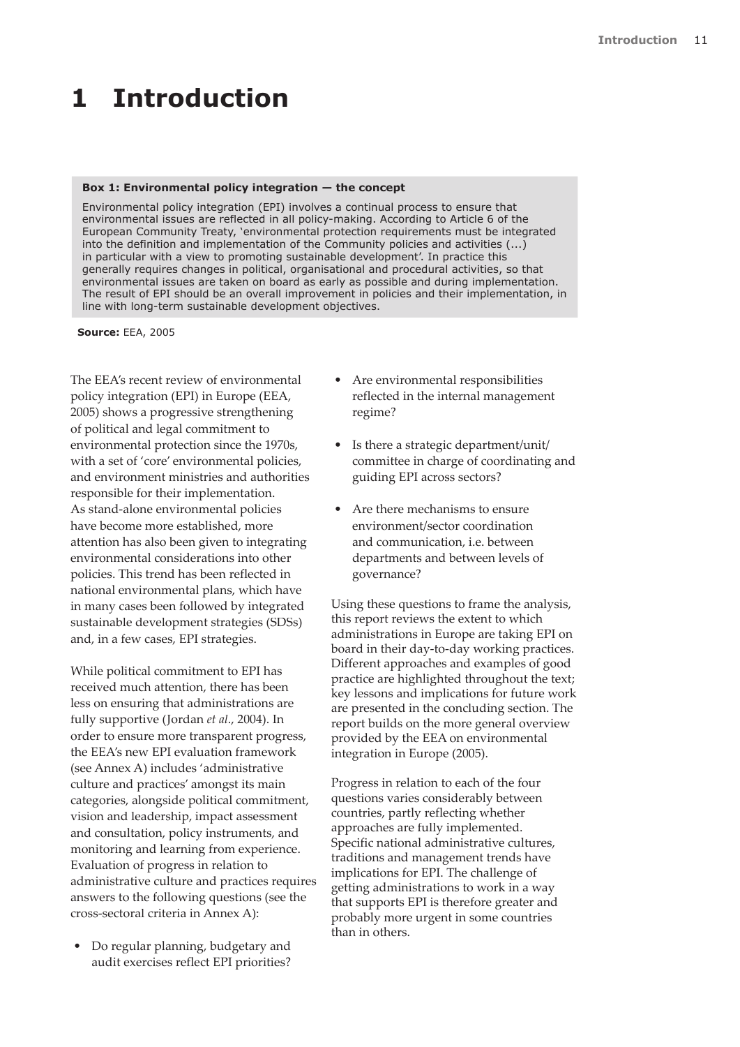# 1 Introduction

**Box 1: Environmental policy integration — the concept**

Environmental policy integration (EPI) involves a continual process to ensure that environmental issues are reflected in all policy-making. According to Article 6 of the European Community Treaty, 'environmental protection requirements must be integrated into the definition and implementation of the Community policies and activities (...) in particular with a view to promoting sustainable development'. In practice this generally requires changes in political, organisational and procedural activities, so that environmental issues are taken on board as early as possible and during implementation. The result of EPI should be an overall improvement in policies and their implementation, in line with long-term sustainable development objectives.

**Source:** EEA, 2005

The EEA's recent review of environmental policy integration (EPI) in Europe (EEA, 2005) shows a progressive strengthening of political and legal commitment to environmental protection since the 1970s, with a set of 'core' environmental policies, and environment ministries and authorities responsible for their implementation. As stand-alone environmental policies have become more established, more attention has also been given to integrating environmental considerations into other policies. This trend has been reflected in national environmental plans, which have in many cases been followed by integrated sustainable development strategies (SDSs) and, in a few cases, EPI strategies.

While political commitment to EPI has received much attention, there has been less on ensuring that administrations are fully supportive (Jordan *et al*., 2004). In order to ensure more transparent progress, the EEA's new EPI evaluation framework (see Annex A) includes 'administrative culture and practices' amongst its main categories, alongside political commitment, vision and leadership, impact assessment and consultation, policy instruments, and monitoring and learning from experience. Evaluation of progress in relation to administrative culture and practices requires answers to the following questions (see the cross-sectoral criteria in Annex A):

- Do regular planning, budgetary and audit exercises reflect EPI priorities?
- Are environmental responsibilities reflected in the internal management regime?
- Is there a strategic department/unit/committee in charge of coordinating and guiding EPI across sectors?
- Are there mechanisms to ensure environment/sector coordination and communication, i.e. between departments and between levels of governance?

Using these questions to frame the analysis, this report reviews the extent to which administrations in Europe are taking EPI on board in their day-to-day working practices. Different approaches and examples of good practice are highlighted throughout the text; key lessons and implications for future work are presented in the concluding section. The report builds on the more general overview provided by the EEA on environmental integration in Europe (2005).

Progress in relation to each of the four questions varies considerably between countries, partly reflecting whether approaches are fully implemented. Specific national administrative cultures, traditions and management trends have implications for EPI. The challenge of getting administrations to work in a way that supports EPI is therefore greater and probably more urgent in some countries than in others.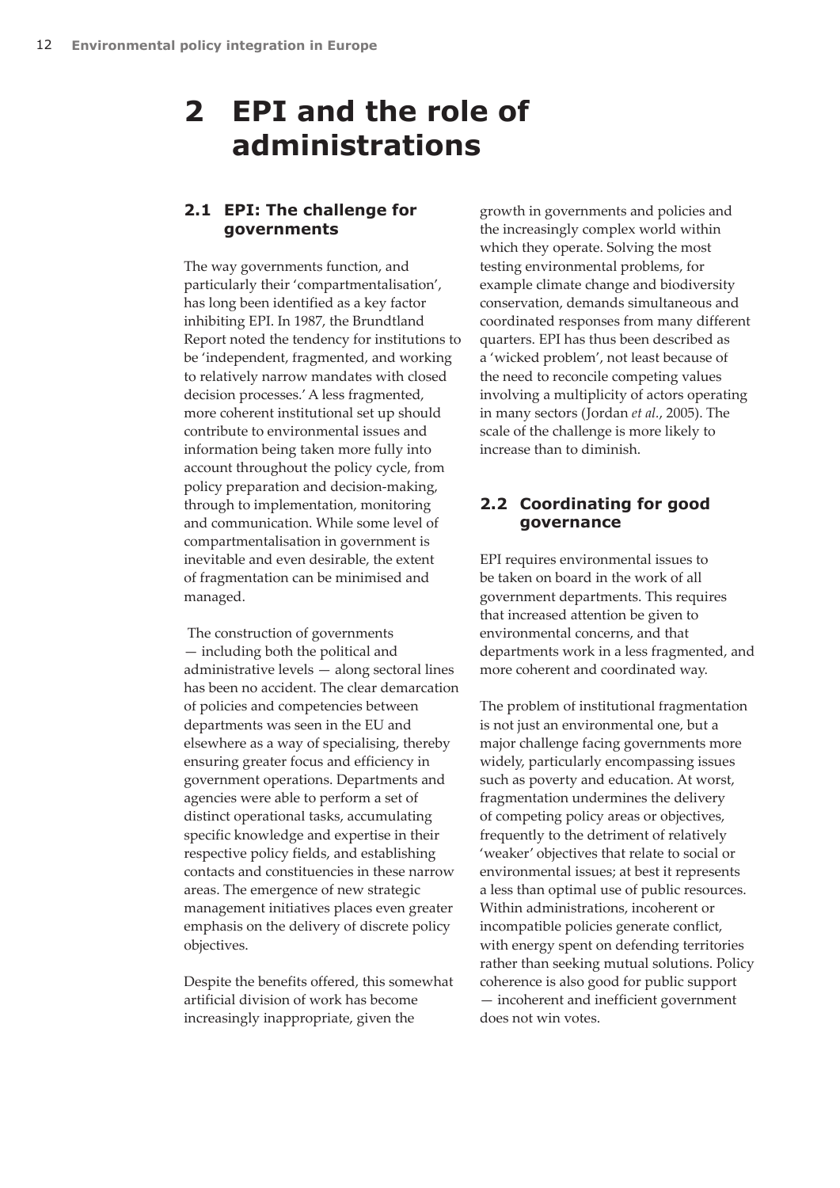# 2 EPI and the role of administrations

## 2.1 EPI: The challenge for governments

The way governments function, and particularly their 'compartmentalisation', has long been identified as a key factor inhibiting EPI. In 1987, the Brundtland Report noted the tendency for institutions to be 'independent, fragmented, and working to relatively narrow mandates with closed decision processes.' A less fragmented, more coherent institutional set up should contribute to environmental issues and information being taken more fully into account throughout the policy cycle, from policy preparation and decision-making, through to implementation, monitoring and communication. While some level of compartmentalisation in government is inevitable and even desirable, the extent of fragmentation can be minimised and managed.

The construction of governments — including both the political and administrative levels — along sectoral lines has been no accident. The clear demarcation of policies and competencies between departments was seen in the EU and elsewhere as a way of specialising, thereby ensuring greater focus and efficiency in government operations. Departments and agencies were able to perform a set of distinct operational tasks, accumulating specific knowledge and expertise in their respective policy fields, and establishing contacts and constituencies in these narrow areas. The emergence of new strategic management initiatives places even greater emphasis on the delivery of discrete policy objectives.

Despite the benefits offered, this somewhat artificial division of work has become increasingly inappropriate, given the growth in governments and policies and the increasingly complex world within which they operate. Solving the most testing environmental problems, for example climate change and biodiversity conservation, demands simultaneous and coordinated responses from many different quarters. EPI has thus been described as a 'wicked problem', not least because of the need to reconcile competing values involving a multiplicity of actors operating in many sectors (Jordan *et al.*, 2005). The scale of the challenge is more likely to increase than to diminish.

## 2.2 Coordinating for good governance

EPI requires environmental issues to be taken on board in the work of all government departments. This requires that increased attention be given to environmental concerns, and that departments work in a less fragmented, and more coherent and coordinated way.

The problem of institutional fragmentation is not just an environmental one, but a major challenge facing governments more widely, particularly encompassing issues such as poverty and education. At worst, fragmentation undermines the delivery of competing policy areas or objectives, frequently to the detriment of relatively 'weaker' objectives that relate to social or environmental issues; at best it represents a less than optimal use of public resources. Within administrations, incoherent or incompatible policies generate conflict, with energy spent on defending territories rather than seeking mutual solutions. Policy coherence is also good for public support — incoherent and inefficient government does not win votes.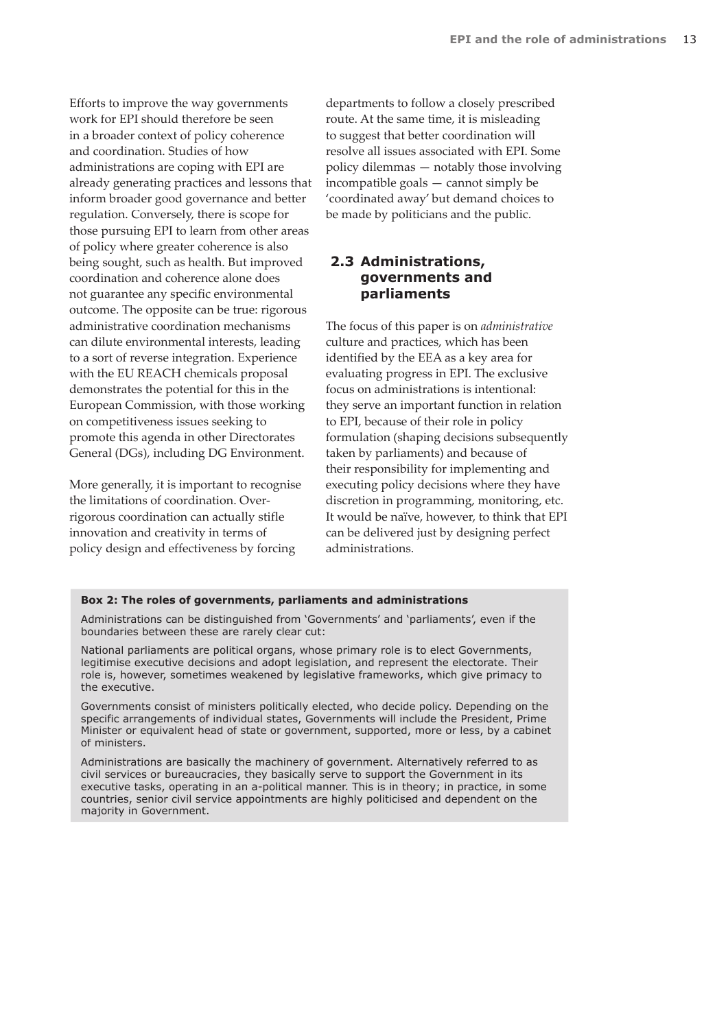Efforts to improve the way governments work for EPI should therefore be seen in a broader context of policy coherence and coordination. Studies of how administrations are coping with EPI are already generating practices and lessons that inform broader good governance and better regulation. Conversely, there is scope for those pursuing EPI to learn from other areas of policy where greater coherence is also being sought, such as health. But improved coordination and coherence alone does not guarantee any specific environmental outcome. The opposite can be true: rigorous administrative coordination mechanisms can dilute environmental interests, leading to a sort of reverse integration. Experience with the EU REACH chemicals proposal demonstrates the potential for this in the European Commission, with those working on competitiveness issues seeking to promote this agenda in other Directorates General (DGs), including DG Environment.

More generally, it is important to recognise the limitations of coordination. Over-rigorous coordination can actually stifle innovation and creativity in terms of policy design and effectiveness by forcing departments to follow a closely prescribed route. At the same time, it is misleading to suggest that better coordination will resolve all issues associated with EPI. Some policy dilemmas — notably those involving incompatible goals — cannot simply be 'coordinated away' but demand choices to be made by politicians and the public.

## 2.3 Administrations, governments and parliaments

The focus of this paper is on *administrative* culture and practices, which has been identified by the EEA as a key area for evaluating progress in EPI. The exclusive focus on administrations is intentional: they serve an important function in relation to EPI, because of their role in policy formulation (shaping decisions subsequently taken by parliaments) and because of their responsibility for implementing and executing policy decisions where they have discretion in programming, monitoring, etc. It would be naïve, however, to think that EPI can be delivered just by designing perfect administrations.

**Box 2: The roles of governments, parliaments and administrations**

Administrations can be distinguished from 'Governments' and 'parliaments', even if the boundaries between these are rarely clear cut:

National parliaments are political organs, whose primary role is to elect Governments, legitimise executive decisions and adopt legislation, and represent the electorate. Their role is, however, sometimes weakened by legislative frameworks, which give primacy to the executive.

Governments consist of ministers politically elected, who decide policy. Depending on the specific arrangements of individual states, Governments will include the President, Prime Minister or equivalent head of state or government, supported, more or less, by a cabinet of ministers.

Administrations are basically the machinery of government. Alternatively referred to as civil services or bureaucracies, they basically serve to support the Government in its executive tasks, operating in an a-political manner. This is in theory; in practice, in some countries, senior civil service appointments are highly politicised and dependent on the majority in Government.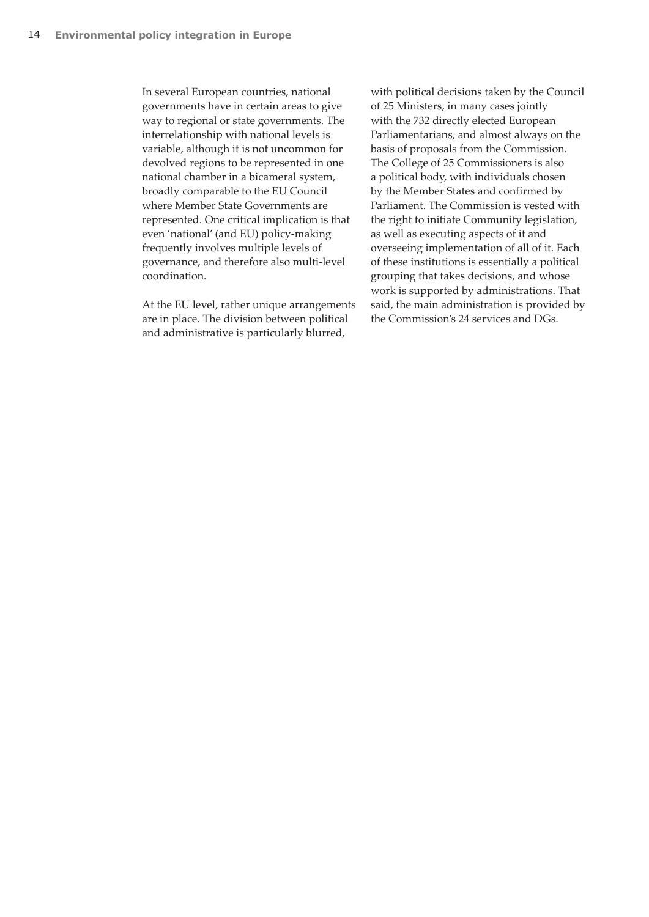In several European countries, national governments have in certain areas to give way to regional or state governments. The interrelationship with national levels is variable, although it is not uncommon for devolved regions to be represented in one national chamber in a bicameral system, broadly comparable to the EU Council where Member State Governments are represented. One critical implication is that even 'national' (and EU) policy-making frequently involves multiple levels of governance, and therefore also multi-level coordination.

At the EU level, rather unique arrangements are in place. The division between political and administrative is particularly blurred, with political decisions taken by the Council of 25 Ministers, in many cases jointly with the 732 directly elected European Parliamentarians, and almost always on the basis of proposals from the Commission. The College of 25 Commissioners is also a political body, with individuals chosen by the Member States and confirmed by Parliament. The Commission is vested with the right to initiate Community legislation, as well as executing aspects of it and overseeing implementation of all of it. Each of these institutions is essentially a political grouping that takes decisions, and whose work is supported by administrations. That said, the main administration is provided by the Commission's 24 services and DGs.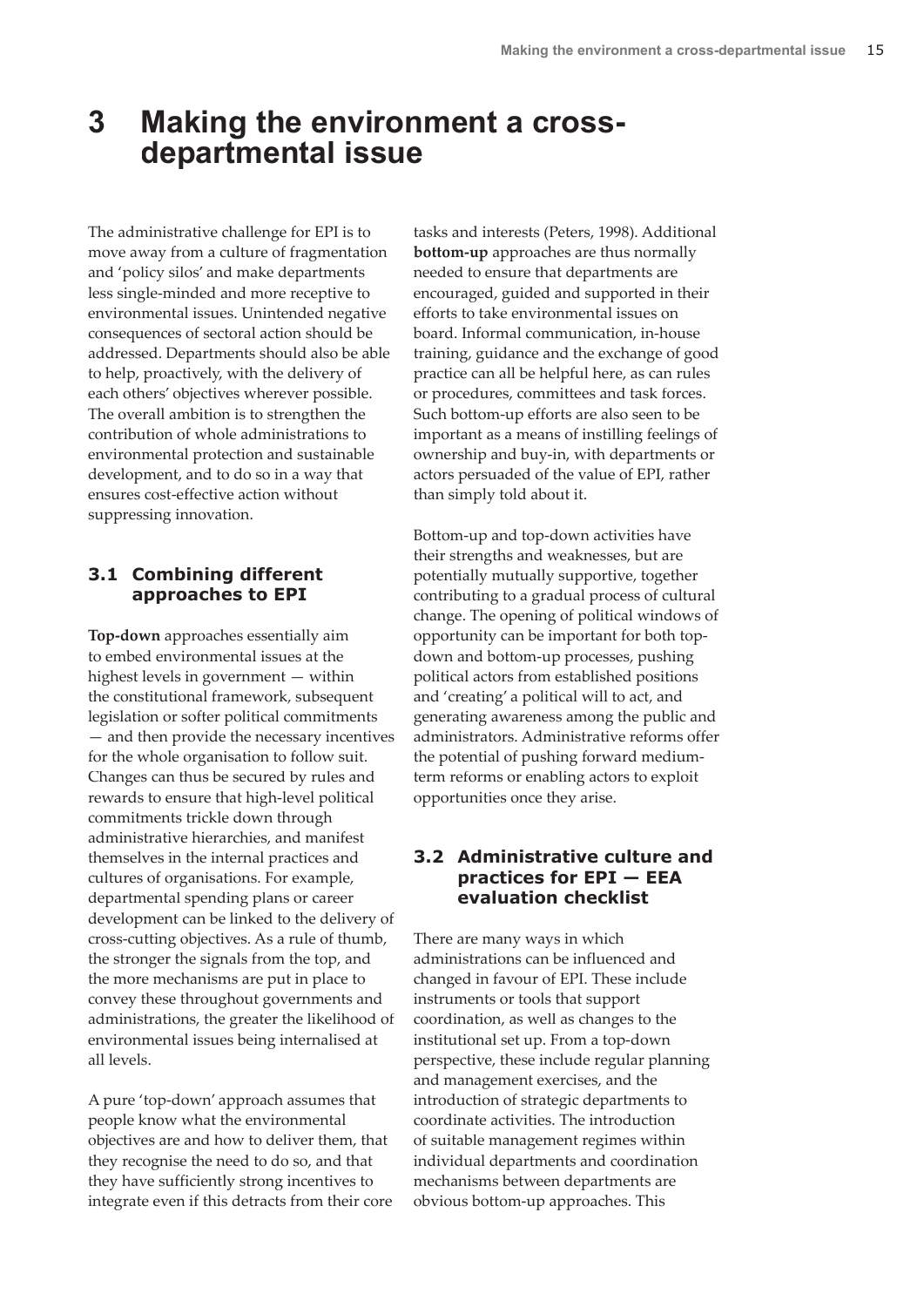# 3 Making the environment a cross-departmental issue

The administrative challenge for EPI is to move away from a culture of fragmentation and 'policy silos' and make departments less single-minded and more receptive to environmental issues. Unintended negative consequences of sectoral action should be addressed. Departments should also be able to help, proactively, with the delivery of each others' objectives wherever possible. The overall ambition is to strengthen the contribution of whole administrations to environmental protection and sustainable development, and to do so in a way that ensures cost-effective action without suppressing innovation.

## 3.1 Combining different approaches to EPI

**Top-down** approaches essentially aim to embed environmental issues at the highest levels in government — within the constitutional framework, subsequent legislation or softer political commitments — and then provide the necessary incentives for the whole organisation to follow suit. Changes can thus be secured by rules and rewards to ensure that high-level political commitments trickle down through administrative hierarchies, and manifest themselves in the internal practices and cultures of organisations. For example, departmental spending plans or career development can be linked to the delivery of cross-cutting objectives. As a rule of thumb, the stronger the signals from the top, and the more mechanisms are put in place to convey these throughout governments and administrations, the greater the likelihood of environmental issues being internalised at all levels.

A pure 'top-down' approach assumes that people know what the environmental objectives are and how to deliver them, that they recognise the need to do so, and that they have sufficiently strong incentives to integrate even if this detracts from their core tasks and interests (Peters, 1998). Additional **bottom-up** approaches are thus normally needed to ensure that departments are encouraged, guided and supported in their efforts to take environmental issues on board. Informal communication, in-house training, guidance and the exchange of good practice can all be helpful here, as can rules or procedures, committees and task forces. Such bottom-up efforts are also seen to be important as a means of instilling feelings of ownership and buy-in, with departments or actors persuaded of the value of EPI, rather than simply told about it.

Bottom-up and top-down activities have their strengths and weaknesses, but are potentially mutually supportive, together contributing to a gradual process of cultural change. The opening of political windows of opportunity can be important for both top-down and bottom-up processes, pushing political actors from established positions and 'creating' a political will to act, and generating awareness among the public and administrators. Administrative reforms offer the potential of pushing forward medium-term reforms or enabling actors to exploit opportunities once they arise.

## 3.2 Administrative culture and practices for EPI — EEA evaluation checklist

There are many ways in which administrations can be influenced and changed in favour of EPI. These include instruments or tools that support coordination, as well as changes to the institutional set up. From a top-down perspective, these include regular planning and management exercises, and the introduction of strategic departments to coordinate activities. The introduction of suitable management regimes within individual departments and coordination mechanisms between departments are obvious bottom-up approaches. This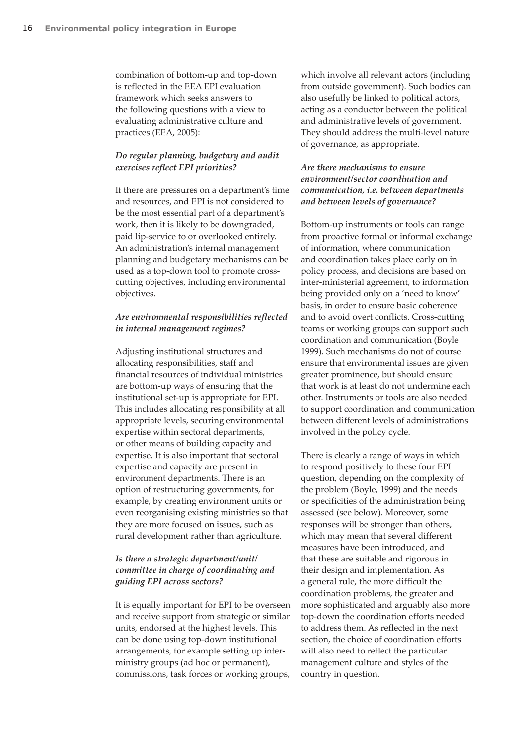combination of bottom-up and top-down is reflected in the EEA EPI evaluation framework which seeks answers to the following questions with a view to evaluating administrative culture and practices (EEA, 2005):

***Do regular planning, budgetary and audit exercises reflect EPI priorities?***

If there are pressures on a department's time and resources, and EPI is not considered to be the most essential part of a department's work, then it is likely to be downgraded, paid lip-service to or overlooked entirely. An administration's internal management planning and budgetary mechanisms can be used as a top-down tool to promote cross-cutting objectives, including environmental objectives.

***Are environmental responsibilities reflected in internal management regimes?***

Adjusting institutional structures and allocating responsibilities, staff and financial resources of individual ministries are bottom-up ways of ensuring that the institutional set-up is appropriate for EPI. This includes allocating responsibility at all appropriate levels, securing environmental expertise within sectoral departments, or other means of building capacity and expertise. It is also important that sectoral expertise and capacity are present in environment departments. There is an option of restructuring governments, for example, by creating environment units or even reorganising existing ministries so that they are more focused on issues, such as rural development rather than agriculture.

***Is there a strategic department/unit/committee in charge of coordinating and guiding EPI across sectors?***

It is equally important for EPI to be overseen and receive support from strategic or similar units, endorsed at the highest levels. This can be done using top-down institutional arrangements, for example setting up inter-ministry groups (ad hoc or permanent), commissions, task forces or working groups, which involve all relevant actors (including from outside government). Such bodies can also usefully be linked to political actors, acting as a conductor between the political and administrative levels of government. They should address the multi-level nature of governance, as appropriate.

***Are there mechanisms to ensure environment/sector coordination and communication, i.e. between departments and between levels of governance?***

Bottom-up instruments or tools can range from proactive formal or informal exchange of information, where communication and coordination takes place early on in policy process, and decisions are based on inter-ministerial agreement, to information being provided only on a 'need to know' basis, in order to ensure basic coherence and to avoid overt conflicts. Cross-cutting teams or working groups can support such coordination and communication (Boyle 1999). Such mechanisms do not of course ensure that environmental issues are given greater prominence, but should ensure that work is at least do not undermine each other. Instruments or tools are also needed to support coordination and communication between different levels of administrations involved in the policy cycle.

There is clearly a range of ways in which to respond positively to these four EPI question, depending on the complexity of the problem (Boyle, 1999) and the needs or specificities of the administration being assessed (see below). Moreover, some responses will be stronger than others, which may mean that several different measures have been introduced, and that these are suitable and rigorous in their design and implementation. As a general rule, the more difficult the coordination problems, the greater and more sophisticated and arguably also more top-down the coordination efforts needed to address them. As reflected in the next section, the choice of coordination efforts will also need to reflect the particular management culture and styles of the country in question.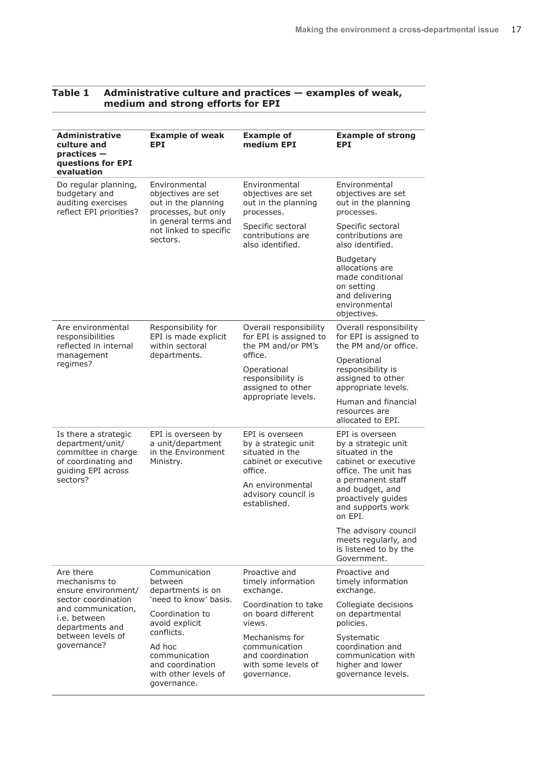**Table 1 Administrative culture and practices — examples of weak, medium and strong efforts for EPI**

| Administrative culture and practices — questions for EPI evaluation | Example of weak EPI | Example of medium EPI | Example of strong EPI |
|---|---|---|---|
| Do regular planning, budgetary and auditing exercises reflect EPI priorities? | Environmental objectives are set out in the planning processes, but only in general terms and not linked to specific sectors. | Environmental objectives are set out in the planning processes.<br><br>Specific sectoral contributions are also identified. | Environmental objectives are set out in the planning processes.<br><br>Specific sectoral contributions are also identified.<br><br>Budgetary allocations are made conditional on setting and delivering environmental objectives. |
| Are environmental responsibilities reflected in internal management regimes? | Responsibility for EPI is made explicit within sectoral departments. | Overall responsibility for EPI is assigned to the PM and/or PM's office.<br><br>Operational responsibility is assigned to other appropriate levels. | Overall responsibility for EPI is assigned to the PM and/or office.<br><br>Operational responsibility is assigned to other appropriate levels.<br><br>Human and financial resources are allocated to EPI. |
| Is there a strategic department/unit/committee in charge of coordinating and guiding EPI across sectors? | EPI is overseen by a unit/department in the Environment Ministry. | EPI is overseen by a strategic unit situated in the cabinet or executive office.<br><br>An environmental advisory council is established. | EPI is overseen by a strategic unit situated in the cabinet or executive office. The unit has a permanent staff and budget, and proactively guides and supports work on EPI.<br><br>The advisory council meets regularly, and is listened to by the Government. |
| Are there mechanisms to ensure environment/sector coordination and communication, i.e. between departments and between levels of governance? | Communication between departments is on 'need to know' basis.<br><br>Coordination to avoid explicit conflicts.<br><br>Ad hoc communication and coordination with other levels of governance. | Proactive and timely information exchange.<br><br>Coordination to take on board different views.<br><br>Mechanisms for communication and coordination with some levels of governance. | Proactive and timely information exchange.<br><br>Collegiate decisions on departmental policies.<br><br>Systematic coordination and communication with higher and lower governance levels. |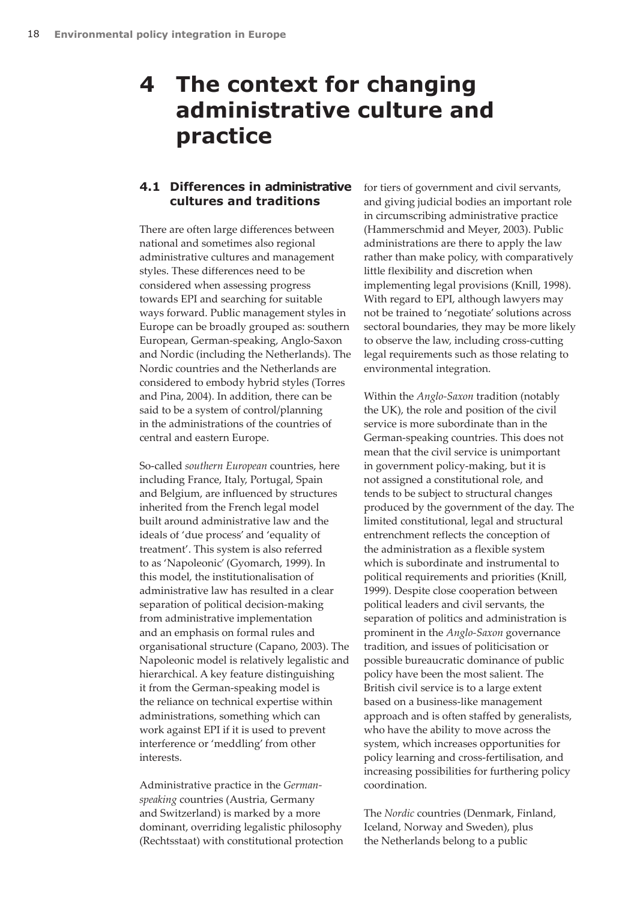# 4 The context for changing administrative culture and practice

## 4.1 Differences in administrative cultures and traditions

There are often large differences between national and sometimes also regional administrative cultures and management styles. These differences need to be considered when assessing progress towards EPI and searching for suitable ways forward. Public management styles in Europe can be broadly grouped as: southern European, German-speaking, Anglo-Saxon and Nordic (including the Netherlands). The Nordic countries and the Netherlands are considered to embody hybrid styles (Torres and Pina, 2004). In addition, there can be said to be a system of control/planning in the administrations of the countries of central and eastern Europe.

So-called *southern European* countries, here including France, Italy, Portugal, Spain and Belgium, are influenced by structures inherited from the French legal model built around administrative law and the ideals of 'due process' and 'equality of treatment'. This system is also referred to as 'Napoleonic' (Gyomarch, 1999). In this model, the institutionalisation of administrative law has resulted in a clear separation of political decision-making from administrative implementation and an emphasis on formal rules and organisational structure (Capano, 2003). The Napoleonic model is relatively legalistic and hierarchical. A key feature distinguishing it from the German-speaking model is the reliance on technical expertise within administrations, something which can work against EPI if it is used to prevent interference or 'meddling' from other interests.

Administrative practice in the *German-speaking* countries (Austria, Germany and Switzerland) is marked by a more dominant, overriding legalistic philosophy (Rechtsstaat) with constitutional protection for tiers of government and civil servants, and giving judicial bodies an important role in circumscribing administrative practice (Hammerschmid and Meyer, 2003). Public administrations are there to apply the law rather than make policy, with comparatively little flexibility and discretion when implementing legal provisions (Knill, 1998). With regard to EPI, although lawyers may not be trained to 'negotiate' solutions across sectoral boundaries, they may be more likely to observe the law, including cross-cutting legal requirements such as those relating to environmental integration.

Within the *Anglo-Saxon* tradition (notably the UK), the role and position of the civil service is more subordinate than in the German-speaking countries. This does not mean that the civil service is unimportant in government policy-making, but it is not assigned a constitutional role, and tends to be subject to structural changes produced by the government of the day. The limited constitutional, legal and structural entrenchment reflects the conception of the administration as a flexible system which is subordinate and instrumental to political requirements and priorities (Knill, 1999). Despite close cooperation between political leaders and civil servants, the separation of politics and administration is prominent in the *Anglo-Saxon* governance tradition, and issues of politicisation or possible bureaucratic dominance of public policy have been the most salient. The British civil service is to a large extent based on a business-like management approach and is often staffed by generalists, who have the ability to move across the system, which increases opportunities for policy learning and cross-fertilisation, and increasing possibilities for furthering policy coordination.

The *Nordic* countries (Denmark, Finland, Iceland, Norway and Sweden), plus the Netherlands belong to a public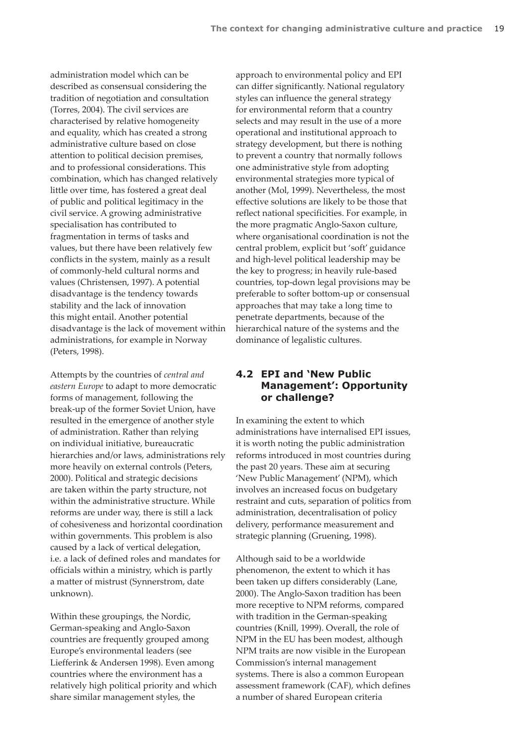administration model which can be described as consensual considering the tradition of negotiation and consultation (Torres, 2004). The civil services are characterised by relative homogeneity and equality, which has created a strong administrative culture based on close attention to political decision premises, and to professional considerations. This combination, which has changed relatively little over time, has fostered a great deal of public and political legitimacy in the civil service. A growing administrative specialisation has contributed to fragmentation in terms of tasks and values, but there have been relatively few conflicts in the system, mainly as a result of commonly-held cultural norms and values (Christensen, 1997). A potential disadvantage is the tendency towards stability and the lack of innovation this might entail. Another potential disadvantage is the lack of movement within administrations, for example in Norway (Peters, 1998).

Attempts by the countries of *central and eastern Europe* to adapt to more democratic forms of management, following the break-up of the former Soviet Union, have resulted in the emergence of another style of administration. Rather than relying on individual initiative, bureaucratic hierarchies and/or laws, administrations rely more heavily on external controls (Peters, 2000). Political and strategic decisions are taken within the party structure, not within the administrative structure. While reforms are under way, there is still a lack of cohesiveness and horizontal coordination within governments. This problem is also caused by a lack of vertical delegation, i.e. a lack of defined roles and mandates for officials within a ministry, which is partly a matter of mistrust (Synnerstrom, date unknown).

Within these groupings, the Nordic, German-speaking and Anglo-Saxon countries are frequently grouped among Europe's environmental leaders (see Liefferink & Andersen 1998). Even among countries where the environment has a relatively high political priority and which share similar management styles, the approach to environmental policy and EPI can differ significantly. National regulatory styles can influence the general strategy for environmental reform that a country selects and may result in the use of a more operational and institutional approach to strategy development, but there is nothing to prevent a country that normally follows one administrative style from adopting environmental strategies more typical of another (Mol, 1999). Nevertheless, the most effective solutions are likely to be those that reflect national specificities. For example, in the more pragmatic Anglo-Saxon culture, where organisational coordination is not the central problem, explicit but 'soft' guidance and high-level political leadership may be the key to progress; in heavily rule-based countries, top-down legal provisions may be preferable to softer bottom-up or consensual approaches that may take a long time to penetrate departments, because of the hierarchical nature of the systems and the dominance of legalistic cultures.

## 4.2 EPI and 'New Public Management': Opportunity or challenge?

In examining the extent to which administrations have internalised EPI issues, it is worth noting the public administration reforms introduced in most countries during the past 20 years. These aim at securing 'New Public Management' (NPM), which involves an increased focus on budgetary restraint and cuts, separation of politics from administration, decentralisation of policy delivery, performance measurement and strategic planning (Gruening, 1998).

Although said to be a worldwide phenomenon, the extent to which it has been taken up differs considerably (Lane, 2000). The Anglo-Saxon tradition has been more receptive to NPM reforms, compared with tradition in the German-speaking countries (Knill, 1999). Overall, the role of NPM in the EU has been modest, although NPM traits are now visible in the European Commission's internal management systems. There is also a common European assessment framework (CAF), which defines a number of shared European criteria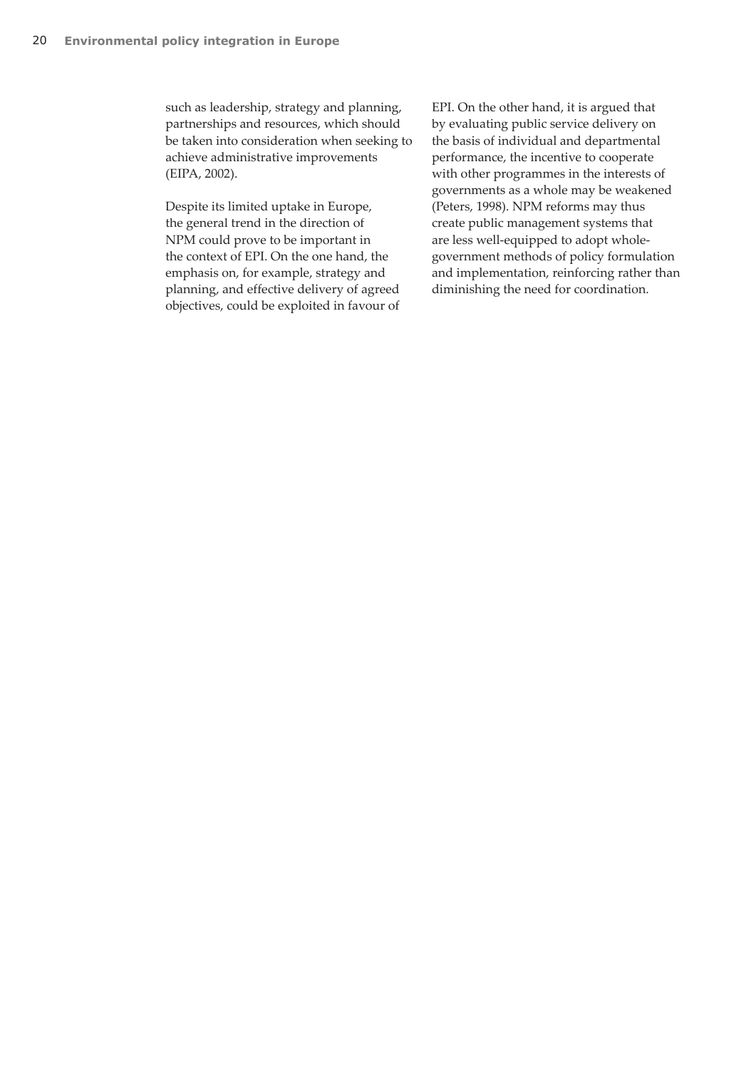such as leadership, strategy and planning, partnerships and resources, which should be taken into consideration when seeking to achieve administrative improvements (EIPA, 2002).

Despite its limited uptake in Europe, the general trend in the direction of NPM could prove to be important in the context of EPI. On the one hand, the emphasis on, for example, strategy and planning, and effective delivery of agreed objectives, could be exploited in favour of EPI. On the other hand, it is argued that by evaluating public service delivery on the basis of individual and departmental performance, the incentive to cooperate with other programmes in the interests of governments as a whole may be weakened (Peters, 1998). NPM reforms may thus create public management systems that are less well-equipped to adopt whole-government methods of policy formulation and implementation, reinforcing rather than diminishing the need for coordination.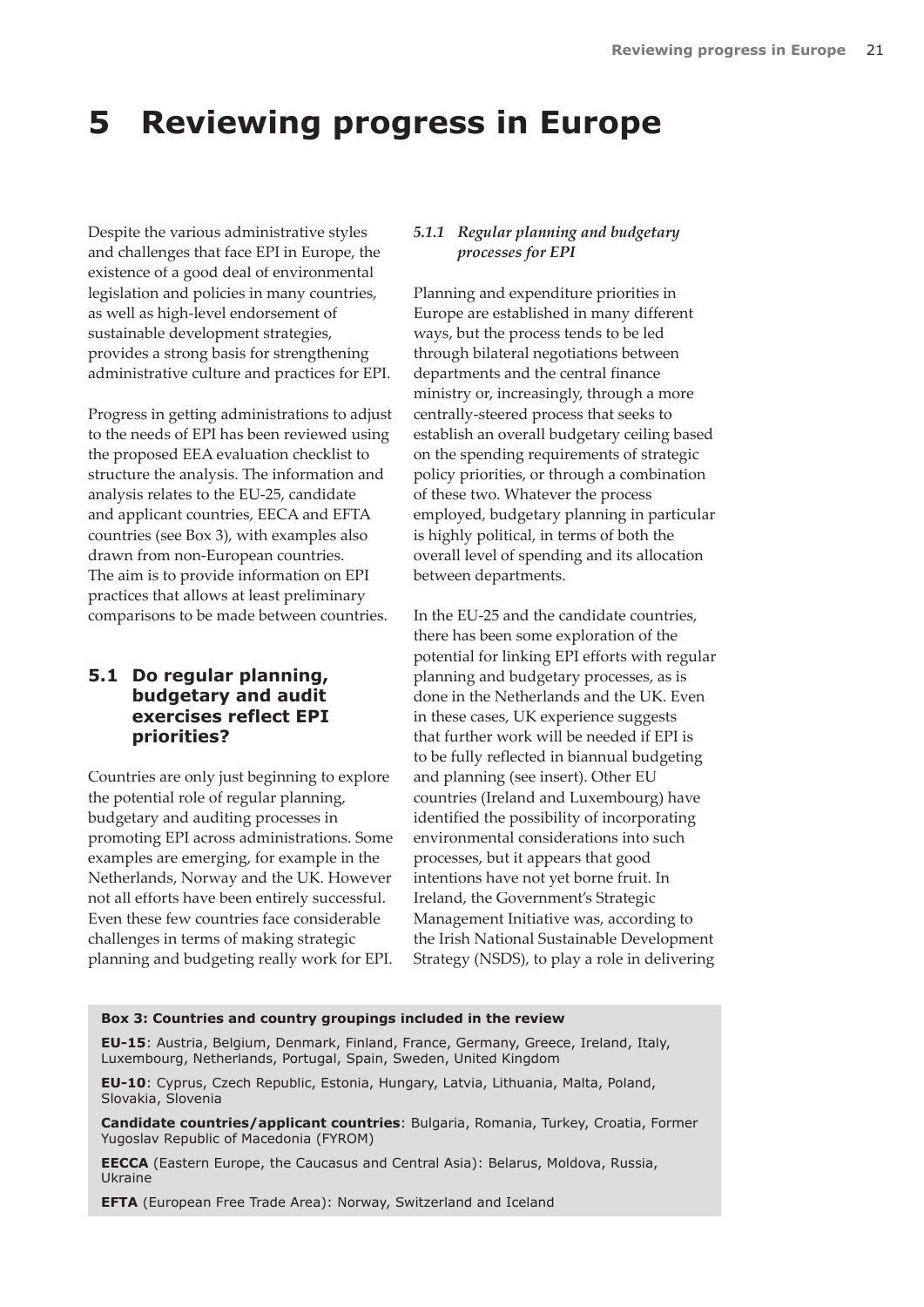# 5 Reviewing progress in Europe

Despite the various administrative styles and challenges that face EPI in Europe, the existence of a good deal of environmental legislation and policies in many countries, as well as high-level endorsement of sustainable development strategies, provides a strong basis for strengthening administrative culture and practices for EPI.

Progress in getting administrations to adjust to the needs of EPI has been reviewed using the proposed EEA evaluation checklist to structure the analysis. The information and analysis relates to the EU-25, candidate and applicant countries, EECA and EFTA countries (see Box 3), with examples also drawn from non-European countries. The aim is to provide information on EPI practices that allows at least preliminary comparisons to be made between countries.

## 5.1 Do regular planning, budgetary and audit exercises reflect EPI priorities?

Countries are only just beginning to explore the potential role of regular planning, budgetary and auditing processes in promoting EPI across administrations. Some examples are emerging, for example in the Netherlands, Norway and the UK. However not all efforts have been entirely successful. Even these few countries face considerable challenges in terms of making strategic planning and budgeting really work for EPI.

### *5.1.1 Regular planning and budgetary processes for EPI*

Planning and expenditure priorities in Europe are established in many different ways, but the process tends to be led through bilateral negotiations between departments and the central finance ministry or, increasingly, through a more centrally-steered process that seeks to establish an overall budgetary ceiling based on the spending requirements of strategic policy priorities, or through a combination of these two. Whatever the process employed, budgetary planning in particular is highly political, in terms of both the overall level of spending and its allocation between departments.

In the EU-25 and the candidate countries, there has been some exploration of the potential for linking EPI efforts with regular planning and budgetary processes, as is done in the Netherlands and the UK. Even in these cases, UK experience suggests that further work will be needed if EPI is to be fully reflected in biannual budgeting and planning (see insert). Other EU countries (Ireland and Luxembourg) have identified the possibility of incorporating environmental considerations into such processes, but it appears that good intentions have not yet borne fruit. In Ireland, the Government's Strategic Management Initiative was, according to the Irish National Sustainable Development Strategy (NSDS), to play a role in delivering

**Box 3: Countries and country groupings included in the review**

**EU-15**: Austria, Belgium, Denmark, Finland, France, Germany, Greece, Ireland, Italy, Luxembourg, Netherlands, Portugal, Spain, Sweden, United Kingdom

**EU-10**: Cyprus, Czech Republic, Estonia, Hungary, Latvia, Lithuania, Malta, Poland, Slovakia, Slovenia

**Candidate countries/applicant countries**: Bulgaria, Romania, Turkey, Croatia, Former Yugoslav Republic of Macedonia (FYROM)

**EECCA** (Eastern Europe, the Caucasus and Central Asia): Belarus, Moldova, Russia, Ukraine

**EFTA** (European Free Trade Area): Norway, Switzerland and Iceland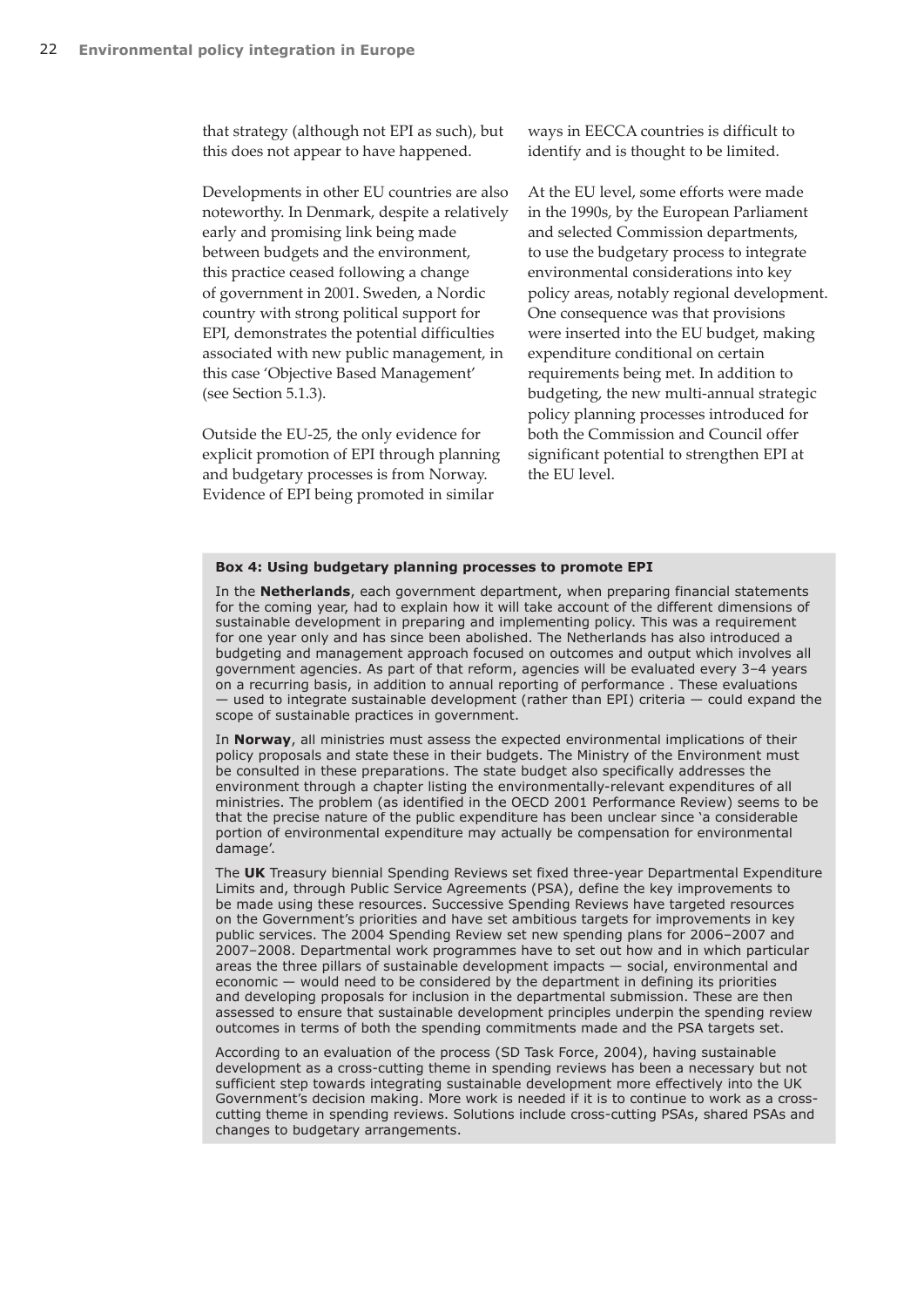that strategy (although not EPI as such), but this does not appear to have happened.

Developments in other EU countries are also noteworthy. In Denmark, despite a relatively early and promising link being made between budgets and the environment, this practice ceased following a change of government in 2001. Sweden, a Nordic country with strong political support for EPI, demonstrates the potential difficulties associated with new public management, in this case 'Objective Based Management' (see Section 5.1.3).

Outside the EU-25, the only evidence for explicit promotion of EPI through planning and budgetary processes is from Norway. Evidence of EPI being promoted in similar ways in EECCA countries is difficult to identify and is thought to be limited.

At the EU level, some efforts were made in the 1990s, by the European Parliament and selected Commission departments, to use the budgetary process to integrate environmental considerations into key policy areas, notably regional development. One consequence was that provisions were inserted into the EU budget, making expenditure conditional on certain requirements being met. In addition to budgeting, the new multi-annual strategic policy planning processes introduced for both the Commission and Council offer significant potential to strengthen EPI at the EU level.

**Box 4: Using budgetary planning processes to promote EPI**

In the **Netherlands**, each government department, when preparing financial statements for the coming year, had to explain how it will take account of the different dimensions of sustainable development in preparing and implementing policy. This was a requirement for one year only and has since been abolished. The Netherlands has also introduced a budgeting and management approach focused on outcomes and output which involves all government agencies. As part of that reform, agencies will be evaluated every 3–4 years on a recurring basis, in addition to annual reporting of performance . These evaluations — used to integrate sustainable development (rather than EPI) criteria — could expand the scope of sustainable practices in government.

In **Norway**, all ministries must assess the expected environmental implications of their policy proposals and state these in their budgets. The Ministry of the Environment must be consulted in these preparations. The state budget also specifically addresses the environment through a chapter listing the environmentally-relevant expenditures of all ministries. The problem (as identified in the OECD 2001 Performance Review) seems to be that the precise nature of the public expenditure has been unclear since 'a considerable portion of environmental expenditure may actually be compensation for environmental damage'.

The **UK** Treasury biennial Spending Reviews set fixed three-year Departmental Expenditure Limits and, through Public Service Agreements (PSA), define the key improvements to be made using these resources. Successive Spending Reviews have targeted resources on the Government's priorities and have set ambitious targets for improvements in key public services. The 2004 Spending Review set new spending plans for 2006–2007 and 2007–2008. Departmental work programmes have to set out how and in which particular areas the three pillars of sustainable development impacts — social, environmental and economic — would need to be considered by the department in defining its priorities and developing proposals for inclusion in the departmental submission. These are then assessed to ensure that sustainable development principles underpin the spending review outcomes in terms of both the spending commitments made and the PSA targets set.

According to an evaluation of the process (SD Task Force, 2004), having sustainable development as a cross-cutting theme in spending reviews has been a necessary but not sufficient step towards integrating sustainable development more effectively into the UK Government's decision making. More work is needed if it is to continue to work as a cross-cutting theme in spending reviews. Solutions include cross-cutting PSAs, shared PSAs and changes to budgetary arrangements.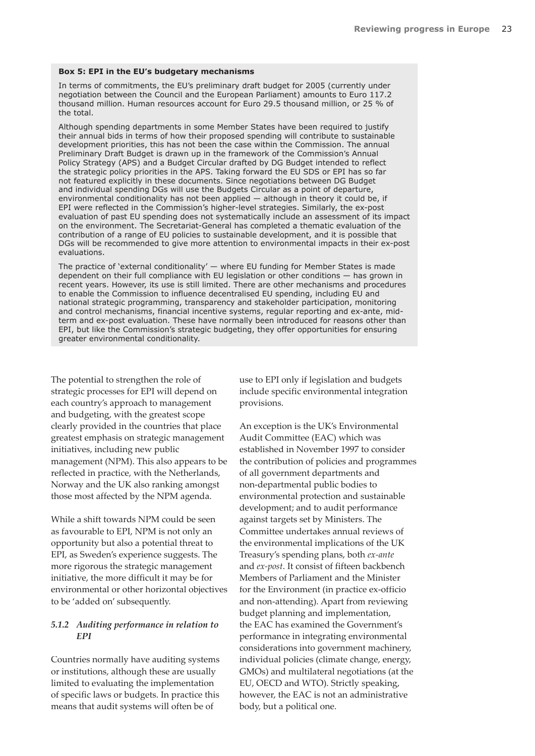**Box 5: EPI in the EU's budgetary mechanisms**

In terms of commitments, the EU's preliminary draft budget for 2005 (currently under negotiation between the Council and the European Parliament) amounts to Euro 117.2 thousand million. Human resources account for Euro 29.5 thousand million, or 25 % of the total.

Although spending departments in some Member States have been required to justify their annual bids in terms of how their proposed spending will contribute to sustainable development priorities, this has not been the case within the Commission. The annual Preliminary Draft Budget is drawn up in the framework of the Commission's Annual Policy Strategy (APS) and a Budget Circular drafted by DG Budget intended to reflect the strategic policy priorities in the APS. Taking forward the EU SDS or EPI has so far not featured explicitly in these documents. Since negotiations between DG Budget and individual spending DGs will use the Budgets Circular as a point of departure, environmental conditionality has not been applied — although in theory it could be, if EPI were reflected in the Commission's higher-level strategies. Similarly, the ex-post evaluation of past EU spending does not systematically include an assessment of its impact on the environment. The Secretariat-General has completed a thematic evaluation of the contribution of a range of EU policies to sustainable development, and it is possible that DGs will be recommended to give more attention to environmental impacts in their ex-post evaluations.

The practice of 'external conditionality' — where EU funding for Member States is made dependent on their full compliance with EU legislation or other conditions — has grown in recent years. However, its use is still limited. There are other mechanisms and procedures to enable the Commission to influence decentralised EU spending, including EU and national strategic programming, transparency and stakeholder participation, monitoring and control mechanisms, financial incentive systems, regular reporting and ex-ante, mid-term and ex-post evaluation. These have normally been introduced for reasons other than EPI, but like the Commission's strategic budgeting, they offer opportunities for ensuring greater environmental conditionality.

The potential to strengthen the role of strategic processes for EPI will depend on each country's approach to management and budgeting, with the greatest scope clearly provided in the countries that place greatest emphasis on strategic management initiatives, including new public management (NPM). This also appears to be reflected in practice, with the Netherlands, Norway and the UK also ranking amongst those most affected by the NPM agenda.

While a shift towards NPM could be seen as favourable to EPI, NPM is not only an opportunity but also a potential threat to EPI, as Sweden's experience suggests. The more rigorous the strategic management initiative, the more difficult it may be for environmental or other horizontal objectives to be 'added on' subsequently.

### *5.1.2 Auditing performance in relation to EPI*

Countries normally have auditing systems or institutions, although these are usually limited to evaluating the implementation of specific laws or budgets. In practice this means that audit systems will often be of use to EPI only if legislation and budgets include specific environmental integration provisions.

An exception is the UK's Environmental Audit Committee (EAC) which was established in November 1997 to consider the contribution of policies and programmes of all government departments and non-departmental public bodies to environmental protection and sustainable development; and to audit performance against targets set by Ministers. The Committee undertakes annual reviews of the environmental implications of the UK Treasury's spending plans, both *ex-ante* and *ex-post*. It consist of fifteen backbench Members of Parliament and the Minister for the Environment (in practice ex-officio and non-attending). Apart from reviewing budget planning and implementation, the EAC has examined the Government's performance in integrating environmental considerations into government machinery, individual policies (climate change, energy, GMOs) and multilateral negotiations (at the EU, OECD and WTO). Strictly speaking, however, the EAC is not an administrative body, but a political one.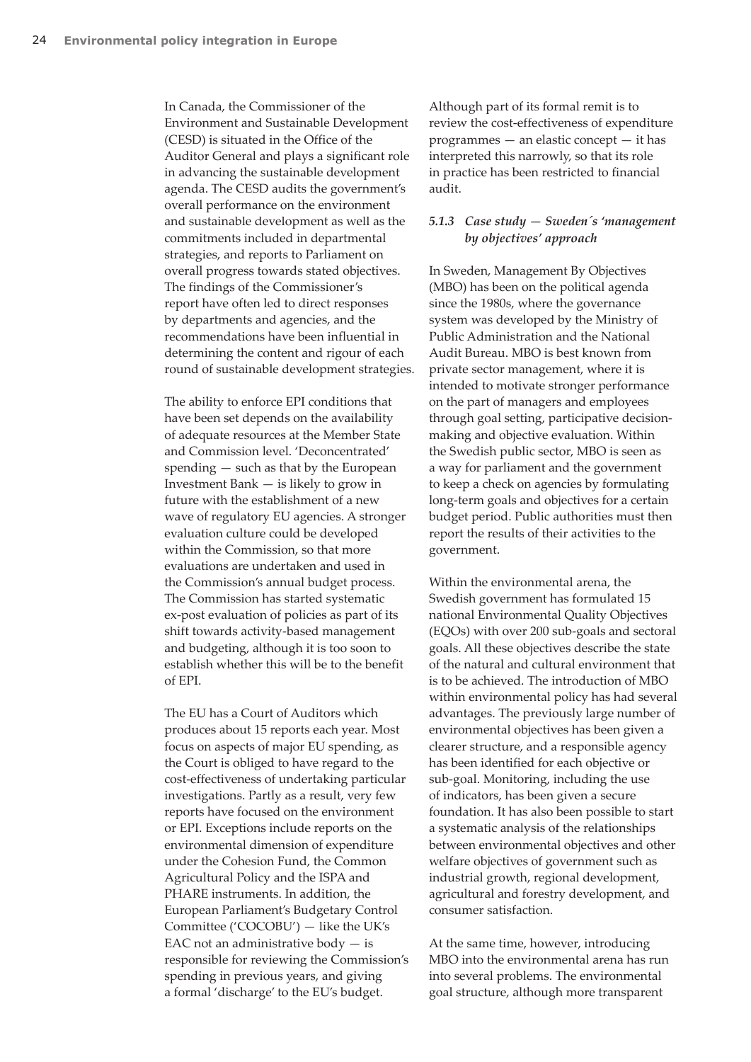In Canada, the Commissioner of the Environment and Sustainable Development (CESD) is situated in the Office of the Auditor General and plays a significant role in advancing the sustainable development agenda. The CESD audits the government's overall performance on the environment and sustainable development as well as the commitments included in departmental strategies, and reports to Parliament on overall progress towards stated objectives. The findings of the Commissioner's report have often led to direct responses by departments and agencies, and the recommendations have been influential in determining the content and rigour of each round of sustainable development strategies.

The ability to enforce EPI conditions that have been set depends on the availability of adequate resources at the Member State and Commission level. 'Deconcentrated' spending — such as that by the European Investment Bank — is likely to grow in future with the establishment of a new wave of regulatory EU agencies. A stronger evaluation culture could be developed within the Commission, so that more evaluations are undertaken and used in the Commission's annual budget process. The Commission has started systematic ex-post evaluation of policies as part of its shift towards activity-based management and budgeting, although it is too soon to establish whether this will be to the benefit of EPI.

The EU has a Court of Auditors which produces about 15 reports each year. Most focus on aspects of major EU spending, as the Court is obliged to have regard to the cost-effectiveness of undertaking particular investigations. Partly as a result, very few reports have focused on the environment or EPI. Exceptions include reports on the environmental dimension of expenditure under the Cohesion Fund, the Common Agricultural Policy and the ISPA and PHARE instruments. In addition, the European Parliament's Budgetary Control Committee ('COCOBU') — like the UK's EAC not an administrative body — is responsible for reviewing the Commission's spending in previous years, and giving a formal 'discharge' to the EU's budget. Although part of its formal remit is to review the cost-effectiveness of expenditure programmes — an elastic concept — it has interpreted this narrowly, so that its role in practice has been restricted to financial audit.

### *5.1.3 Case study — Sweden´s 'management by objectives' approach*

In Sweden, Management By Objectives (MBO) has been on the political agenda since the 1980s, where the governance system was developed by the Ministry of Public Administration and the National Audit Bureau. MBO is best known from private sector management, where it is intended to motivate stronger performance on the part of managers and employees through goal setting, participative decision-making and objective evaluation. Within the Swedish public sector, MBO is seen as a way for parliament and the government to keep a check on agencies by formulating long-term goals and objectives for a certain budget period. Public authorities must then report the results of their activities to the government.

Within the environmental arena, the Swedish government has formulated 15 national Environmental Quality Objectives (EQOs) with over 200 sub-goals and sectoral goals. All these objectives describe the state of the natural and cultural environment that is to be achieved. The introduction of MBO within environmental policy has had several advantages. The previously large number of environmental objectives has been given a clearer structure, and a responsible agency has been identified for each objective or sub-goal. Monitoring, including the use of indicators, has been given a secure foundation. It has also been possible to start a systematic analysis of the relationships between environmental objectives and other welfare objectives of government such as industrial growth, regional development, agricultural and forestry development, and consumer satisfaction.

At the same time, however, introducing MBO into the environmental arena has run into several problems. The environmental goal structure, although more transparent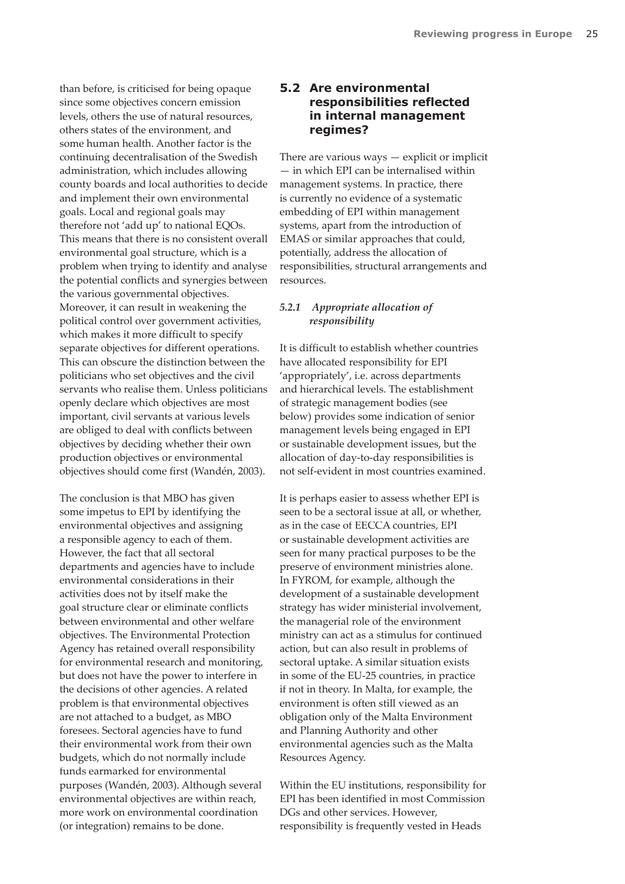than before, is criticised for being opaque since some objectives concern emission levels, others the use of natural resources, others states of the environment, and some human health. Another factor is the continuing decentralisation of the Swedish administration, which includes allowing county boards and local authorities to decide and implement their own environmental goals. Local and regional goals may therefore not 'add up' to national EQOs. This means that there is no consistent overall environmental goal structure, which is a problem when trying to identify and analyse the potential conflicts and synergies between the various governmental objectives. Moreover, it can result in weakening the political control over government activities, which makes it more difficult to specify separate objectives for different operations. This can obscure the distinction between the politicians who set objectives and the civil servants who realise them. Unless politicians openly declare which objectives are most important, civil servants at various levels are obliged to deal with conflicts between objectives by deciding whether their own production objectives or environmental objectives should come first (Wandén, 2003).

The conclusion is that MBO has given some impetus to EPI by identifying the environmental objectives and assigning a responsible agency to each of them. However, the fact that all sectoral departments and agencies have to include environmental considerations in their activities does not by itself make the goal structure clear or eliminate conflicts between environmental and other welfare objectives. The Environmental Protection Agency has retained overall responsibility for environmental research and monitoring, but does not have the power to interfere in the decisions of other agencies. A related problem is that environmental objectives are not attached to a budget, as MBO foresees. Sectoral agencies have to fund their environmental work from their own budgets, which do not normally include funds earmarked for environmental purposes (Wandén, 2003). Although several environmental objectives are within reach, more work on environmental coordination (or integration) remains to be done.

## 5.2 Are environmental responsibilities reflected in internal management regimes?

There are various ways — explicit or implicit — in which EPI can be internalised within management systems. In practice, there is currently no evidence of a systematic embedding of EPI within management systems, apart from the introduction of EMAS or similar approaches that could, potentially, address the allocation of responsibilities, structural arrangements and resources.

### *5.2.1 Appropriate allocation of responsibility*

It is difficult to establish whether countries have allocated responsibility for EPI 'appropriately', i.e. across departments and hierarchical levels. The establishment of strategic management bodies (see below) provides some indication of senior management levels being engaged in EPI or sustainable development issues, but the allocation of day-to-day responsibilities is not self-evident in most countries examined.

It is perhaps easier to assess whether EPI is seen to be a sectoral issue at all, or whether, as in the case of EECCA countries, EPI or sustainable development activities are seen for many practical purposes to be the preserve of environment ministries alone. In FYROM, for example, although the development of a sustainable development strategy has wider ministerial involvement, the managerial role of the environment ministry can act as a stimulus for continued action, but can also result in problems of sectoral uptake. A similar situation exists in some of the EU-25 countries, in practice if not in theory. In Malta, for example, the environment is often still viewed as an obligation only of the Malta Environment and Planning Authority and other environmental agencies such as the Malta Resources Agency.

Within the EU institutions, responsibility for EPI has been identified in most Commission DGs and other services. However, responsibility is frequently vested in Heads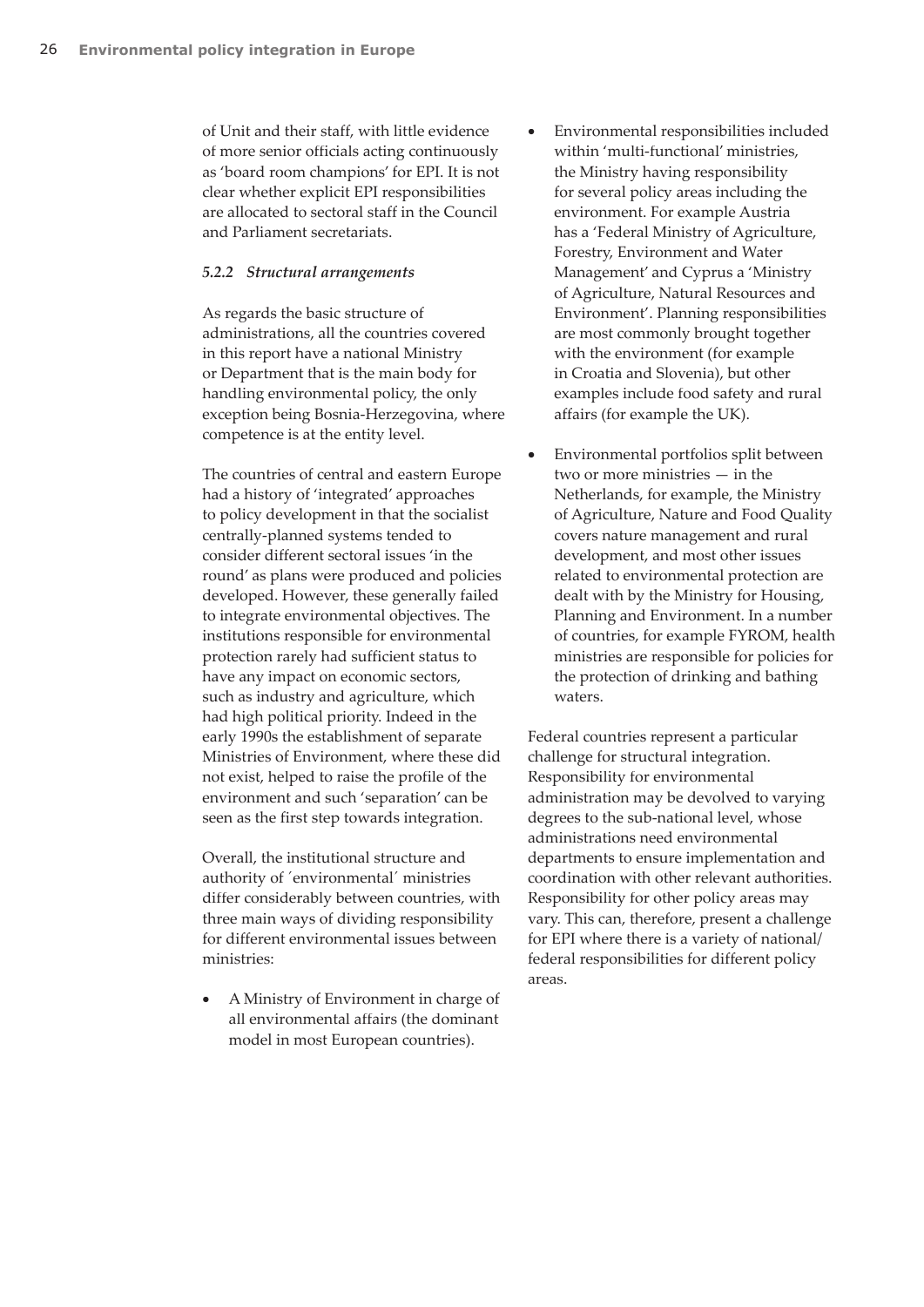of Unit and their staff, with little evidence of more senior officials acting continuously as 'board room champions' for EPI. It is not clear whether explicit EPI responsibilities are allocated to sectoral staff in the Council and Parliament secretariats.

#### *5.2.2 Structural arrangements*

As regards the basic structure of administrations, all the countries covered in this report have a national Ministry or Department that is the main body for handling environmental policy, the only exception being Bosnia-Herzegovina, where competence is at the entity level.

The countries of central and eastern Europe had a history of 'integrated' approaches to policy development in that the socialist centrally-planned systems tended to consider different sectoral issues 'in the round' as plans were produced and policies developed. However, these generally failed to integrate environmental objectives. The institutions responsible for environmental protection rarely had sufficient status to have any impact on economic sectors, such as industry and agriculture, which had high political priority. Indeed in the early 1990s the establishment of separate Ministries of Environment, where these did not exist, helped to raise the profile of the environment and such 'separation' can be seen as the first step towards integration.

Overall, the institutional structure and authority of ´environmental´ ministries differ considerably between countries, with three main ways of dividing responsibility for different environmental issues between ministries:

- A Ministry of Environment in charge of all environmental affairs (the dominant model in most European countries).
- Environmental responsibilities included within 'multi-functional' ministries, the Ministry having responsibility for several policy areas including the environment. For example Austria has a 'Federal Ministry of Agriculture, Forestry, Environment and Water Management' and Cyprus a 'Ministry of Agriculture, Natural Resources and Environment'. Planning responsibilities are most commonly brought together with the environment (for example in Croatia and Slovenia), but other examples include food safety and rural affairs (for example the UK).
- Environmental portfolios split between two or more ministries — in the Netherlands, for example, the Ministry of Agriculture, Nature and Food Quality covers nature management and rural development, and most other issues related to environmental protection are dealt with by the Ministry for Housing, Planning and Environment. In a number of countries, for example FYROM, health ministries are responsible for policies for the protection of drinking and bathing waters.

Federal countries represent a particular challenge for structural integration. Responsibility for environmental administration may be devolved to varying degrees to the sub-national level, whose administrations need environmental departments to ensure implementation and coordination with other relevant authorities. Responsibility for other policy areas may vary. This can, therefore, present a challenge for EPI where there is a variety of national/federal responsibilities for different policy areas.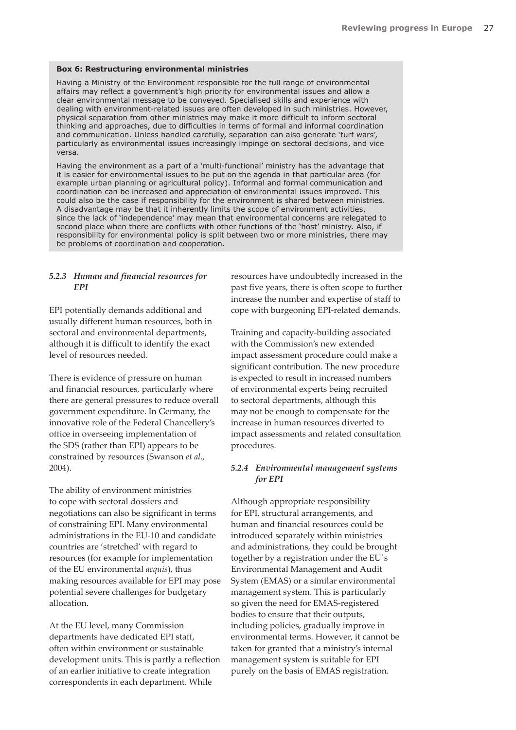**Box 6: Restructuring environmental ministries**

Having a Ministry of the Environment responsible for the full range of environmental affairs may reflect a government's high priority for environmental issues and allow a clear environmental message to be conveyed. Specialised skills and experience with dealing with environment-related issues are often developed in such ministries. However, physical separation from other ministries may make it more difficult to inform sectoral thinking and approaches, due to difficulties in terms of formal and informal coordination and communication. Unless handled carefully, separation can also generate 'turf wars', particularly as environmental issues increasingly impinge on sectoral decisions, and vice versa.

Having the environment as a part of a 'multi-functional' ministry has the advantage that it is easier for environmental issues to be put on the agenda in that particular area (for example urban planning or agricultural policy). Informal and formal communication and coordination can be increased and appreciation of environmental issues improved. This could also be the case if responsibility for the environment is shared between ministries. A disadvantage may be that it inherently limits the scope of environment activities, since the lack of 'independence' may mean that environmental concerns are relegated to second place when there are conflicts with other functions of the 'host' ministry. Also, if responsibility for environmental policy is split between two or more ministries, there may be problems of coordination and cooperation.

### *5.2.3 Human and financial resources for EPI*

EPI potentially demands additional and usually different human resources, both in sectoral and environmental departments, although it is difficult to identify the exact level of resources needed.

There is evidence of pressure on human and financial resources, particularly where there are general pressures to reduce overall government expenditure. In Germany, the innovative role of the Federal Chancellery's office in overseeing implementation of the SDS (rather than EPI) appears to be constrained by resources (Swanson *et al.*, 2004).

The ability of environment ministries to cope with sectoral dossiers and negotiations can also be significant in terms of constraining EPI. Many environmental administrations in the EU-10 and candidate countries are 'stretched' with regard to resources (for example for implementation of the EU environmental *acquis*), thus making resources available for EPI may pose potential severe challenges for budgetary allocation.

At the EU level, many Commission departments have dedicated EPI staff, often within environment or sustainable development units. This is partly a reflection of an earlier initiative to create integration correspondents in each department. While resources have undoubtedly increased in the past five years, there is often scope to further increase the number and expertise of staff to cope with burgeoning EPI-related demands.

Training and capacity-building associated with the Commission's new extended impact assessment procedure could make a significant contribution. The new procedure is expected to result in increased numbers of environmental experts being recruited to sectoral departments, although this may not be enough to compensate for the increase in human resources diverted to impact assessments and related consultation procedures.

### *5.2.4 Environmental management systems for EPI*

Although appropriate responsibility for EPI, structural arrangements, and human and financial resources could be introduced separately within ministries and administrations, they could be brought together by a registration under the EU´s Environmental Management and Audit System (EMAS) or a similar environmental management system. This is particularly so given the need for EMAS-registered bodies to ensure that their outputs, including policies, gradually improve in environmental terms. However, it cannot be taken for granted that a ministry's internal management system is suitable for EPI purely on the basis of EMAS registration.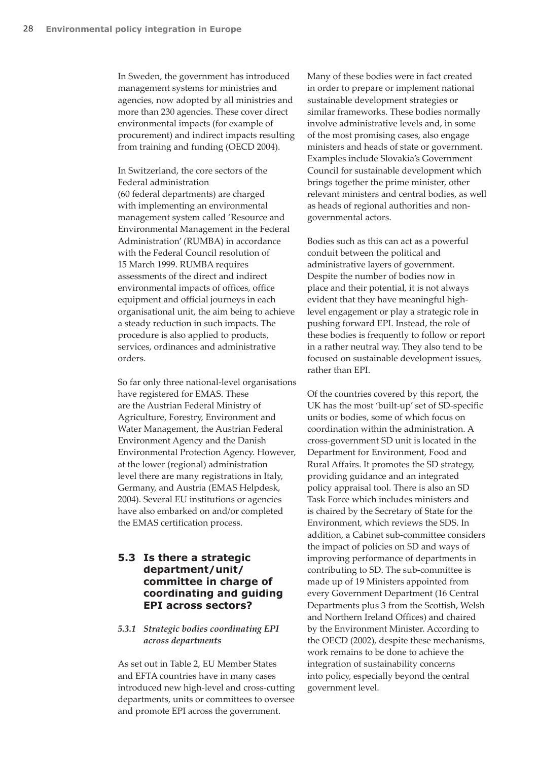In Sweden, the government has introduced management systems for ministries and agencies, now adopted by all ministries and more than 230 agencies. These cover direct environmental impacts (for example of procurement) and indirect impacts resulting from training and funding (OECD 2004).

In Switzerland, the core sectors of the Federal administration (60 federal departments) are charged with implementing an environmental management system called 'Resource and Environmental Management in the Federal Administration' (RUMBA) in accordance with the Federal Council resolution of 15 March 1999. RUMBA requires assessments of the direct and indirect environmental impacts of offices, office equipment and official journeys in each organisational unit, the aim being to achieve a steady reduction in such impacts. The procedure is also applied to products, services, ordinances and administrative orders.

So far only three national-level organisations have registered for EMAS. These are the Austrian Federal Ministry of Agriculture, Forestry, Environment and Water Management, the Austrian Federal Environment Agency and the Danish Environmental Protection Agency. However, at the lower (regional) administration level there are many registrations in Italy, Germany, and Austria (EMAS Helpdesk, 2004). Several EU institutions or agencies have also embarked on and/or completed the EMAS certification process.

## 5.3 Is there a strategic department/unit/committee in charge of coordinating and guiding EPI across sectors?

### *5.3.1 Strategic bodies coordinating EPI across departments*

As set out in Table 2, EU Member States and EFTA countries have in many cases introduced new high-level and cross-cutting departments, units or committees to oversee and promote EPI across the government.

Many of these bodies were in fact created in order to prepare or implement national sustainable development strategies or similar frameworks. These bodies normally involve administrative levels and, in some of the most promising cases, also engage ministers and heads of state or government. Examples include Slovakia's Government Council for sustainable development which brings together the prime minister, other relevant ministers and central bodies, as well as heads of regional authorities and non-governmental actors.

Bodies such as this can act as a powerful conduit between the political and administrative layers of government. Despite the number of bodies now in place and their potential, it is not always evident that they have meaningful high-level engagement or play a strategic role in pushing forward EPI. Instead, the role of these bodies is frequently to follow or report in a rather neutral way. They also tend to be focused on sustainable development issues, rather than EPI.

Of the countries covered by this report, the UK has the most 'built-up' set of SD-specific units or bodies, some of which focus on coordination within the administration. A cross-government SD unit is located in the Department for Environment, Food and Rural Affairs. It promotes the SD strategy, providing guidance and an integrated policy appraisal tool. There is also an SD Task Force which includes ministers and is chaired by the Secretary of State for the Environment, which reviews the SDS. In addition, a Cabinet sub-committee considers the impact of policies on SD and ways of improving performance of departments in contributing to SD. The sub-committee is made up of 19 Ministers appointed from every Government Department (16 Central Departments plus 3 from the Scottish, Welsh and Northern Ireland Offices) and chaired by the Environment Minister. According to the OECD (2002), despite these mechanisms, work remains to be done to achieve the integration of sustainability concerns into policy, especially beyond the central government level.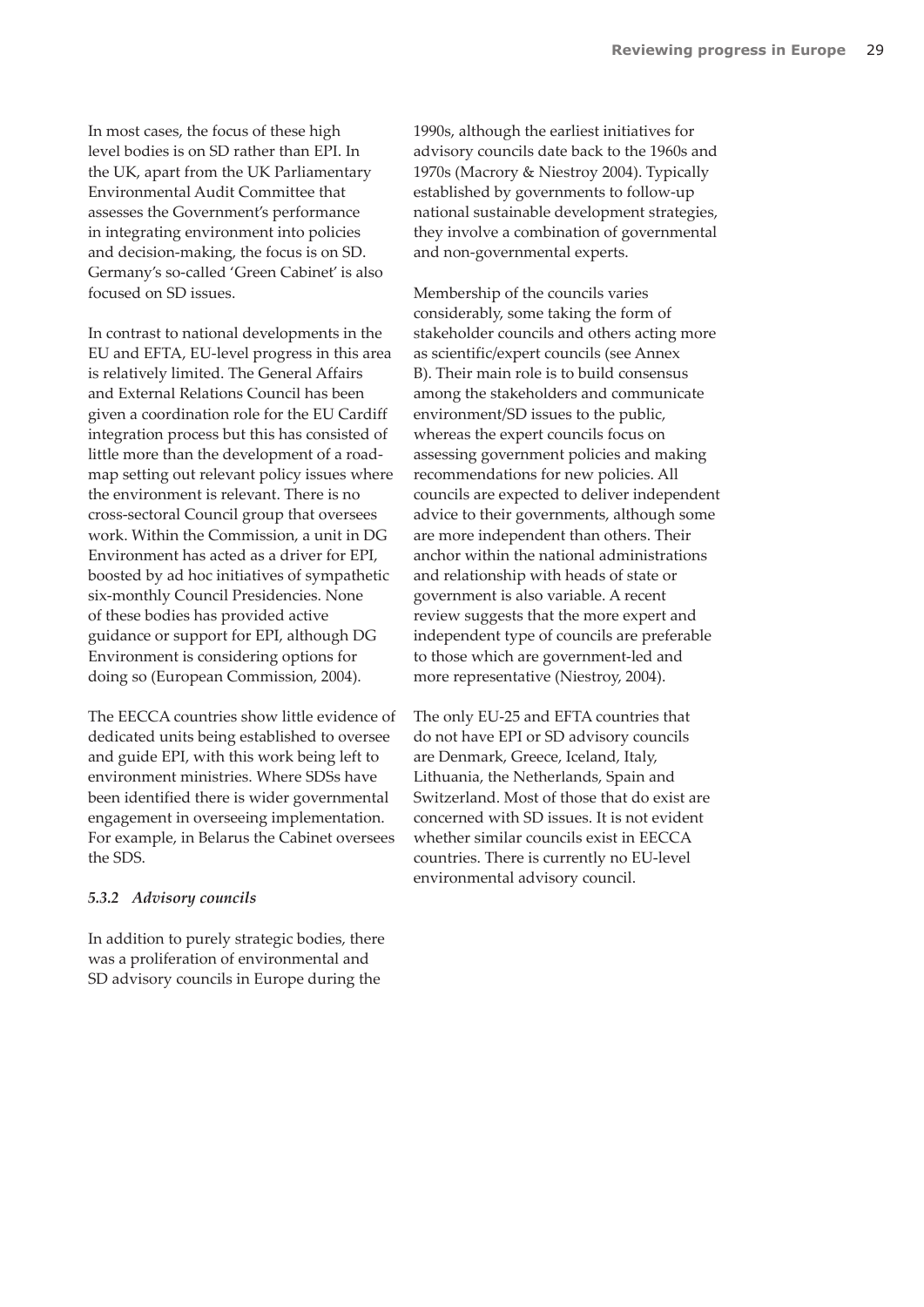In most cases, the focus of these high level bodies is on SD rather than EPI. In the UK, apart from the UK Parliamentary Environmental Audit Committee that assesses the Government's performance in integrating environment into policies and decision-making, the focus is on SD. Germany's so-called 'Green Cabinet' is also focused on SD issues.

In contrast to national developments in the EU and EFTA, EU-level progress in this area is relatively limited. The General Affairs and External Relations Council has been given a coordination role for the EU Cardiff integration process but this has consisted of little more than the development of a road-map setting out relevant policy issues where the environment is relevant. There is no cross-sectoral Council group that oversees work. Within the Commission, a unit in DG Environment has acted as a driver for EPI, boosted by ad hoc initiatives of sympathetic six-monthly Council Presidencies. None of these bodies has provided active guidance or support for EPI, although DG Environment is considering options for doing so (European Commission, 2004).

The EECCA countries show little evidence of dedicated units being established to oversee and guide EPI, with this work being left to environment ministries. Where SDSs have been identified there is wider governmental engagement in overseeing implementation. For example, in Belarus the Cabinet oversees the SDS.

#### *5.3.2 Advisory councils*

In addition to purely strategic bodies, there was a proliferation of environmental and SD advisory councils in Europe during the 1990s, although the earliest initiatives for advisory councils date back to the 1960s and 1970s (Macrory & Niestroy 2004). Typically established by governments to follow-up national sustainable development strategies, they involve a combination of governmental and non-governmental experts.

Membership of the councils varies considerably, some taking the form of stakeholder councils and others acting more as scientific/expert councils (see Annex B). Their main role is to build consensus among the stakeholders and communicate environment/SD issues to the public, whereas the expert councils focus on assessing government policies and making recommendations for new policies. All councils are expected to deliver independent advice to their governments, although some are more independent than others. Their anchor within the national administrations and relationship with heads of state or government is also variable. A recent review suggests that the more expert and independent type of councils are preferable to those which are government-led and more representative (Niestroy, 2004).

The only EU-25 and EFTA countries that do not have EPI or SD advisory councils are Denmark, Greece, Iceland, Italy, Lithuania, the Netherlands, Spain and Switzerland. Most of those that do exist are concerned with SD issues. It is not evident whether similar councils exist in EECCA countries. There is currently no EU-level environmental advisory council.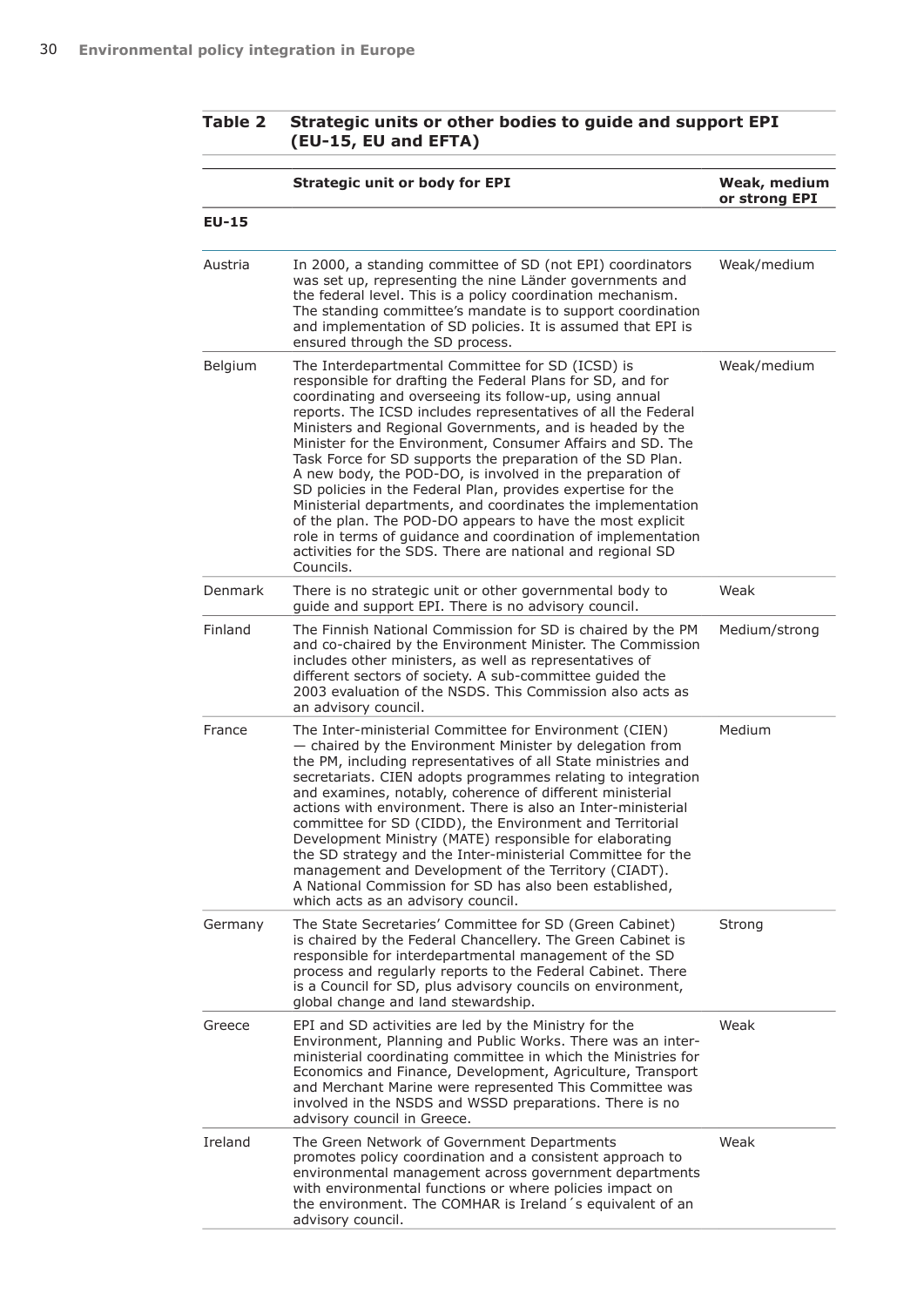**Table 2 Strategic units or other bodies to guide and support EPI (EU-15, EU and EFTA)**

| | Strategic unit or body for EPI | Weak, medium or strong EPI |
|---|---|---|
| **EU-15** | | |
| Austria | In 2000, a standing committee of SD (not EPI) coordinators was set up, representing the nine Länder governments and the federal level. This is a policy coordination mechanism. The standing committee's mandate is to support coordination and implementation of SD policies. It is assumed that EPI is ensured through the SD process. | Weak/medium |
| Belgium | The Interdepartmental Committee for SD (ICSD) is responsible for drafting the Federal Plans for SD, and for coordinating and overseeing its follow-up, using annual reports. The ICSD includes representatives of all the Federal Ministers and Regional Governments, and is headed by the Minister for the Environment, Consumer Affairs and SD. The Task Force for SD supports the preparation of the SD Plan. A new body, the POD-DO, is involved in the preparation of SD policies in the Federal Plan, provides expertise for the Ministerial departments, and coordinates the implementation of the plan. The POD-DO appears to have the most explicit role in terms of guidance and coordination of implementation activities for the SDS. There are national and regional SD Councils. | Weak/medium |
| Denmark | There is no strategic unit or other governmental body to guide and support EPI. There is no advisory council. | Weak |
| Finland | The Finnish National Commission for SD is chaired by the PM and co-chaired by the Environment Minister. The Commission includes other ministers, as well as representatives of different sectors of society. A sub-committee guided the 2003 evaluation of the NSDS. This Commission also acts as an advisory council. | Medium/strong |
| France | The Inter-ministerial Committee for Environment (CIEN) — chaired by the Environment Minister by delegation from the PM, including representatives of all State ministries and secretariats. CIEN adopts programmes relating to integration and examines, notably, coherence of different ministerial actions with environment. There is also an Inter-ministerial committee for SD (CIDD), the Environment and Territorial Development Ministry (MATE) responsible for elaborating the SD strategy and the Inter-ministerial Committee for the management and Development of the Territory (CIADT). A National Commission for SD has also been established, which acts as an advisory council. | Medium |
| Germany | The State Secretaries' Committee for SD (Green Cabinet) is chaired by the Federal Chancellery. The Green Cabinet is responsible for interdepartmental management of the SD process and regularly reports to the Federal Cabinet. There is a Council for SD, plus advisory councils on environment, global change and land stewardship. | Strong |
| Greece | EPI and SD activities are led by the Ministry for the Environment, Planning and Public Works. There was an inter-ministerial coordinating committee in which the Ministries for Economics and Finance, Development, Agriculture, Transport and Merchant Marine were represented This Committee was involved in the NSDS and WSSD preparations. There is no advisory council in Greece. | Weak |
| Ireland | The Green Network of Government Departments promotes policy coordination and a consistent approach to environmental management across government departments with environmental functions or where policies impact on the environment. The COMHAR is Ireland´s equivalent of an advisory council. | Weak |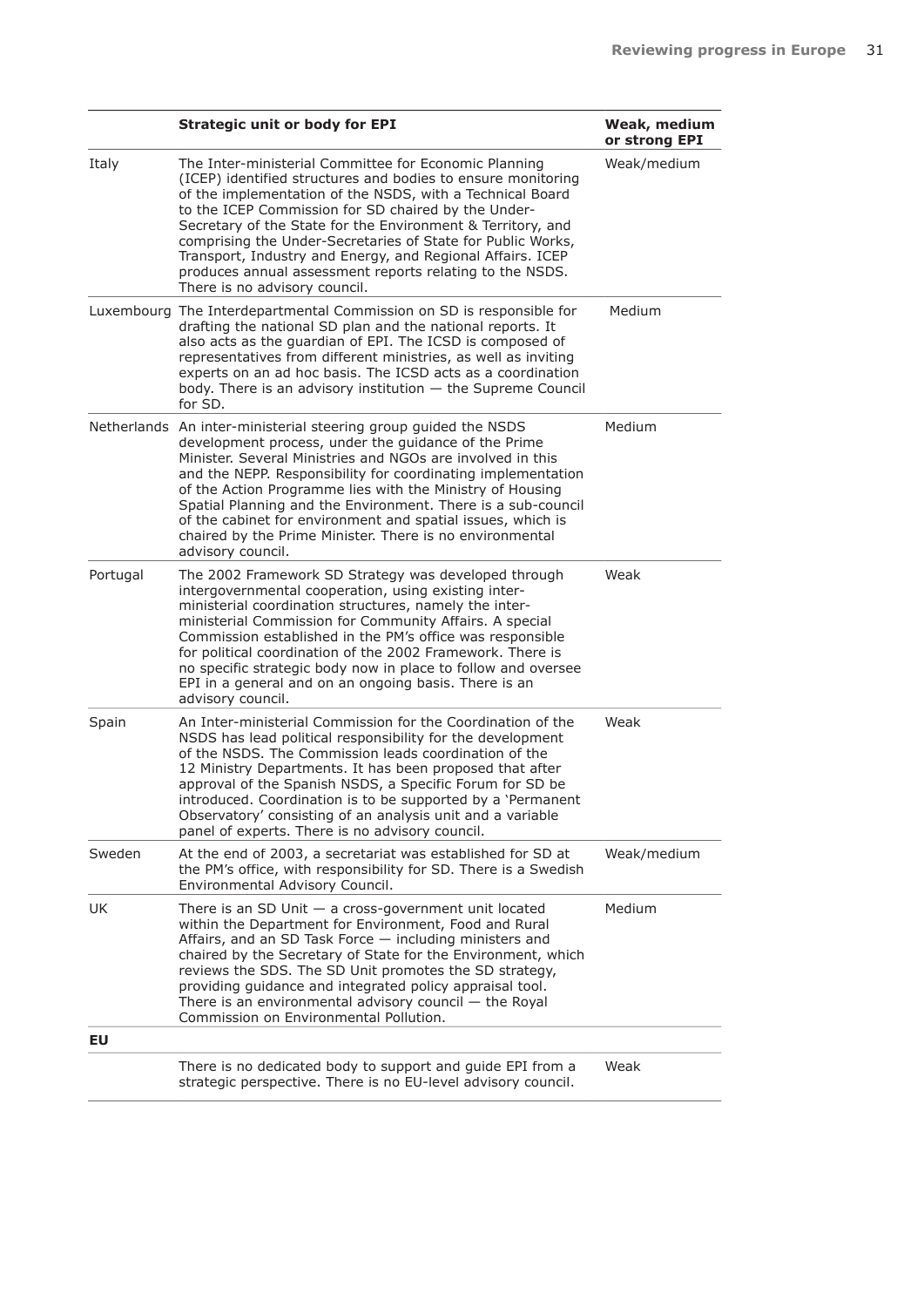| | Strategic unit or body for EPI | Weak, medium or strong EPI |
|---|---|---|
| Italy | The Inter-ministerial Committee for Economic Planning (ICEP) identified structures and bodies to ensure monitoring of the implementation of the NSDS, with a Technical Board to the ICEP Commission for SD chaired by the Under-Secretary of the State for the Environment & Territory, and comprising the Under-Secretaries of State for Public Works, Transport, Industry and Energy, and Regional Affairs. ICEP produces annual assessment reports relating to the NSDS. There is no advisory council. | Weak/medium |
| Luxembourg | The Interdepartmental Commission on SD is responsible for drafting the national SD plan and the national reports. It also acts as the guardian of EPI. The ICSD is composed of representatives from different ministries, as well as inviting experts on an ad hoc basis. The ICSD acts as a coordination body. There is an advisory institution — the Supreme Council for SD. | Medium |
| Netherlands | An inter-ministerial steering group guided the NSDS development process, under the guidance of the Prime Minister. Several Ministries and NGOs are involved in this and the NEPP. Responsibility for coordinating implementation of the Action Programme lies with the Ministry of Housing Spatial Planning and the Environment. There is a sub-council of the cabinet for environment and spatial issues, which is chaired by the Prime Minister. There is no environmental advisory council. | Medium |
| Portugal | The 2002 Framework SD Strategy was developed through intergovernmental cooperation, using existing inter-ministerial coordination structures, namely the inter-ministerial Commission for Community Affairs. A special Commission established in the PM's office was responsible for political coordination of the 2002 Framework. There is no specific strategic body now in place to follow and oversee EPI in a general and on an ongoing basis. There is an advisory council. | Weak |
| Spain | An Inter-ministerial Commission for the Coordination of the NSDS has lead political responsibility for the development of the NSDS. The Commission leads coordination of the 12 Ministry Departments. It has been proposed that after approval of the Spanish NSDS, a Specific Forum for SD be introduced. Coordination is to be supported by a 'Permanent Observatory' consisting of an analysis unit and a variable panel of experts. There is no advisory council. | Weak |
| Sweden | At the end of 2003, a secretariat was established for SD at the PM's office, with responsibility for SD. There is a Swedish Environmental Advisory Council. | Weak/medium |
| UK | There is an SD Unit — a cross-government unit located within the Department for Environment, Food and Rural Affairs, and an SD Task Force — including ministers and chaired by the Secretary of State for the Environment, which reviews the SDS. The SD Unit promotes the SD strategy, providing guidance and integrated policy appraisal tool. There is an environmental advisory council — the Royal Commission on Environmental Pollution. | Medium |
| **EU** | | |
| | There is no dedicated body to support and guide EPI from a strategic perspective. There is no EU-level advisory council. | Weak |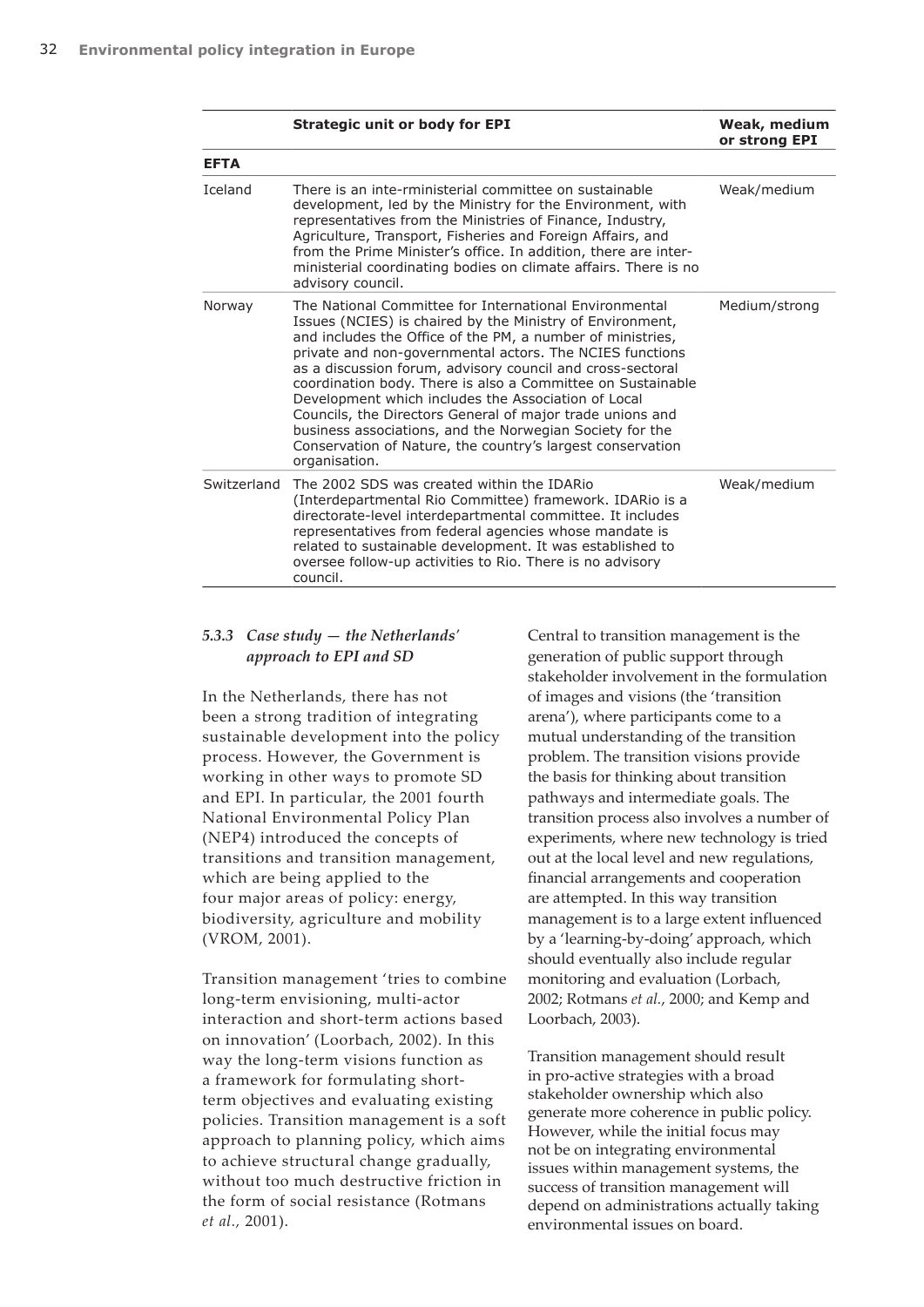| | Strategic unit or body for EPI | Weak, medium or strong EPI |
|---|---|---|
| **EFTA** | | |
| Iceland | There is an inte-rministerial committee on sustainable development, led by the Ministry for the Environment, with representatives from the Ministries of Finance, Industry, Agriculture, Transport, Fisheries and Foreign Affairs, and from the Prime Minister's office. In addition, there are inter-ministerial coordinating bodies on climate affairs. There is no advisory council. | Weak/medium |
| Norway | The National Committee for International Environmental Issues (NCIES) is chaired by the Ministry of Environment, and includes the Office of the PM, a number of ministries, private and non-governmental actors. The NCIES functions as a discussion forum, advisory council and cross-sectoral coordination body. There is also a Committee on Sustainable Development which includes the Association of Local Councils, the Directors General of major trade unions and business associations, and the Norwegian Society for the Conservation of Nature, the country's largest conservation organisation. | Medium/strong |
| Switzerland | The 2002 SDS was created within the IDARio (Interdepartmental Rio Committee) framework. IDARio is a directorate-level interdepartmental committee. It includes representatives from federal agencies whose mandate is related to sustainable development. It was established to oversee follow-up activities to Rio. There is no advisory council. | Weak/medium |

### 5.3.3 *Case study — the Netherlands' approach to EPI and SD*

In the Netherlands, there has not been a strong tradition of integrating sustainable development into the policy process. However, the Government is working in other ways to promote SD and EPI. In particular, the 2001 fourth National Environmental Policy Plan (NEP4) introduced the concepts of transitions and transition management, which are being applied to the four major areas of policy: energy, biodiversity, agriculture and mobility (VROM, 2001).

Transition management 'tries to combine long-term envisioning, multi-actor interaction and short-term actions based on innovation' (Loorbach, 2002). In this way the long-term visions function as a framework for formulating short-term objectives and evaluating existing policies. Transition management is a soft approach to planning policy, which aims to achieve structural change gradually, without too much destructive friction in the form of social resistance (Rotmans *et al.*, 2001).

Central to transition management is the generation of public support through stakeholder involvement in the formulation of images and visions (the 'transition arena'), where participants come to a mutual understanding of the transition problem. The transition visions provide the basis for thinking about transition pathways and intermediate goals. The transition process also involves a number of experiments, where new technology is tried out at the local level and new regulations, financial arrangements and cooperation are attempted. In this way transition management is to a large extent influenced by a 'learning-by-doing' approach, which should eventually also include regular monitoring and evaluation (Lorbach, 2002; Rotmans *et al.*, 2000; and Kemp and Loorbach, 2003).

Transition management should result in pro-active strategies with a broad stakeholder ownership which also generate more coherence in public policy. However, while the initial focus may not be on integrating environmental issues within management systems, the success of transition management will depend on administrations actually taking environmental issues on board.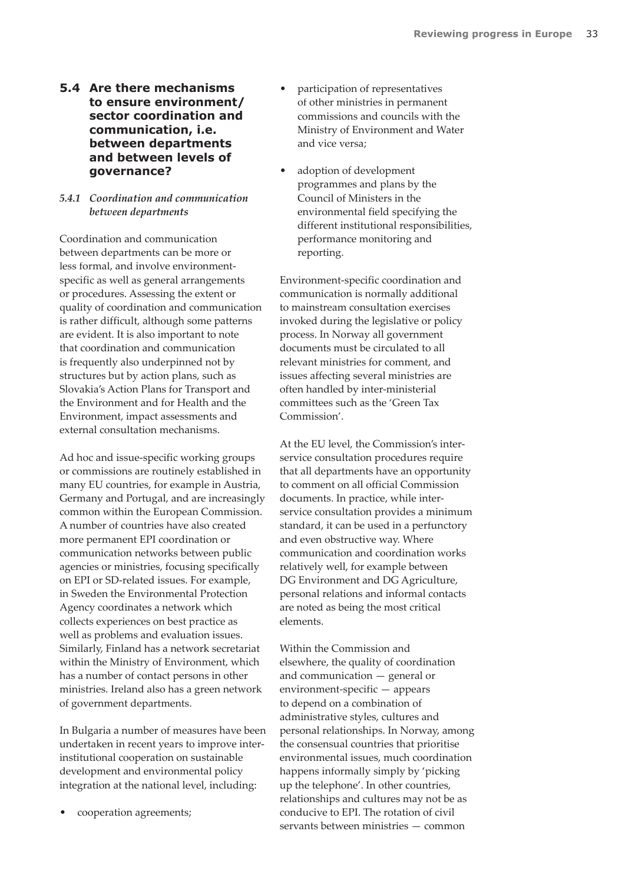## 5.4 Are there mechanisms to ensure environment/sector coordination and communication, i.e. between departments and between levels of governance?

### *5.4.1 Coordination and communication between departments*

Coordination and communication between departments can be more or less formal, and involve environment-specific as well as general arrangements or procedures. Assessing the extent or quality of coordination and communication is rather difficult, although some patterns are evident. It is also important to note that coordination and communication is frequently also underpinned not by structures but by action plans, such as Slovakia's Action Plans for Transport and the Environment and for Health and the Environment, impact assessments and external consultation mechanisms.

Ad hoc and issue-specific working groups or commissions are routinely established in many EU countries, for example in Austria, Germany and Portugal, and are increasingly common within the European Commission. A number of countries have also created more permanent EPI coordination or communication networks between public agencies or ministries, focusing specifically on EPI or SD-related issues. For example, in Sweden the Environmental Protection Agency coordinates a network which collects experiences on best practice as well as problems and evaluation issues. Similarly, Finland has a network secretariat within the Ministry of Environment, which has a number of contact persons in other ministries. Ireland also has a green network of government departments.

In Bulgaria a number of measures have been undertaken in recent years to improve inter-institutional cooperation on sustainable development and environmental policy integration at the national level, including:

- cooperation agreements;
- participation of representatives of other ministries in permanent commissions and councils with the Ministry of Environment and Water and vice versa;
- adoption of development programmes and plans by the Council of Ministers in the environmental field specifying the different institutional responsibilities, performance monitoring and reporting.

Environment-specific coordination and communication is normally additional to mainstream consultation exercises invoked during the legislative or policy process. In Norway all government documents must be circulated to all relevant ministries for comment, and issues affecting several ministries are often handled by inter-ministerial committees such as the 'Green Tax Commission'.

At the EU level, the Commission's inter-service consultation procedures require that all departments have an opportunity to comment on all official Commission documents. In practice, while inter-service consultation provides a minimum standard, it can be used in a perfunctory and even obstructive way. Where communication and coordination works relatively well, for example between DG Environment and DG Agriculture, personal relations and informal contacts are noted as being the most critical elements.

Within the Commission and elsewhere, the quality of coordination and communication — general or environment-specific — appears to depend on a combination of administrative styles, cultures and personal relationships. In Norway, among the consensual countries that prioritise environmental issues, much coordination happens informally simply by 'picking up the telephone'. In other countries, relationships and cultures may not be as conducive to EPI. The rotation of civil servants between ministries — common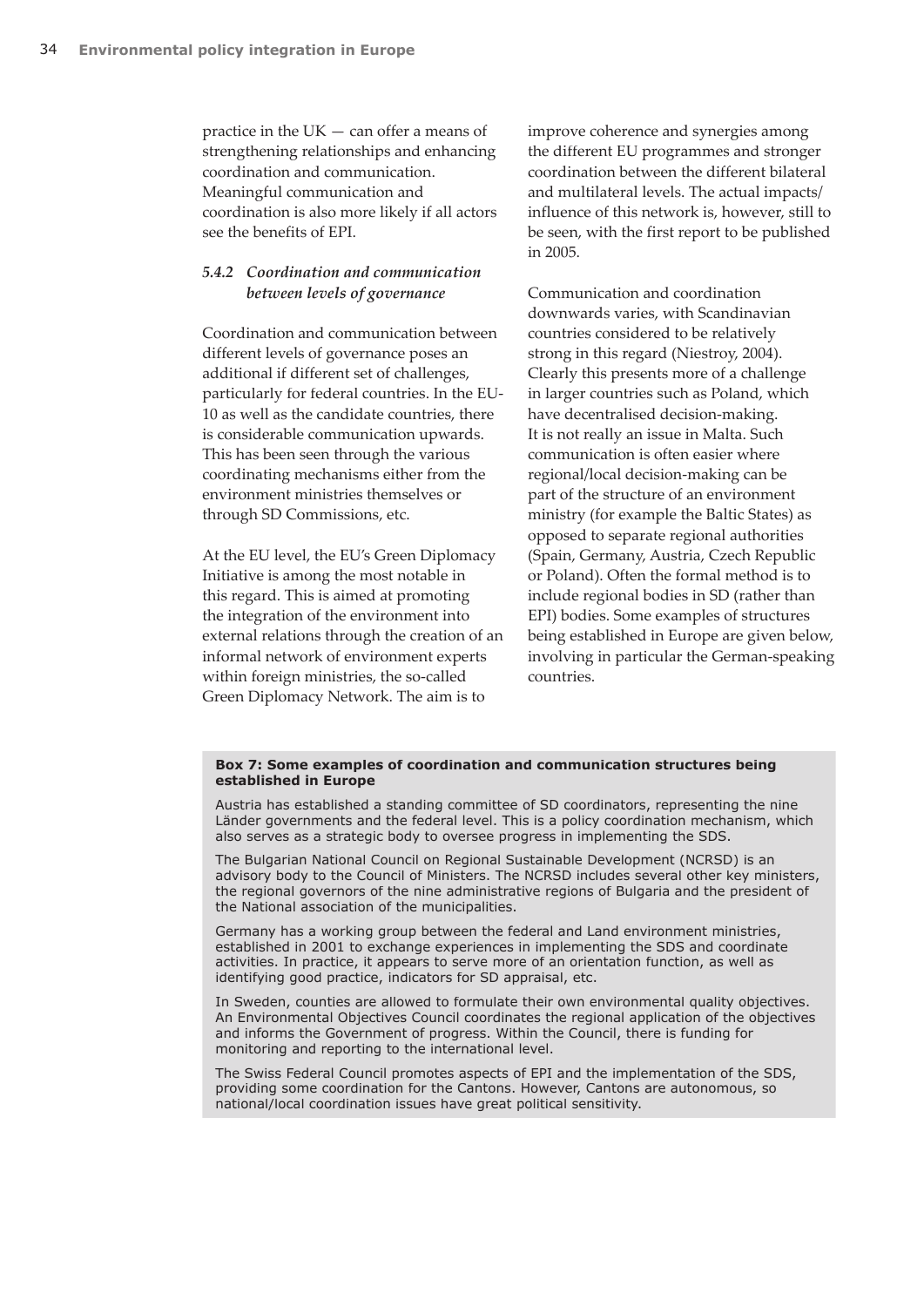practice in the UK — can offer a means of strengthening relationships and enhancing coordination and communication. Meaningful communication and coordination is also more likely if all actors see the benefits of EPI.

### *5.4.2 Coordination and communication between levels of governance*

Coordination and communication between different levels of governance poses an additional if different set of challenges, particularly for federal countries. In the EU-10 as well as the candidate countries, there is considerable communication upwards. This has been seen through the various coordinating mechanisms either from the environment ministries themselves or through SD Commissions, etc.

At the EU level, the EU's Green Diplomacy Initiative is among the most notable in this regard. This is aimed at promoting the integration of the environment into external relations through the creation of an informal network of environment experts within foreign ministries, the so-called Green Diplomacy Network. The aim is to improve coherence and synergies among the different EU programmes and stronger coordination between the different bilateral and multilateral levels. The actual impacts/influence of this network is, however, still to be seen, with the first report to be published in 2005.

Communication and coordination downwards varies, with Scandinavian countries considered to be relatively strong in this regard (Niestroy, 2004). Clearly this presents more of a challenge in larger countries such as Poland, which have decentralised decision-making. It is not really an issue in Malta. Such communication is often easier where regional/local decision-making can be part of the structure of an environment ministry (for example the Baltic States) as opposed to separate regional authorities (Spain, Germany, Austria, Czech Republic or Poland). Often the formal method is to include regional bodies in SD (rather than EPI) bodies. Some examples of structures being established in Europe are given below, involving in particular the German-speaking countries.

**Box 7: Some examples of coordination and communication structures being established in Europe**

Austria has established a standing committee of SD coordinators, representing the nine Länder governments and the federal level. This is a policy coordination mechanism, which also serves as a strategic body to oversee progress in implementing the SDS.

The Bulgarian National Council on Regional Sustainable Development (NCRSD) is an advisory body to the Council of Ministers. The NCRSD includes several other key ministers, the regional governors of the nine administrative regions of Bulgaria and the president of the National association of the municipalities.

Germany has a working group between the federal and Land environment ministries, established in 2001 to exchange experiences in implementing the SDS and coordinate activities. In practice, it appears to serve more of an orientation function, as well as identifying good practice, indicators for SD appraisal, etc.

In Sweden, counties are allowed to formulate their own environmental quality objectives. An Environmental Objectives Council coordinates the regional application of the objectives and informs the Government of progress. Within the Council, there is funding for monitoring and reporting to the international level.

The Swiss Federal Council promotes aspects of EPI and the implementation of the SDS, providing some coordination for the Cantons. However, Cantons are autonomous, so national/local coordination issues have great political sensitivity.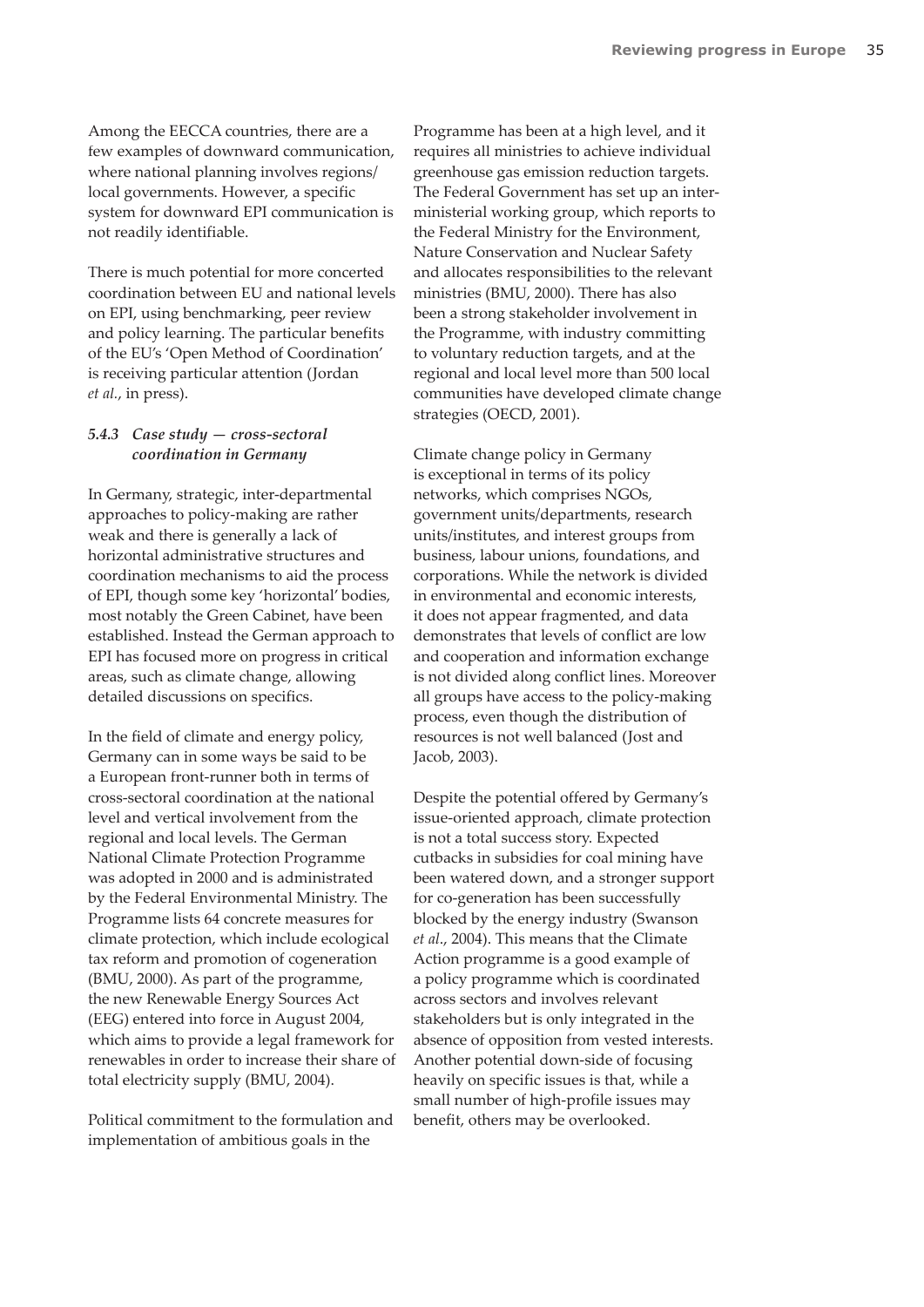Among the EECCA countries, there are a few examples of downward communication, where national planning involves regions/ local governments. However, a specific system for downward EPI communication is not readily identifiable.

There is much potential for more concerted coordination between EU and national levels on EPI, using benchmarking, peer review and policy learning. The particular benefits of the EU's 'Open Method of Coordination' is receiving particular attention (Jordan *et al.*, in press).

### *5.4.3 Case study — cross-sectoral coordination in Germany*

In Germany, strategic, inter-departmental approaches to policy-making are rather weak and there is generally a lack of horizontal administrative structures and coordination mechanisms to aid the process of EPI, though some key 'horizontal' bodies, most notably the Green Cabinet, have been established. Instead the German approach to EPI has focused more on progress in critical areas, such as climate change, allowing detailed discussions on specifics.

In the field of climate and energy policy, Germany can in some ways be said to be a European front-runner both in terms of cross-sectoral coordination at the national level and vertical involvement from the regional and local levels. The German National Climate Protection Programme was adopted in 2000 and is administrated by the Federal Environmental Ministry. The Programme lists 64 concrete measures for climate protection, which include ecological tax reform and promotion of cogeneration (BMU, 2000). As part of the programme, the new Renewable Energy Sources Act (EEG) entered into force in August 2004, which aims to provide a legal framework for renewables in order to increase their share of total electricity supply (BMU, 2004).

Political commitment to the formulation and implementation of ambitious goals in the Programme has been at a high level, and it requires all ministries to achieve individual greenhouse gas emission reduction targets. The Federal Government has set up an inter-ministerial working group, which reports to the Federal Ministry for the Environment, Nature Conservation and Nuclear Safety and allocates responsibilities to the relevant ministries (BMU, 2000). There has also been a strong stakeholder involvement in the Programme, with industry committing to voluntary reduction targets, and at the regional and local level more than 500 local communities have developed climate change strategies (OECD, 2001).

Climate change policy in Germany is exceptional in terms of its policy networks, which comprises NGOs, government units/departments, research units/institutes, and interest groups from business, labour unions, foundations, and corporations. While the network is divided in environmental and economic interests, it does not appear fragmented, and data demonstrates that levels of conflict are low and cooperation and information exchange is not divided along conflict lines. Moreover all groups have access to the policy-making process, even though the distribution of resources is not well balanced (Jost and Jacob, 2003).

Despite the potential offered by Germany's issue-oriented approach, climate protection is not a total success story. Expected cutbacks in subsidies for coal mining have been watered down, and a stronger support for co-generation has been successfully blocked by the energy industry (Swanson *et al*., 2004). This means that the Climate Action programme is a good example of a policy programme which is coordinated across sectors and involves relevant stakeholders but is only integrated in the absence of opposition from vested interests. Another potential down-side of focusing heavily on specific issues is that, while a small number of high-profile issues may benefit, others may be overlooked.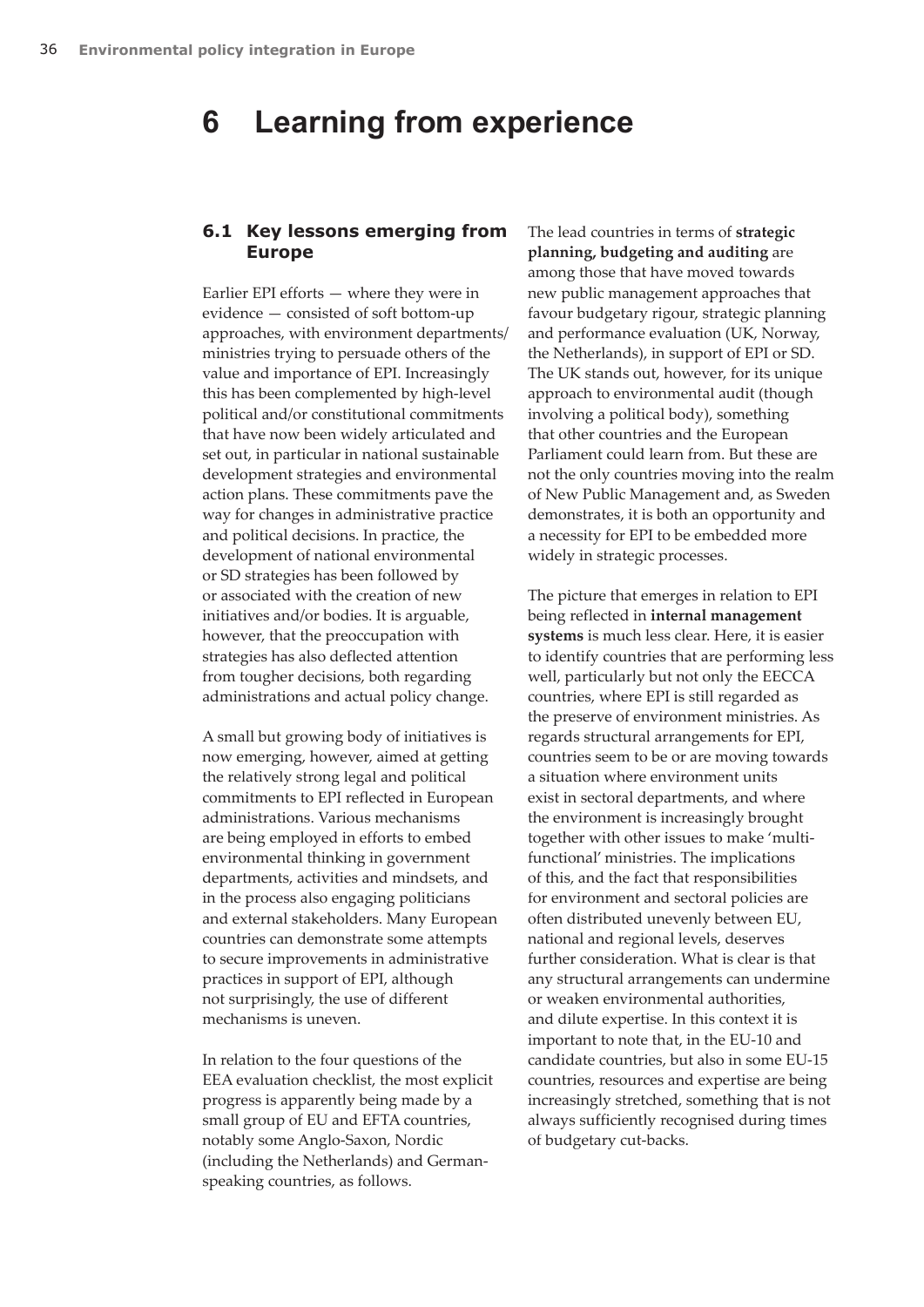# 6 Learning from experience

## 6.1 Key lessons emerging from Europe

Earlier EPI efforts — where they were in evidence — consisted of soft bottom-up approaches, with environment departments/ministries trying to persuade others of the value and importance of EPI. Increasingly this has been complemented by high-level political and/or constitutional commitments that have now been widely articulated and set out, in particular in national sustainable development strategies and environmental action plans. These commitments pave the way for changes in administrative practice and political decisions. In practice, the development of national environmental or SD strategies has been followed by or associated with the creation of new initiatives and/or bodies. It is arguable, however, that the preoccupation with strategies has also deflected attention from tougher decisions, both regarding administrations and actual policy change.

A small but growing body of initiatives is now emerging, however, aimed at getting the relatively strong legal and political commitments to EPI reflected in European administrations. Various mechanisms are being employed in efforts to embed environmental thinking in government departments, activities and mindsets, and in the process also engaging politicians and external stakeholders. Many European countries can demonstrate some attempts to secure improvements in administrative practices in support of EPI, although not surprisingly, the use of different mechanisms is uneven.

In relation to the four questions of the EEA evaluation checklist, the most explicit progress is apparently being made by a small group of EU and EFTA countries, notably some Anglo-Saxon, Nordic (including the Netherlands) and German-speaking countries, as follows.

The lead countries in terms of **strategic planning, budgeting and auditing** are among those that have moved towards new public management approaches that favour budgetary rigour, strategic planning and performance evaluation (UK, Norway, the Netherlands), in support of EPI or SD. The UK stands out, however, for its unique approach to environmental audit (though involving a political body), something that other countries and the European Parliament could learn from. But these are not the only countries moving into the realm of New Public Management and, as Sweden demonstrates, it is both an opportunity and a necessity for EPI to be embedded more widely in strategic processes.

The picture that emerges in relation to EPI being reflected in **internal management systems** is much less clear. Here, it is easier to identify countries that are performing less well, particularly but not only the EECCA countries, where EPI is still regarded as the preserve of environment ministries. As regards structural arrangements for EPI, countries seem to be or are moving towards a situation where environment units exist in sectoral departments, and where the environment is increasingly brought together with other issues to make 'multi-functional' ministries. The implications of this, and the fact that responsibilities for environment and sectoral policies are often distributed unevenly between EU, national and regional levels, deserves further consideration. What is clear is that any structural arrangements can undermine or weaken environmental authorities, and dilute expertise. In this context it is important to note that, in the EU-10 and candidate countries, but also in some EU-15 countries, resources and expertise are being increasingly stretched, something that is not always sufficiently recognised during times of budgetary cut-backs.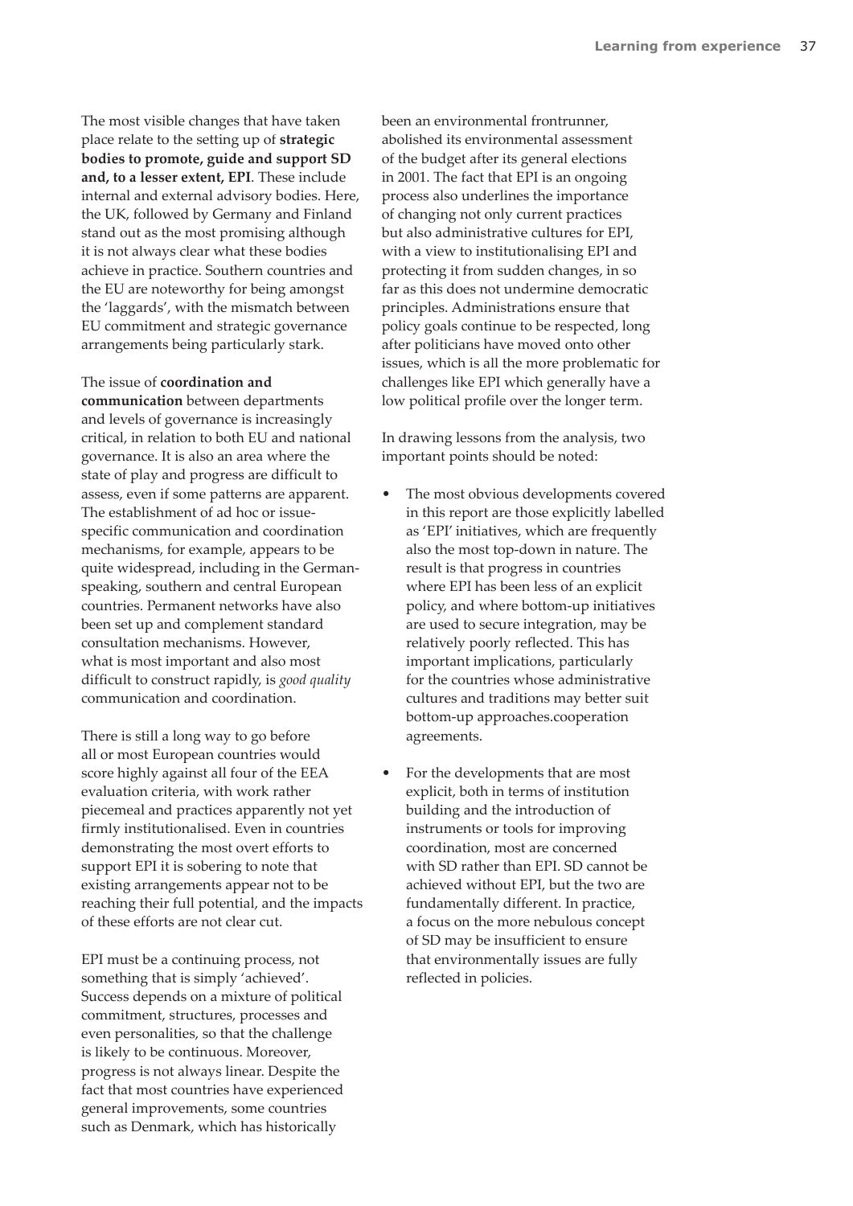The most visible changes that have taken place relate to the setting up of **strategic bodies to promote, guide and support SD and, to a lesser extent, EPI**. These include internal and external advisory bodies. Here, the UK, followed by Germany and Finland stand out as the most promising although it is not always clear what these bodies achieve in practice. Southern countries and the EU are noteworthy for being amongst the 'laggards', with the mismatch between EU commitment and strategic governance arrangements being particularly stark.

The issue of **coordination and communication** between departments and levels of governance is increasingly critical, in relation to both EU and national governance. It is also an area where the state of play and progress are difficult to assess, even if some patterns are apparent. The establishment of ad hoc or issue-specific communication and coordination mechanisms, for example, appears to be quite widespread, including in the German-speaking, southern and central European countries. Permanent networks have also been set up and complement standard consultation mechanisms. However, what is most important and also most difficult to construct rapidly, is *good quality* communication and coordination.

There is still a long way to go before all or most European countries would score highly against all four of the EEA evaluation criteria, with work rather piecemeal and practices apparently not yet firmly institutionalised. Even in countries demonstrating the most overt efforts to support EPI it is sobering to note that existing arrangements appear not to be reaching their full potential, and the impacts of these efforts are not clear cut.

EPI must be a continuing process, not something that is simply 'achieved'. Success depends on a mixture of political commitment, structures, processes and even personalities, so that the challenge is likely to be continuous. Moreover, progress is not always linear. Despite the fact that most countries have experienced general improvements, some countries such as Denmark, which has historically been an environmental frontrunner, abolished its environmental assessment of the budget after its general elections in 2001. The fact that EPI is an ongoing process also underlines the importance of changing not only current practices but also administrative cultures for EPI, with a view to institutionalising EPI and protecting it from sudden changes, in so far as this does not undermine democratic principles. Administrations ensure that policy goals continue to be respected, long after politicians have moved onto other issues, which is all the more problematic for challenges like EPI which generally have a low political profile over the longer term.

In drawing lessons from the analysis, two important points should be noted:

- The most obvious developments covered in this report are those explicitly labelled as 'EPI' initiatives, which are frequently also the most top-down in nature. The result is that progress in countries where EPI has been less of an explicit policy, and where bottom-up initiatives are used to secure integration, may be relatively poorly reflected. This has important implications, particularly for the countries whose administrative cultures and traditions may better suit bottom-up approaches.cooperation agreements.

- For the developments that are most explicit, both in terms of institution building and the introduction of instruments or tools for improving coordination, most are concerned with SD rather than EPI. SD cannot be achieved without EPI, but the two are fundamentally different. In practice, a focus on the more nebulous concept of SD may be insufficient to ensure that environmentally issues are fully reflected in policies.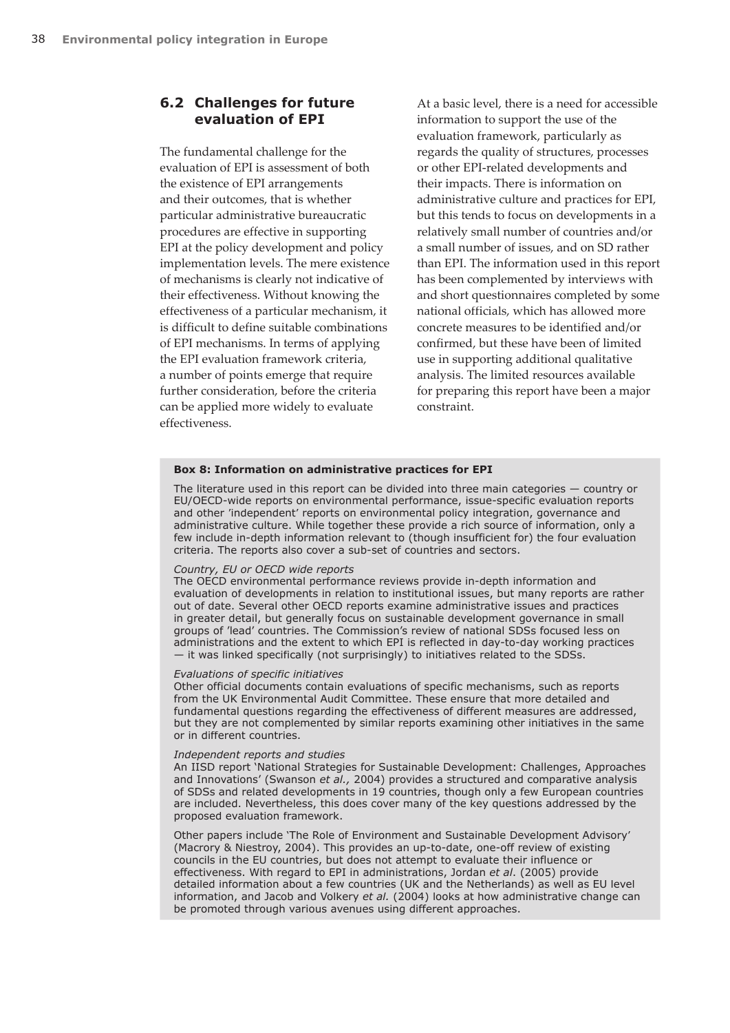## 6.2 Challenges for future evaluation of EPI

The fundamental challenge for the evaluation of EPI is assessment of both the existence of EPI arrangements and their outcomes, that is whether particular administrative bureaucratic procedures are effective in supporting EPI at the policy development and policy implementation levels. The mere existence of mechanisms is clearly not indicative of their effectiveness. Without knowing the effectiveness of a particular mechanism, it is difficult to define suitable combinations of EPI mechanisms. In terms of applying the EPI evaluation framework criteria, a number of points emerge that require further consideration, before the criteria can be applied more widely to evaluate effectiveness.

At a basic level, there is a need for accessible information to support the use of the evaluation framework, particularly as regards the quality of structures, processes or other EPI-related developments and their impacts. There is information on administrative culture and practices for EPI, but this tends to focus on developments in a relatively small number of countries and/or a small number of issues, and on SD rather than EPI. The information used in this report has been complemented by interviews with and short questionnaires completed by some national officials, which has allowed more concrete measures to be identified and/or confirmed, but these have been of limited use in supporting additional qualitative analysis. The limited resources available for preparing this report have been a major constraint.

**Box 8: Information on administrative practices for EPI**

The literature used in this report can be divided into three main categories — country or EU/OECD-wide reports on environmental performance, issue-specific evaluation reports and other 'independent' reports on environmental policy integration, governance and administrative culture. While together these provide a rich source of information, only a few include in-depth information relevant to (though insufficient for) the four evaluation criteria. The reports also cover a sub-set of countries and sectors.

*Country, EU or OECD wide reports*
The OECD environmental performance reviews provide in-depth information and evaluation of developments in relation to institutional issues, but many reports are rather out of date. Several other OECD reports examine administrative issues and practices in greater detail, but generally focus on sustainable development governance in small groups of 'lead' countries. The Commission's review of national SDSs focused less on administrations and the extent to which EPI is reflected in day-to-day working practices — it was linked specifically (not surprisingly) to initiatives related to the SDSs.

*Evaluations of specific initiatives*
Other official documents contain evaluations of specific mechanisms, such as reports from the UK Environmental Audit Committee. These ensure that more detailed and fundamental questions regarding the effectiveness of different measures are addressed, but they are not complemented by similar reports examining other initiatives in the same or in different countries.

*Independent reports and studies*
An IISD report 'National Strategies for Sustainable Development: Challenges, Approaches and Innovations' (Swanson *et al.,* 2004) provides a structured and comparative analysis of SDSs and related developments in 19 countries, though only a few European countries are included. Nevertheless, this does cover many of the key questions addressed by the proposed evaluation framework.

Other papers include 'The Role of Environment and Sustainable Development Advisory' (Macrory & Niestroy, 2004). This provides an up-to-date, one-off review of existing councils in the EU countries, but does not attempt to evaluate their influence or effectiveness. With regard to EPI in administrations, Jordan *et al*. (2005) provide detailed information about a few countries (UK and the Netherlands) as well as EU level information, and Jacob and Volkery *et al.* (2004) looks at how administrative change can be promoted through various avenues using different approaches.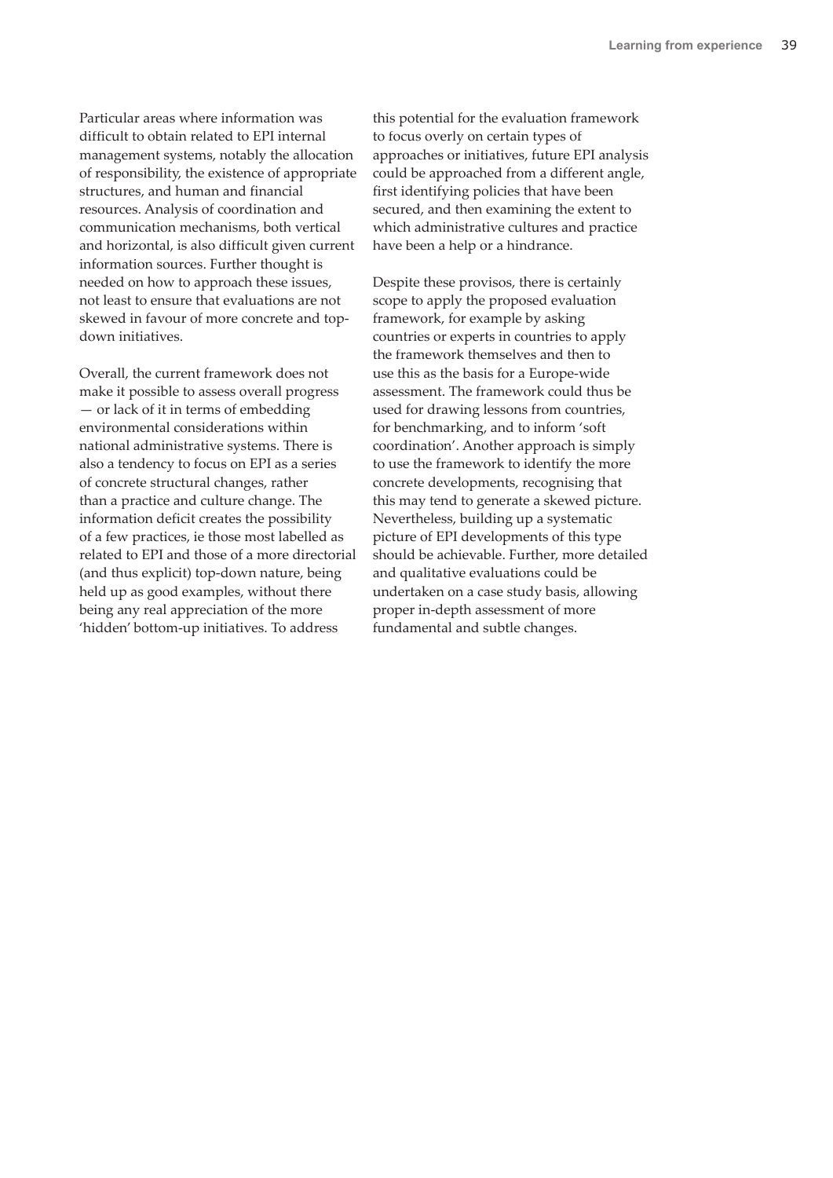Particular areas where information was difficult to obtain related to EPI internal management systems, notably the allocation of responsibility, the existence of appropriate structures, and human and financial resources. Analysis of coordination and communication mechanisms, both vertical and horizontal, is also difficult given current information sources. Further thought is needed on how to approach these issues, not least to ensure that evaluations are not skewed in favour of more concrete and top-down initiatives.

Overall, the current framework does not make it possible to assess overall progress — or lack of it in terms of embedding environmental considerations within national administrative systems. There is also a tendency to focus on EPI as a series of concrete structural changes, rather than a practice and culture change. The information deficit creates the possibility of a few practices, ie those most labelled as related to EPI and those of a more directorial (and thus explicit) top-down nature, being held up as good examples, without there being any real appreciation of the more 'hidden' bottom-up initiatives. To address this potential for the evaluation framework to focus overly on certain types of approaches or initiatives, future EPI analysis could be approached from a different angle, first identifying policies that have been secured, and then examining the extent to which administrative cultures and practice have been a help or a hindrance.

Despite these provisos, there is certainly scope to apply the proposed evaluation framework, for example by asking countries or experts in countries to apply the framework themselves and then to use this as the basis for a Europe-wide assessment. The framework could thus be used for drawing lessons from countries, for benchmarking, and to inform 'soft coordination'. Another approach is simply to use the framework to identify the more concrete developments, recognising that this may tend to generate a skewed picture. Nevertheless, building up a systematic picture of EPI developments of this type should be achievable. Further, more detailed and qualitative evaluations could be undertaken on a case study basis, allowing proper in-depth assessment of more fundamental and subtle changes.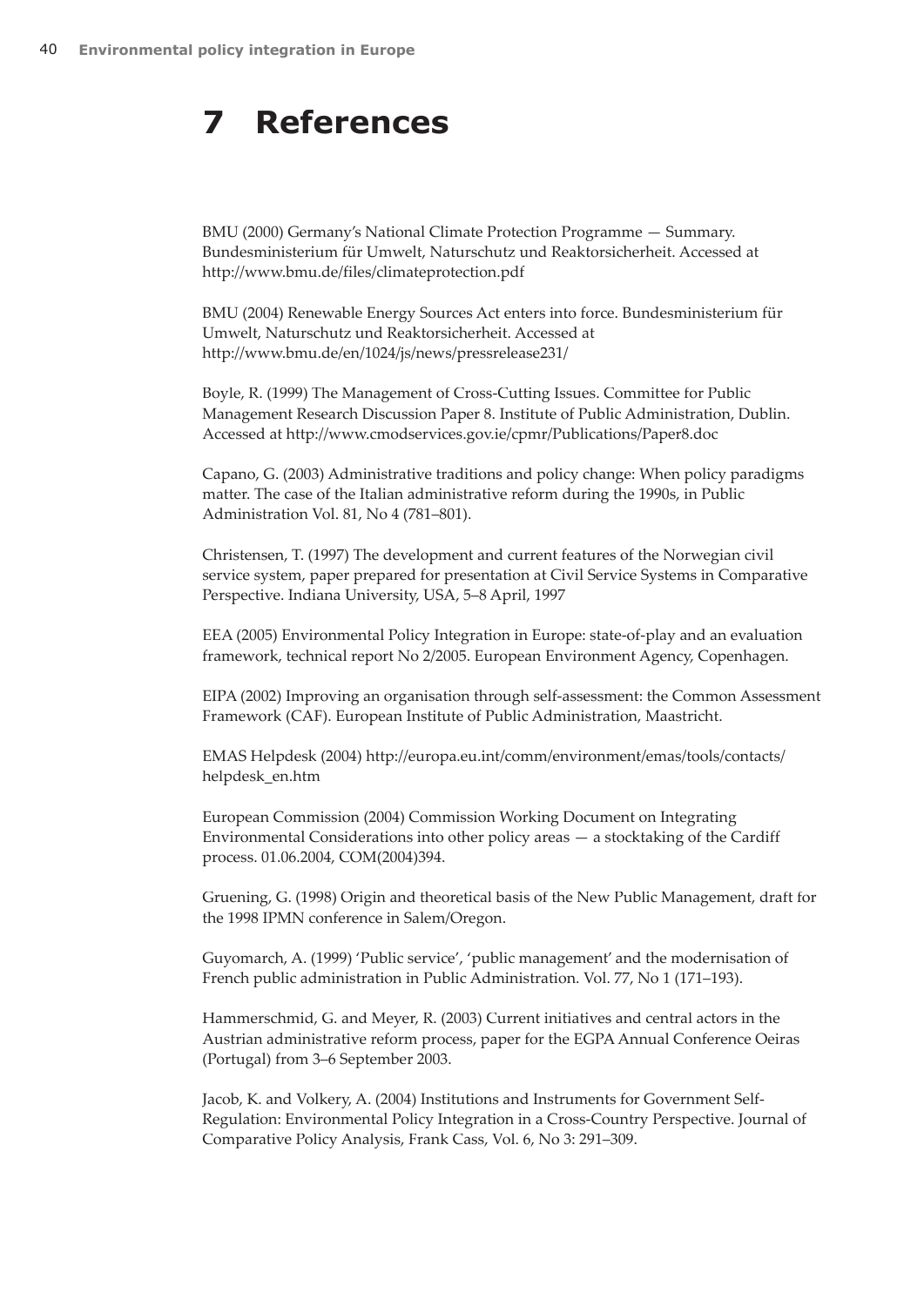# 7 References

BMU (2000) Germany's National Climate Protection Programme — Summary. Bundesministerium für Umwelt, Naturschutz und Reaktorsicherheit. Accessed at http://www.bmu.de/files/climateprotection.pdf

BMU (2004) Renewable Energy Sources Act enters into force. Bundesministerium für Umwelt, Naturschutz und Reaktorsicherheit. Accessed at http://www.bmu.de/en/1024/js/news/pressrelease231/

Boyle, R. (1999) The Management of Cross-Cutting Issues. Committee for Public Management Research Discussion Paper 8. Institute of Public Administration, Dublin. Accessed at http://www.cmodservices.gov.ie/cpmr/Publications/Paper8.doc

Capano, G. (2003) Administrative traditions and policy change: When policy paradigms matter. The case of the Italian administrative reform during the 1990s, in Public Administration Vol. 81, No 4 (781–801).

Christensen, T. (1997) The development and current features of the Norwegian civil service system, paper prepared for presentation at Civil Service Systems in Comparative Perspective. Indiana University, USA, 5–8 April, 1997

EEA (2005) Environmental Policy Integration in Europe: state-of-play and an evaluation framework, technical report No 2/2005. European Environment Agency, Copenhagen.

EIPA (2002) Improving an organisation through self-assessment: the Common Assessment Framework (CAF). European Institute of Public Administration, Maastricht.

EMAS Helpdesk (2004) http://europa.eu.int/comm/environment/emas/tools/contacts/helpdesk_en.htm

European Commission (2004) Commission Working Document on Integrating Environmental Considerations into other policy areas — a stocktaking of the Cardiff process. 01.06.2004, COM(2004)394.

Gruening, G. (1998) Origin and theoretical basis of the New Public Management, draft for the 1998 IPMN conference in Salem/Oregon.

Guyomarch, A. (1999) 'Public service', 'public management' and the modernisation of French public administration in Public Administration. Vol. 77, No 1 (171–193).

Hammerschmid, G. and Meyer, R. (2003) Current initiatives and central actors in the Austrian administrative reform process, paper for the EGPA Annual Conference Oeiras (Portugal) from 3–6 September 2003.

Jacob, K. and Volkery, A. (2004) Institutions and Instruments for Government Self-Regulation: Environmental Policy Integration in a Cross-Country Perspective. Journal of Comparative Policy Analysis, Frank Cass, Vol. 6, No 3: 291–309.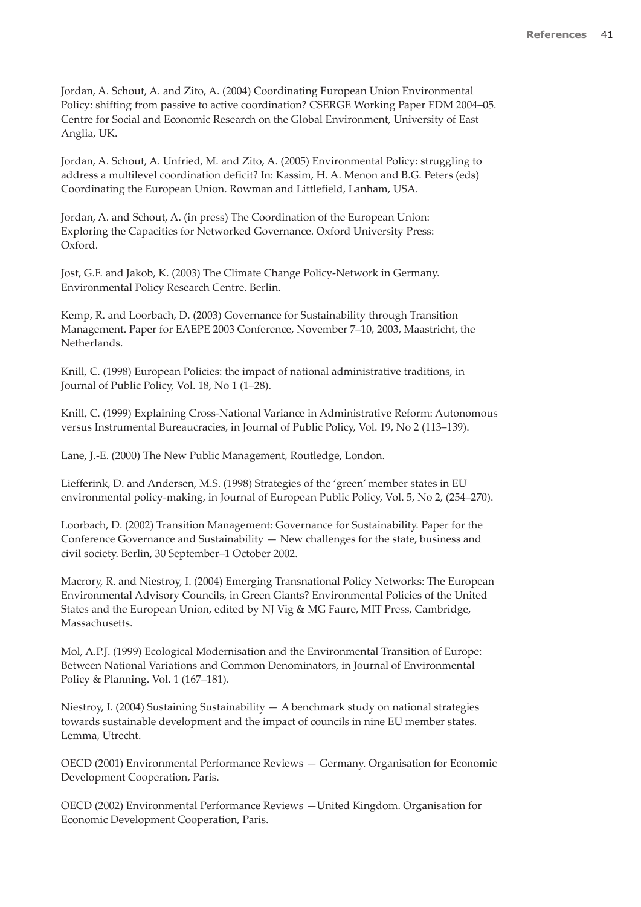Jordan, A. Schout, A. and Zito, A. (2004) Coordinating European Union Environmental Policy: shifting from passive to active coordination? CSERGE Working Paper EDM 2004–05. Centre for Social and Economic Research on the Global Environment, University of East Anglia, UK.

Jordan, A. Schout, A. Unfried, M. and Zito, A. (2005) Environmental Policy: struggling to address a multilevel coordination deficit? In: Kassim, H. A. Menon and B.G. Peters (eds) Coordinating the European Union. Rowman and Littlefield, Lanham, USA.

Jordan, A. and Schout, A. (in press) The Coordination of the European Union: Exploring the Capacities for Networked Governance. Oxford University Press: Oxford.

Jost, G.F. and Jakob, K. (2003) The Climate Change Policy-Network in Germany. Environmental Policy Research Centre. Berlin.

Kemp, R. and Loorbach, D. (2003) Governance for Sustainability through Transition Management. Paper for EAEPE 2003 Conference, November 7–10, 2003, Maastricht, the Netherlands.

Knill, C. (1998) European Policies: the impact of national administrative traditions, in Journal of Public Policy, Vol. 18, No 1 (1–28).

Knill, C. (1999) Explaining Cross-National Variance in Administrative Reform: Autonomous versus Instrumental Bureaucracies, in Journal of Public Policy, Vol. 19, No 2 (113–139).

Lane, J.-E. (2000) The New Public Management, Routledge, London.

Liefferink, D. and Andersen, M.S. (1998) Strategies of the 'green' member states in EU environmental policy-making, in Journal of European Public Policy, Vol. 5, No 2, (254–270).

Loorbach, D. (2002) Transition Management: Governance for Sustainability. Paper for the Conference Governance and Sustainability — New challenges for the state, business and civil society. Berlin, 30 September–1 October 2002.

Macrory, R. and Niestroy, I. (2004) Emerging Transnational Policy Networks: The European Environmental Advisory Councils, in Green Giants? Environmental Policies of the United States and the European Union, edited by NJ Vig & MG Faure, MIT Press, Cambridge, Massachusetts.

Mol, A.P.J. (1999) Ecological Modernisation and the Environmental Transition of Europe: Between National Variations and Common Denominators, in Journal of Environmental Policy & Planning. Vol. 1 (167–181).

Niestroy, I. (2004) Sustaining Sustainability — A benchmark study on national strategies towards sustainable development and the impact of councils in nine EU member states. Lemma, Utrecht.

OECD (2001) Environmental Performance Reviews — Germany. Organisation for Economic Development Cooperation, Paris.

OECD (2002) Environmental Performance Reviews —United Kingdom. Organisation for Economic Development Cooperation, Paris.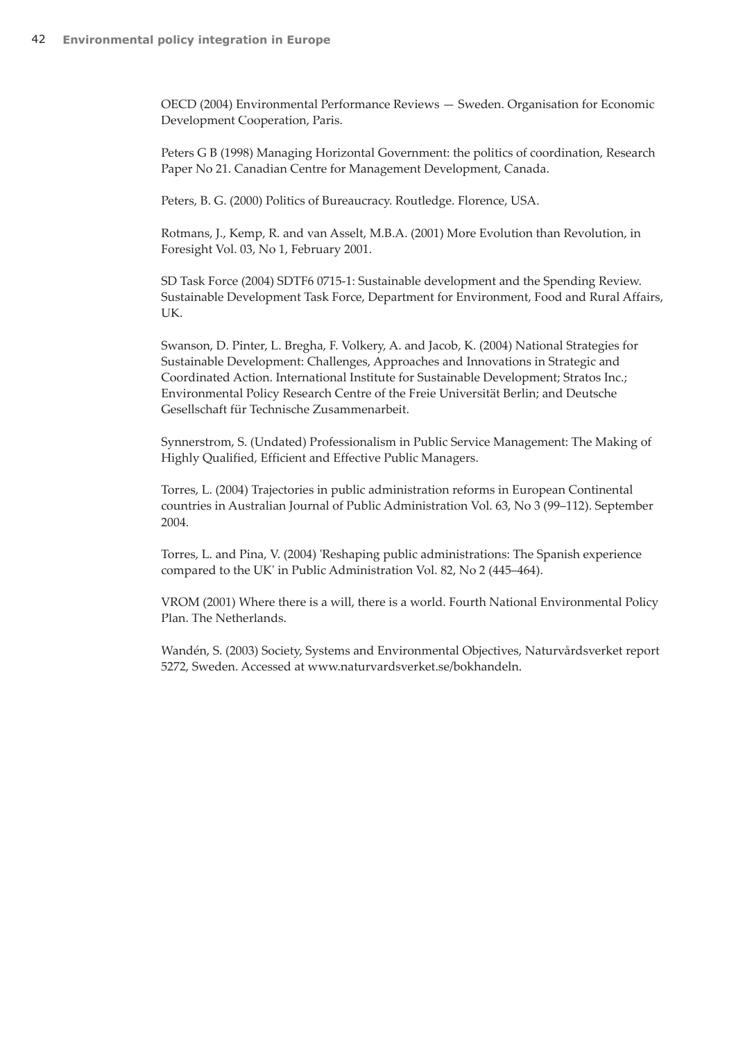OECD (2004) Environmental Performance Reviews — Sweden. Organisation for Economic Development Cooperation, Paris.

Peters G B (1998) Managing Horizontal Government: the politics of coordination, Research Paper No 21. Canadian Centre for Management Development, Canada.

Peters, B. G. (2000) Politics of Bureaucracy. Routledge. Florence, USA.

Rotmans, J., Kemp, R. and van Asselt, M.B.A. (2001) More Evolution than Revolution, in Foresight Vol. 03, No 1, February 2001.

SD Task Force (2004) SDTF6 0715-1: Sustainable development and the Spending Review. Sustainable Development Task Force, Department for Environment, Food and Rural Affairs, UK.

Swanson, D. Pinter, L. Bregha, F. Volkery, A. and Jacob, K. (2004) National Strategies for Sustainable Development: Challenges, Approaches and Innovations in Strategic and Coordinated Action. International Institute for Sustainable Development; Stratos Inc.; Environmental Policy Research Centre of the Freie Universität Berlin; and Deutsche Gesellschaft für Technische Zusammenarbeit.

Synnerstrom, S. (Undated) Professionalism in Public Service Management: The Making of Highly Qualified, Efficient and Effective Public Managers.

Torres, L. (2004) Trajectories in public administration reforms in European Continental countries in Australian Journal of Public Administration Vol. 63, No 3 (99–112). September 2004.

Torres, L. and Pina, V. (2004) 'Reshaping public administrations: The Spanish experience compared to the UK' in Public Administration Vol. 82, No 2 (445–464).

VROM (2001) Where there is a will, there is a world. Fourth National Environmental Policy Plan. The Netherlands.

Wandén, S. (2003) Society, Systems and Environmental Objectives, Naturvårdsverket report 5272, Sweden. Accessed at www.naturvardsverket.se/bokhandeln.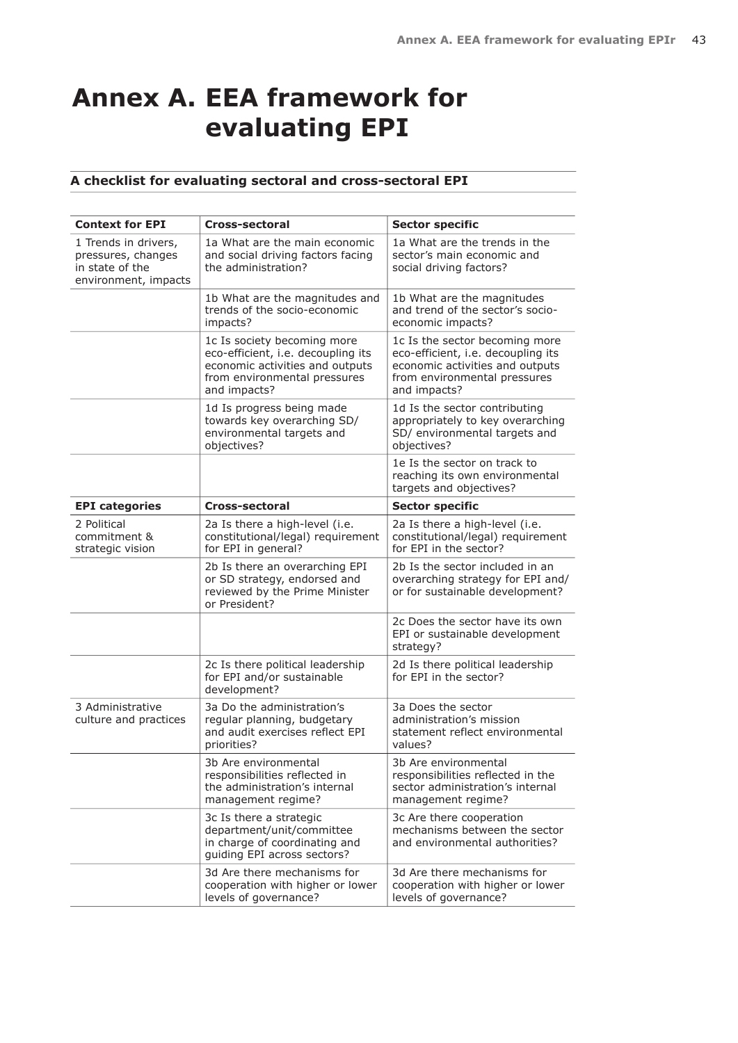# Annex A. EEA framework for evaluating EPI

## A checklist for evaluating sectoral and cross-sectoral EPI

| Context for EPI | Cross-sectoral | Sector specific |
|---|---|---|
| 1 Trends in drivers, pressures, changes in state of the environment, impacts | 1a What are the main economic and social driving factors facing the administration? | 1a What are the trends in the sector's main economic and social driving factors? |
| | 1b What are the magnitudes and trends of the socio-economic impacts? | 1b What are the magnitudes and trend of the sector's socio-economic impacts? |
| | 1c Is society becoming more eco-efficient, i.e. decoupling its economic activities and outputs from environmental pressures and impacts? | 1c Is the sector becoming more eco-efficient, i.e. decoupling its economic activities and outputs from environmental pressures and impacts? |
| | 1d Is progress being made towards key overarching SD/ environmental targets and objectives? | 1d Is the sector contributing appropriately to key overarching SD/ environmental targets and objectives? |
| | | 1e Is the sector on track to reaching its own environmental targets and objectives? |
| **EPI categories** | **Cross-sectoral** | **Sector specific** |
| 2 Political commitment & strategic vision | 2a Is there a high-level (i.e. constitutional/legal) requirement for EPI in general? | 2a Is there a high-level (i.e. constitutional/legal) requirement for EPI in the sector? |
| | 2b Is there an overarching EPI or SD strategy, endorsed and reviewed by the Prime Minister or President? | 2b Is the sector included in an overarching strategy for EPI and/ or for sustainable development? |
| | | 2c Does the sector have its own EPI or sustainable development strategy? |
| | 2c Is there political leadership for EPI and/or sustainable development? | 2d Is there political leadership for EPI in the sector? |
| 3 Administrative culture and practices | 3a Do the administration's regular planning, budgetary and audit exercises reflect EPI priorities? | 3a Does the sector administration's mission statement reflect environmental values? |
| | 3b Are environmental responsibilities reflected in the administration's internal management regime? | 3b Are environmental responsibilities reflected in the sector administration's internal management regime? |
| | 3c Is there a strategic department/unit/committee in charge of coordinating and guiding EPI across sectors? | 3c Are there cooperation mechanisms between the sector and environmental authorities? |
| | 3d Are there mechanisms for cooperation with higher or lower levels of governance? | 3d Are there mechanisms for cooperation with higher or lower levels of governance? |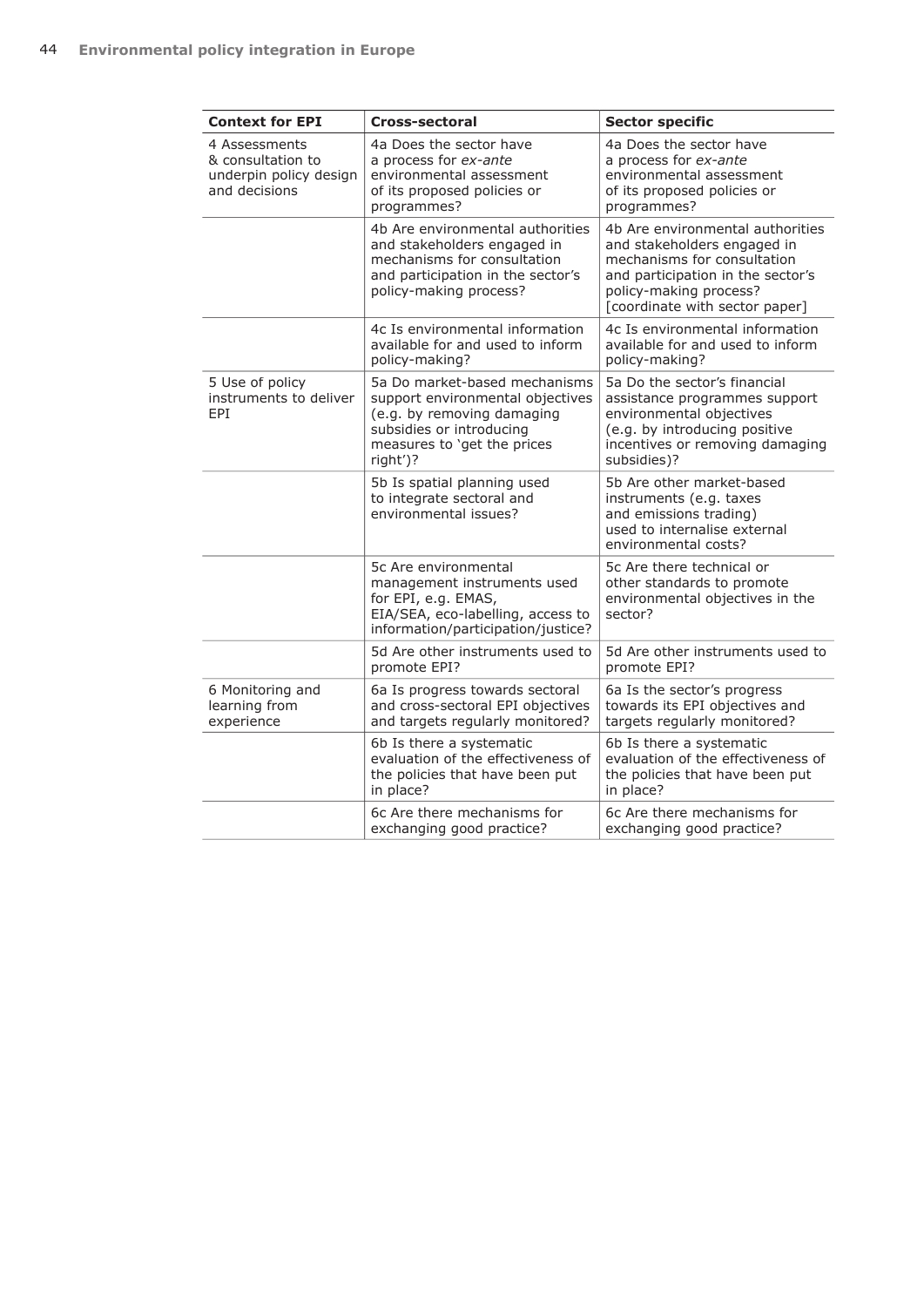| Context for EPI | Cross-sectoral | Sector specific |
|---|---|---|
| 4 Assessments & consultation to underpin policy design and decisions | 4a Does the sector have a process for *ex-ante* environmental assessment of its proposed policies or programmes? | 4a Does the sector have a process for *ex-ante* environmental assessment of its proposed policies or programmes? |
| | 4b Are environmental authorities and stakeholders engaged in mechanisms for consultation and participation in the sector's policy-making process? | 4b Are environmental authorities and stakeholders engaged in mechanisms for consultation and participation in the sector's policy-making process? [coordinate with sector paper] |
| | 4c Is environmental information available for and used to inform policy-making? | 4c Is environmental information available for and used to inform policy-making? |
| 5 Use of policy instruments to deliver EPI | 5a Do market-based mechanisms support environmental objectives (e.g. by removing damaging subsidies or introducing measures to 'get the prices right')? | 5a Do the sector's financial assistance programmes support environmental objectives (e.g. by introducing positive incentives or removing damaging subsidies)? |
| | 5b Is spatial planning used to integrate sectoral and environmental issues? | 5b Are other market-based instruments (e.g. taxes and emissions trading) used to internalise external environmental costs? |
| | 5c Are environmental management instruments used for EPI, e.g. EMAS, EIA/SEA, eco-labelling, access to information/participation/justice? | 5c Are there technical or other standards to promote environmental objectives in the sector? |
| | 5d Are other instruments used to promote EPI? | 5d Are other instruments used to promote EPI? |
| 6 Monitoring and learning from experience | 6a Is progress towards sectoral and cross-sectoral EPI objectives and targets regularly monitored? | 6a Is the sector's progress towards its EPI objectives and targets regularly monitored? |
| | 6b Is there a systematic evaluation of the effectiveness of the policies that have been put in place? | 6b Is there a systematic evaluation of the effectiveness of the policies that have been put in place? |
| | 6c Are there mechanisms for exchanging good practice? | 6c Are there mechanisms for exchanging good practice? |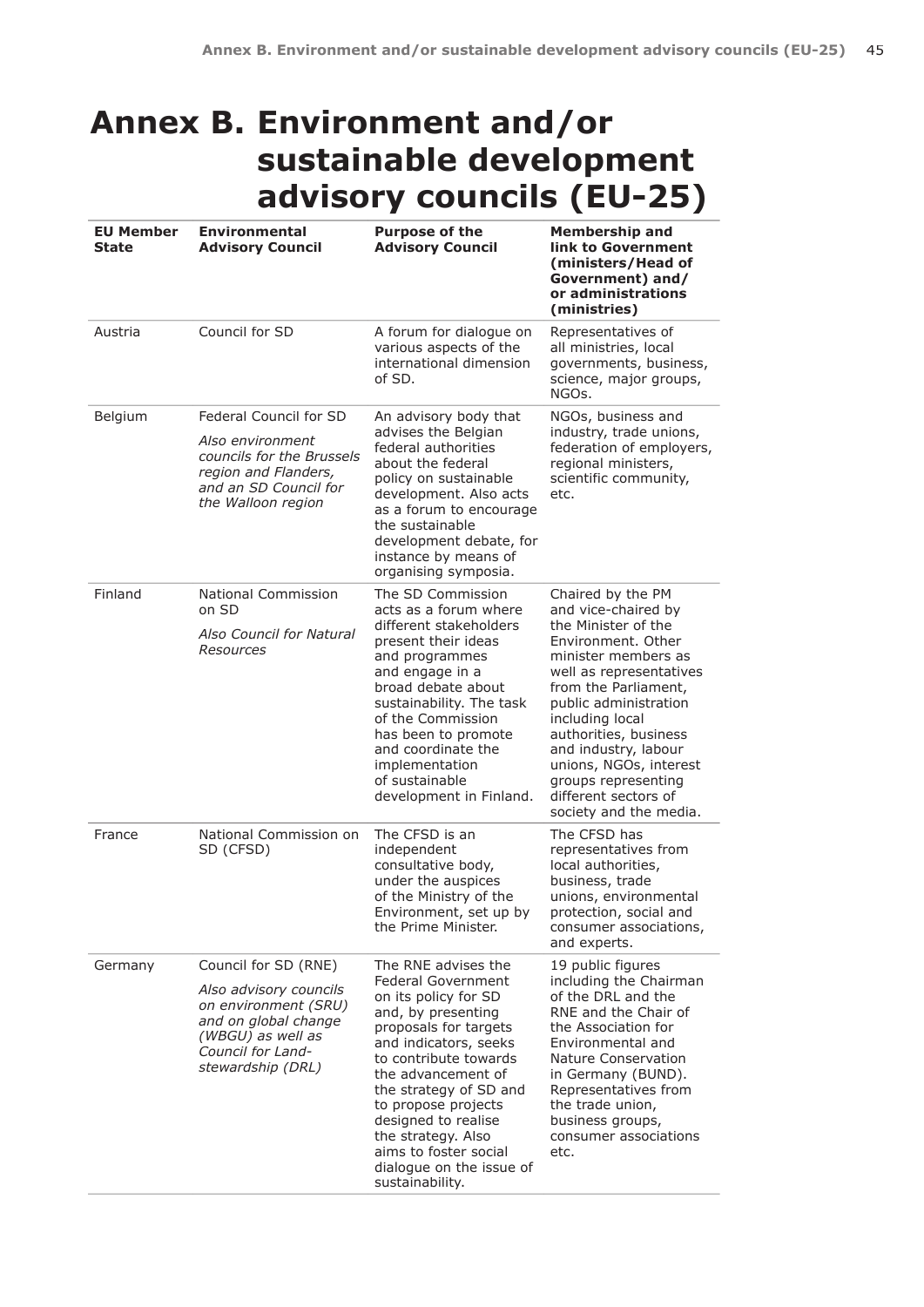# Annex B. Environment and/or sustainable development advisory councils (EU-25)

| EU Member State | Environmental Advisory Council | Purpose of the Advisory Council | Membership and link to Government (ministers/Head of Government) and/or administrations (ministries) |
|---|---|---|---|
| Austria | Council for SD | A forum for dialogue on various aspects of the international dimension of SD. | Representatives of all ministries, local governments, business, science, major groups, NGOs. |
| Belgium | Federal Council for SD<br>*Also environment councils for the Brussels region and Flanders, and an SD Council for the Walloon region* | An advisory body that advises the Belgian federal authorities about the federal policy on sustainable development. Also acts as a forum to encourage the sustainable development debate, for instance by means of organising symposia. | NGOs, business and industry, trade unions, federation of employers, regional ministers, scientific community, etc. |
| Finland | National Commission on SD<br>*Also Council for Natural Resources* | The SD Commission acts as a forum where different stakeholders present their ideas and programmes and engage in a broad debate about sustainability. The task of the Commission has been to promote and coordinate the implementation of sustainable development in Finland. | Chaired by the PM and vice-chaired by the Minister of the Environment. Other minister members as well as representatives from the Parliament, public administration including local authorities, business and industry, labour unions, NGOs, interest groups representing different sectors of society and the media. |
| France | National Commission on SD (CFSD) | The CFSD is an independent consultative body, under the auspices of the Ministry of the Environment, set up by the Prime Minister. | The CFSD has representatives from local authorities, business, trade unions, environmental protection, social and consumer associations, and experts. |
| Germany | Council for SD (RNE)<br>*Also advisory councils on environment (SRU) and on global change (WBGU) as well as Council for Land-stewardship (DRL)* | The RNE advises the Federal Government on its policy for SD and, by presenting proposals for targets and indicators, seeks to contribute towards the advancement of the strategy of SD and to propose projects designed to realise the strategy. Also aims to foster social dialogue on the issue of sustainability. | 19 public figures including the Chairman of the DRL and the RNE and the Chair of the Association for Environmental and Nature Conservation in Germany (BUND). Representatives from the trade union, business groups, consumer associations etc. |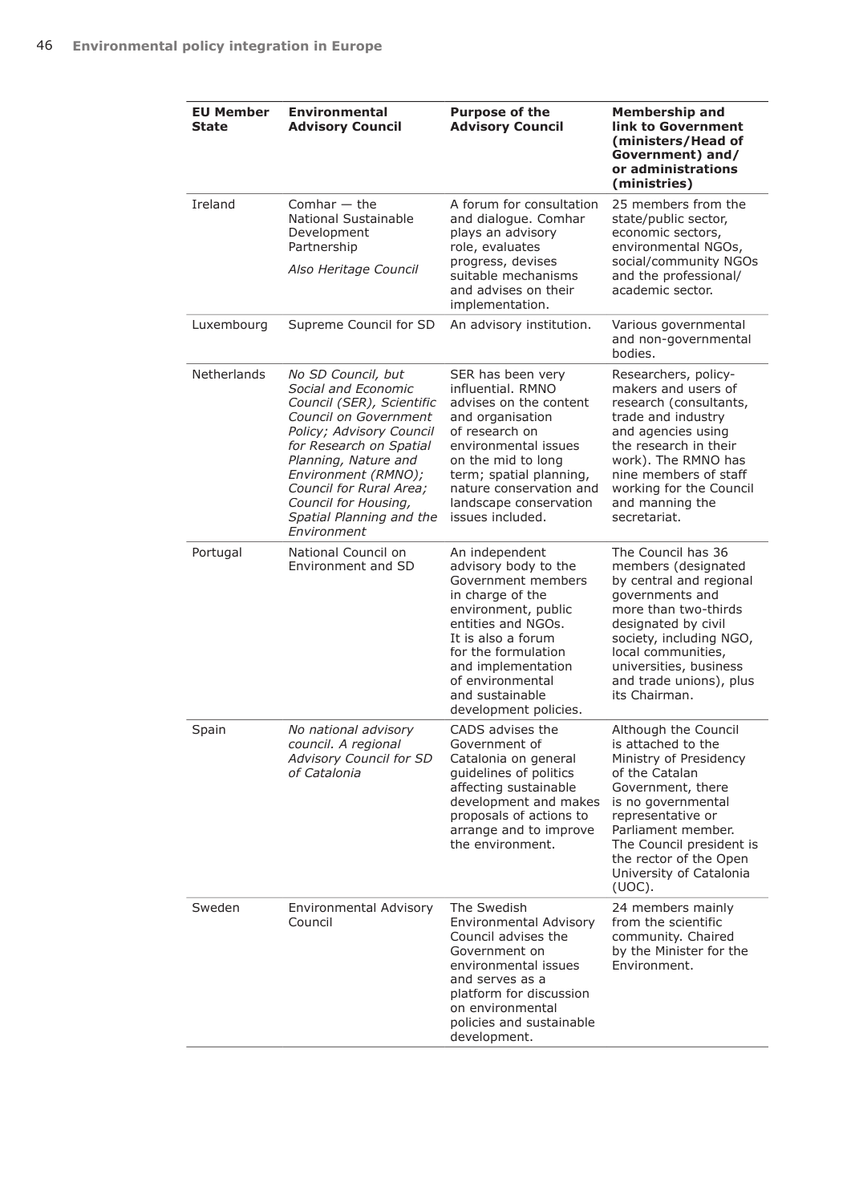| EU Member State | Environmental Advisory Council | Purpose of the Advisory Council | Membership and link to Government (ministers/Head of Government) and/ or administrations (ministries) |
|---|---|---|---|
| Ireland | Comhar — the National Sustainable Development Partnership<br>*Also Heritage Council* | A forum for consultation and dialogue. Comhar plays an advisory role, evaluates progress, devises suitable mechanisms and advises on their implementation. | 25 members from the state/public sector, economic sectors, environmental NGOs, social/community NGOs and the professional/ academic sector. |
| Luxembourg | Supreme Council for SD | An advisory institution. | Various governmental and non-governmental bodies. |
| Netherlands | *No SD Council, but Social and Economic Council (SER), Scientific Council on Government Policy; Advisory Council for Research on Spatial Planning, Nature and Environment (RMNO); Council for Rural Area; Council for Housing, Spatial Planning and the Environment* | SER has been very influential. RMNO advises on the content and organisation of research on environmental issues on the mid to long term; spatial planning, nature conservation and landscape conservation issues included. | Researchers, policy-makers and users of research (consultants, trade and industry and agencies using the research in their work). The RMNO has nine members of staff working for the Council and manning the secretariat. |
| Portugal | National Council on Environment and SD | An independent advisory body to the Government members in charge of the environment, public entities and NGOs. It is also a forum for the formulation and implementation of environmental and sustainable development policies. | The Council has 36 members (designated by central and regional governments and more than two-thirds designated by civil society, including NGO, local communities, universities, business and trade unions), plus its Chairman. |
| Spain | *No national advisory council. A regional Advisory Council for SD of Catalonia* | CADS advises the Government of Catalonia on general guidelines of politics affecting sustainable development and makes proposals of actions to arrange and to improve the environment. | Although the Council is attached to the Ministry of Presidency of the Catalan Government, there is no governmental representative or Parliament member. The Council president is the rector of the Open University of Catalonia (UOC). |
| Sweden | Environmental Advisory Council | The Swedish Environmental Advisory Council advises the Government on environmental issues and serves as a platform for discussion on environmental policies and sustainable development. | 24 members mainly from the scientific community. Chaired by the Minister for the Environment. |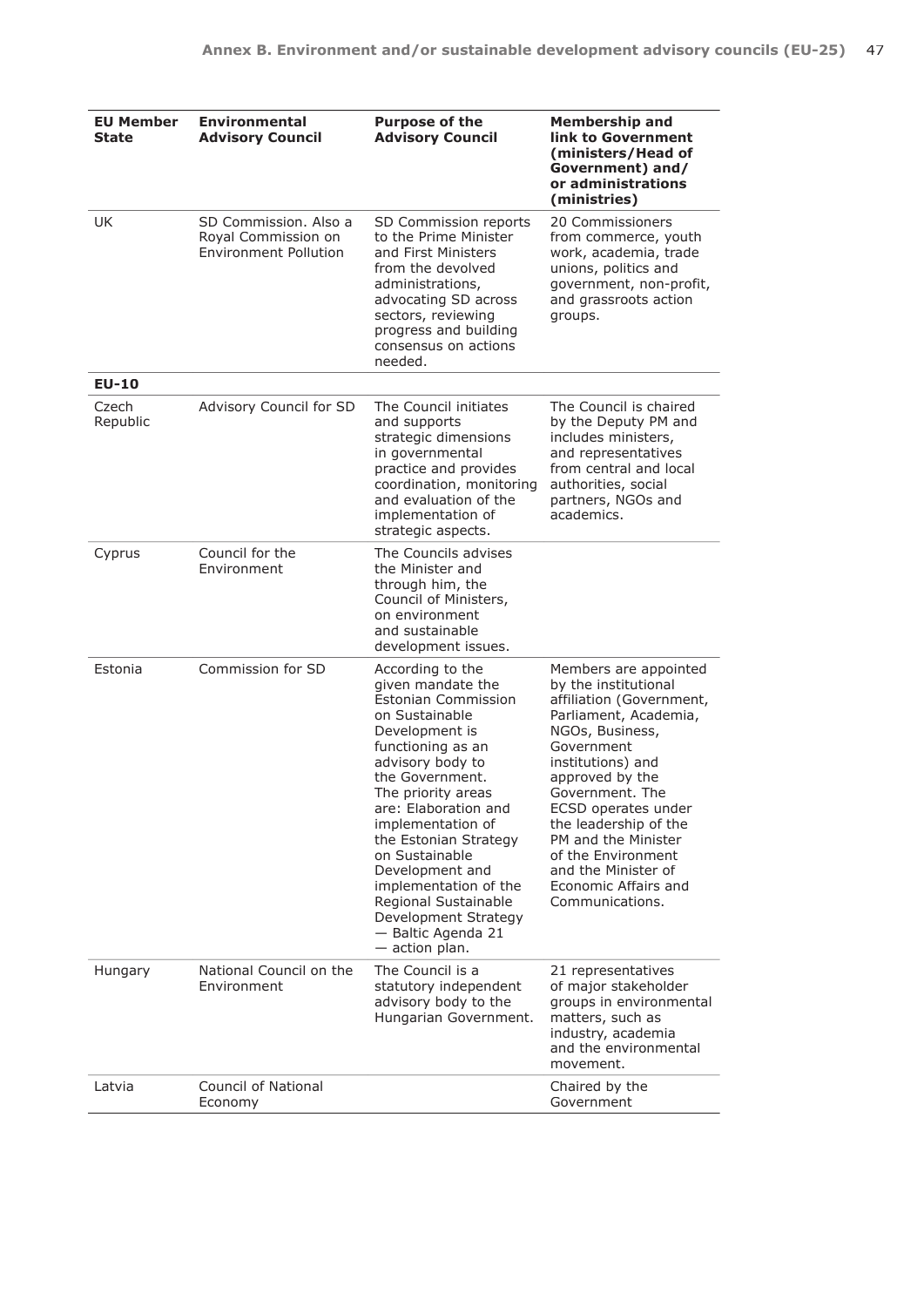| EU Member State | Environmental Advisory Council | Purpose of the Advisory Council | Membership and link to Government (ministers/Head of Government) and/ or administrations (ministries) |
|---|---|---|---|
| UK | SD Commission. Also a Royal Commission on Environment Pollution | SD Commission reports to the Prime Minister and First Ministers from the devolved administrations, advocating SD across sectors, reviewing progress and building consensus on actions needed. | 20 Commissioners from commerce, youth work, academia, trade unions, politics and government, non-profit, and grassroots action groups. |
| **EU-10** | | | |
| Czech Republic | Advisory Council for SD | The Council initiates and supports strategic dimensions in governmental practice and provides coordination, monitoring and evaluation of the implementation of strategic aspects. | The Council is chaired by the Deputy PM and includes ministers, and representatives from central and local authorities, social partners, NGOs and academics. |
| Cyprus | Council for the Environment | The Councils advises the Minister and through him, the Council of Ministers, on environment and sustainable development issues. | |
| Estonia | Commission for SD | According to the given mandate the Estonian Commission on Sustainable Development is functioning as an advisory body to the Government. The priority areas are: Elaboration and implementation of the Estonian Strategy on Sustainable Development and implementation of the Regional Sustainable Development Strategy — Baltic Agenda 21 — action plan. | Members are appointed by the institutional affiliation (Government, Parliament, Academia, NGOs, Business, Government institutions) and approved by the Government. The ECSD operates under the leadership of the PM and the Minister of the Environment and the Minister of Economic Affairs and Communications. |
| Hungary | National Council on the Environment | The Council is a statutory independent advisory body to the Hungarian Government. | 21 representatives of major stakeholder groups in environmental matters, such as industry, academia and the environmental movement. |
| Latvia | Council of National Economy | | Chaired by the Government |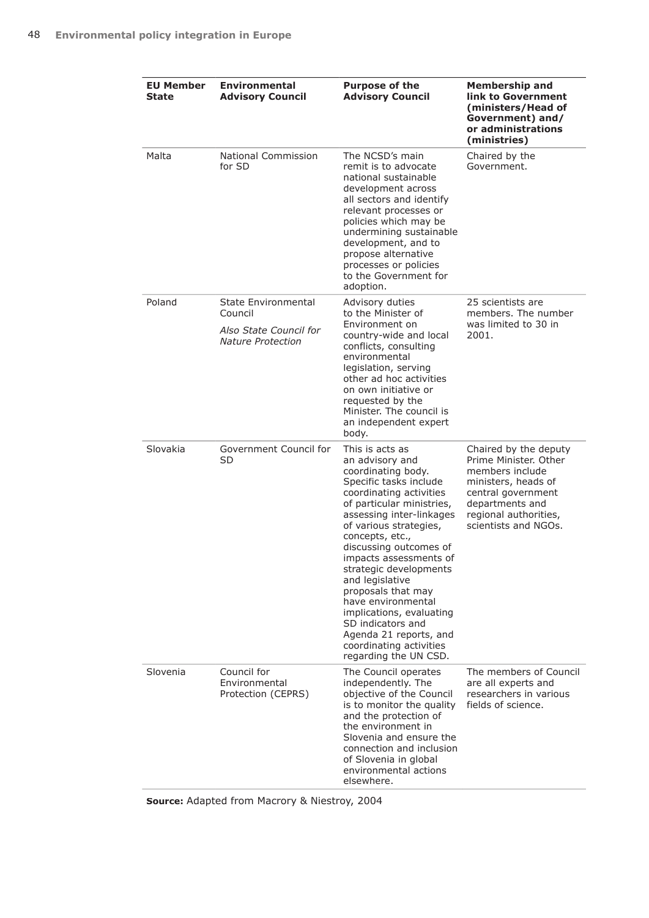| EU Member State | Environmental Advisory Council | Purpose of the Advisory Council | Membership and link to Government (ministers/Head of Government) and/ or administrations (ministries) |
|---|---|---|---|
| Malta | National Commission for SD | The NCSD's main remit is to advocate national sustainable development across all sectors and identify relevant processes or policies which may be undermining sustainable development, and to propose alternative processes or policies to the Government for adoption. | Chaired by the Government. |
| Poland | State Environmental Council<br>*Also State Council for Nature Protection* | Advisory duties to the Minister of Environment on country-wide and local conflicts, consulting environmental legislation, serving other ad hoc activities on own initiative or requested by the Minister. The council is an independent expert body. | 25 scientists are members. The number was limited to 30 in 2001. |
| Slovakia | Government Council for SD | This is acts as an advisory and coordinating body. Specific tasks include coordinating activities of particular ministries, assessing inter-linkages of various strategies, concepts, etc., discussing outcomes of impacts assessments of strategic developments and legislative proposals that may have environmental implications, evaluating SD indicators and Agenda 21 reports, and coordinating activities regarding the UN CSD. | Chaired by the deputy Prime Minister. Other members include ministers, heads of central government departments and regional authorities, scientists and NGOs. |
| Slovenia | Council for Environmental Protection (CEPRS) | The Council operates independently. The objective of the Council is to monitor the quality and the protection of the environment in Slovenia and ensure the connection and inclusion of Slovenia in global environmental actions elsewhere. | The members of Council are all experts and researchers in various fields of science. |

**Source:** Adapted from Macrory & Niestroy, 2004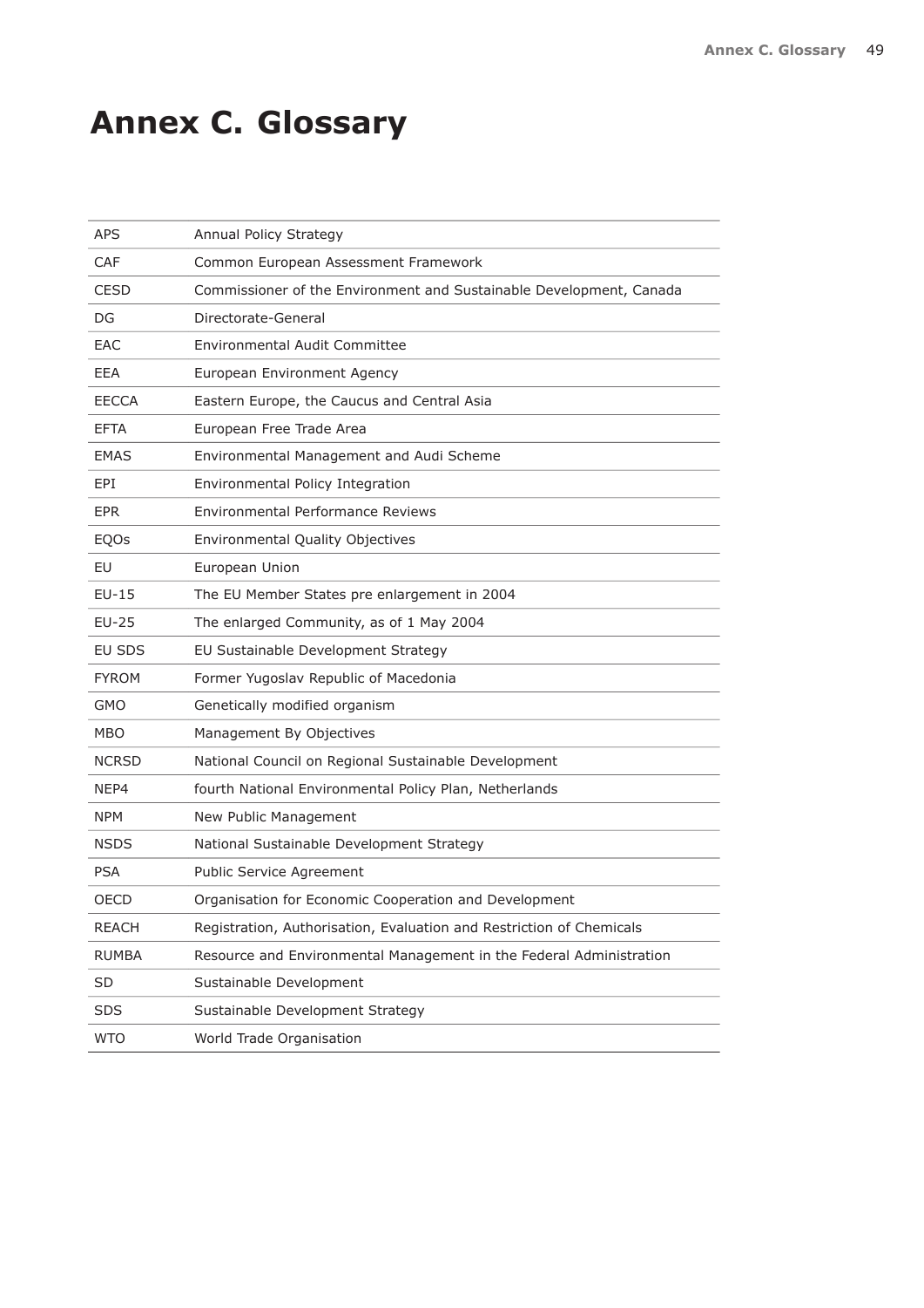# Annex C. Glossary

| | |
|---|---|
| APS | Annual Policy Strategy |
| CAF | Common European Assessment Framework |
| CESD | Commissioner of the Environment and Sustainable Development, Canada |
| DG | Directorate-General |
| EAC | Environmental Audit Committee |
| EEA | European Environment Agency |
| EECCA | Eastern Europe, the Caucus and Central Asia |
| EFTA | European Free Trade Area |
| EMAS | Environmental Management and Audi Scheme |
| EPI | Environmental Policy Integration |
| EPR | Environmental Performance Reviews |
| EQOs | Environmental Quality Objectives |
| EU | European Union |
| EU-15 | The EU Member States pre enlargement in 2004 |
| EU-25 | The enlarged Community, as of 1 May 2004 |
| EU SDS | EU Sustainable Development Strategy |
| FYROM | Former Yugoslav Republic of Macedonia |
| GMO | Genetically modified organism |
| MBO | Management By Objectives |
| NCRSD | National Council on Regional Sustainable Development |
| NEP4 | fourth National Environmental Policy Plan, Netherlands |
| NPM | New Public Management |
| NSDS | National Sustainable Development Strategy |
| PSA | Public Service Agreement |
| OECD | Organisation for Economic Cooperation and Development |
| REACH | Registration, Authorisation, Evaluation and Restriction of Chemicals |
| RUMBA | Resource and Environmental Management in the Federal Administration |
| SD | Sustainable Development |
| SDS | Sustainable Development Strategy |
| WTO | World Trade Organisation |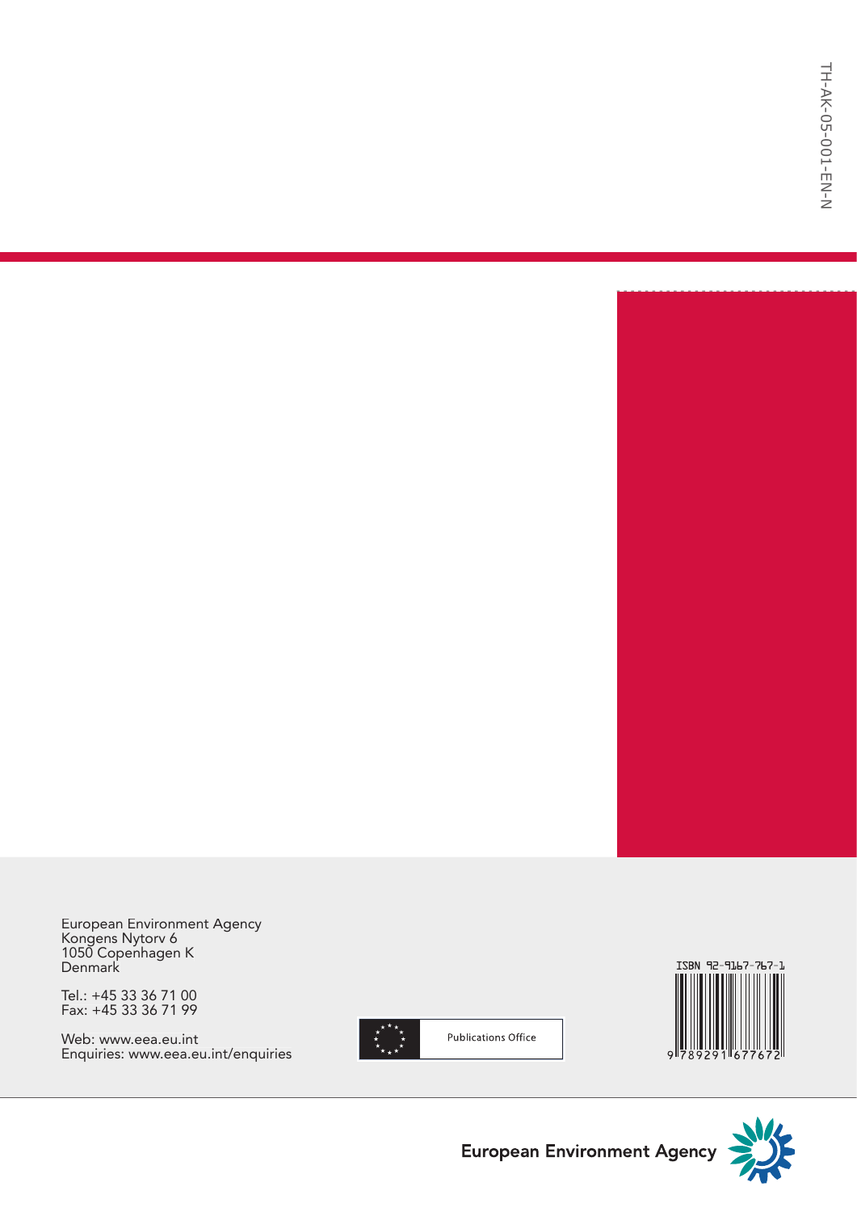TH-AK-05-001-EN-N

European Environment Agency
Kongens Nytorv 6
1050 Copenhagen K
Denmark

Tel.: +45 33 36 71 00
Fax: +45 33 36 71 99

Web: www.eea.eu.int
Enquiries: www.eea.eu.int/enquiries

Publications Office

ISBN 92-9167-767-1

European Environment Agency